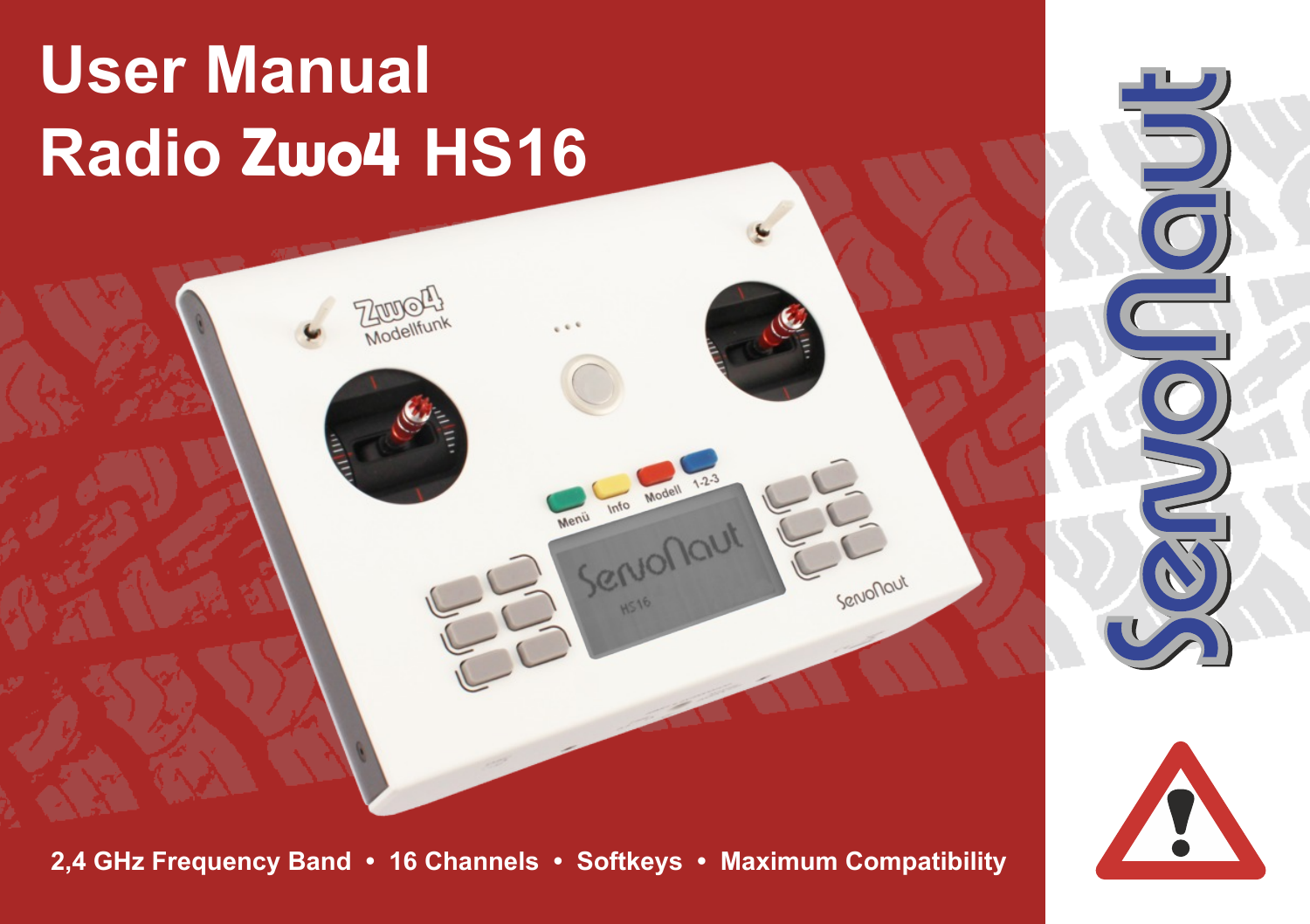# User Manual
# Radio Zwo4 HS16

**2,4 GHz Frequency Band • 16 Channels • Softkeys • Maximum Compatibility**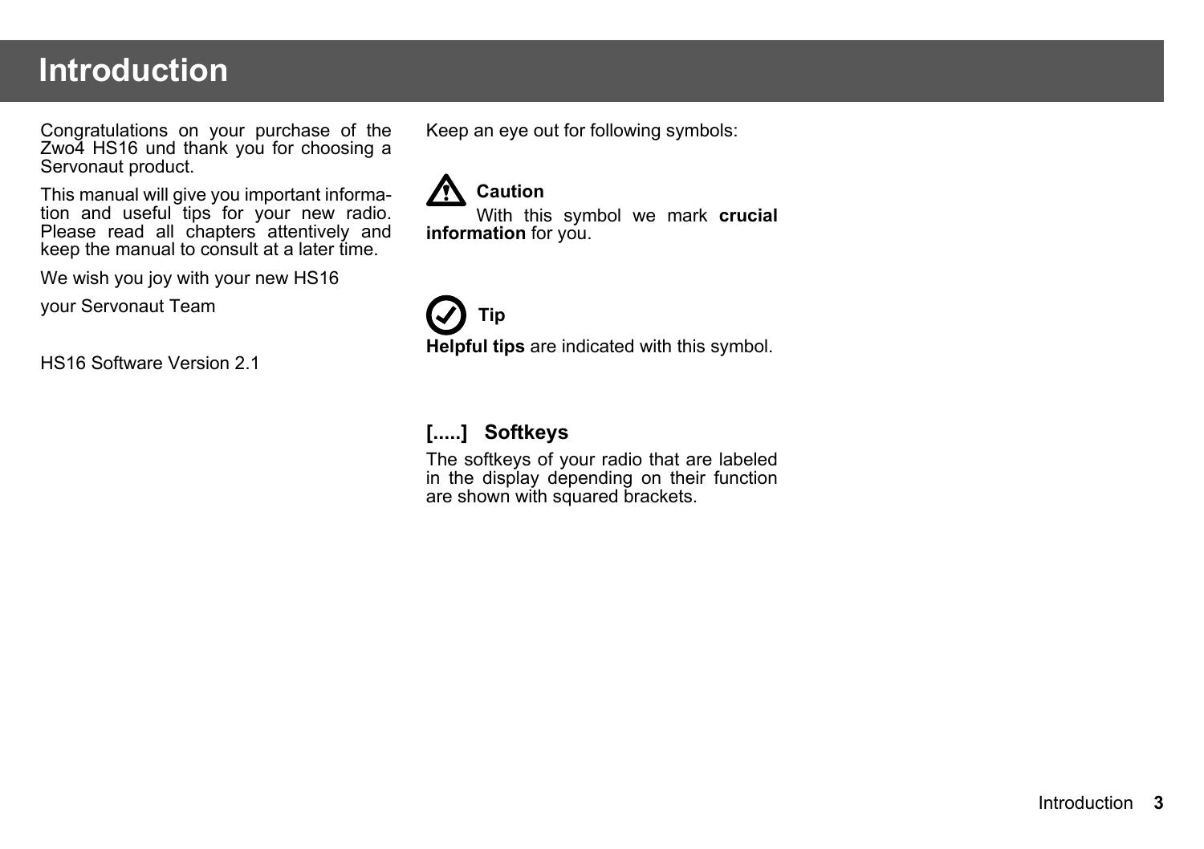# Introduction

Congratulations on your purchase of the Zwo4 HS16 und thank you for choosing a Servonaut product.

This manual will give you important information and useful tips for your new radio. Please read all chapters attentively and keep the manual to consult at a later time.

We wish you joy with your new HS16

your Servonaut Team

HS16 Software Version 2.1

Keep an eye out for following symbols:

**Caution**

With this symbol we mark **crucial information** for you.

**Tip**

**Helpful tips** are indicated with this symbol.

### [.....]   Softkeys

The softkeys of your radio that are labeled in the display depending on their function are shown with squared brackets.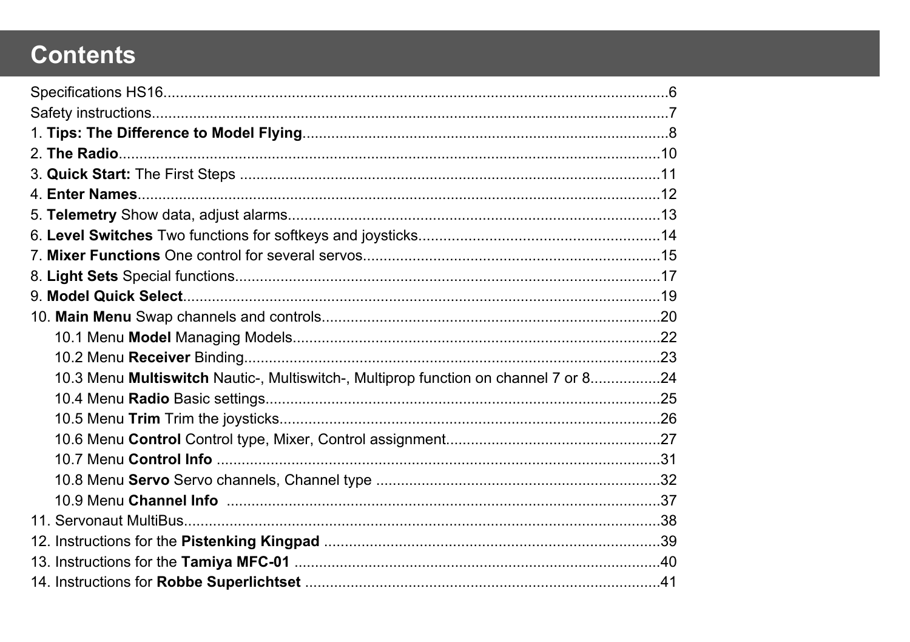# Contents

Specifications HS16....6
Safety instructions....7
1. **Tips: The Difference to Model Flying**....8
2. **The Radio**....10
3. **Quick Start:** The First Steps ....11
4. **Enter Names**....12
5. **Telemetry** Show data, adjust alarms....13
6. **Level Switches** Two functions for softkeys and joysticks....14
7. **Mixer Functions** One control for several servos....15
8. **Light Sets** Special functions....17
9. **Model Quick Select**....19
10. **Main Menu** Swap channels and controls....20
- 10.1 Menu **Model** Managing Models....22
- 10.2 Menu **Receiver** Binding....23
- 10.3 Menu **Multiswitch** Nautic-, Multiswitch-, Multiprop function on channel 7 or 8....24
- 10.4 Menu **Radio** Basic settings....25
- 10.5 Menu **Trim** Trim the joysticks....26
- 10.6 Menu **Control** Control type, Mixer, Control assignment....27
- 10.7 Menu **Control Info** ....31
- 10.8 Menu **Servo** Servo channels, Channel type ....32
- 10.9 Menu **Channel Info** ....37

11. Servonaut MultiBus....38
12. Instructions for the **Pistenking Kingpad** ....39
13. Instructions for the **Tamiya MFC-01** ....40
14. Instructions for **Robbe Superlichtset** ....41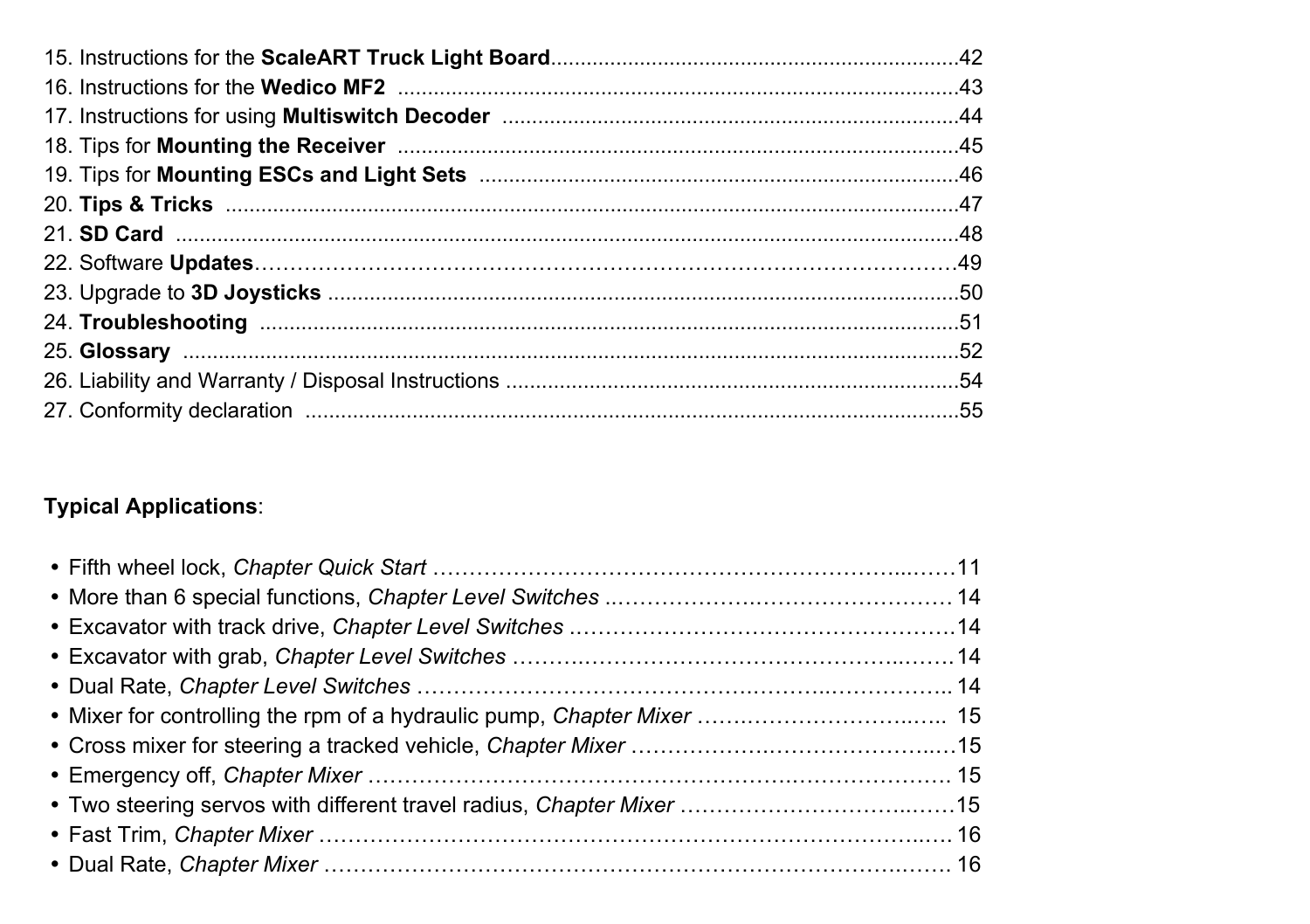15. Instructions for the **ScaleART Truck Light Board**....................................................................42
16. Instructions for the **Wedico MF2** ..............................................................................................43
17. Instructions for using **Multiswitch Decoder** ..............................................................................44
18. Tips for **Mounting the Receiver** ..................................................................................................45
19. Tips for **Mounting ESCs and Light Sets** ....................................................................................46
20. **Tips & Tricks** ..................................................................................................................................47
21. **SD Card** ...........................................................................................................................................48
22. Software **Updates**……………………………………………………………………………………49
23. Upgrade to **3D Joysticks** ..............................................................................................................50
24. **Troubleshooting** .............................................................................................................................51
25. **Glossary** ..........................................................................................................................................52
26. Liability and Warranty / Disposal Instructions ..............................................................................54
27. Conformity declaration ....................................................................................................................55

**Typical Applications**:

- Fifth wheel lock, *Chapter Quick Start* ……………………………………………………...……11
- More than 6 special functions, *Chapter Level Switches* ..………………….……………………… 14
- Excavator with track drive, *Chapter Level Switches* ……………………………………………14
- Excavator with grab, *Chapter Level Switches* ………..…………………………………...……14
- Dual Rate, *Chapter Level Switches* …………………………………………….…………….. 14
- Mixer for controlling the rpm of a hydraulic pump, *Chapter Mixer* ……………………..….. 15
- Cross mixer for steering a tracked vehicle, *Chapter Mixer* ……………….…………………..…15
- Emergency off, *Chapter Mixer* ………………………………………………..…………………. 15
- Two steering servos with different travel radius, *Chapter Mixer* ………………………..……15
- Fast Trim, *Chapter Mixer* …………………………………………………………………..…. 16
- Dual Rate, *Chapter Mixer* ……………………………………………………………..……. 16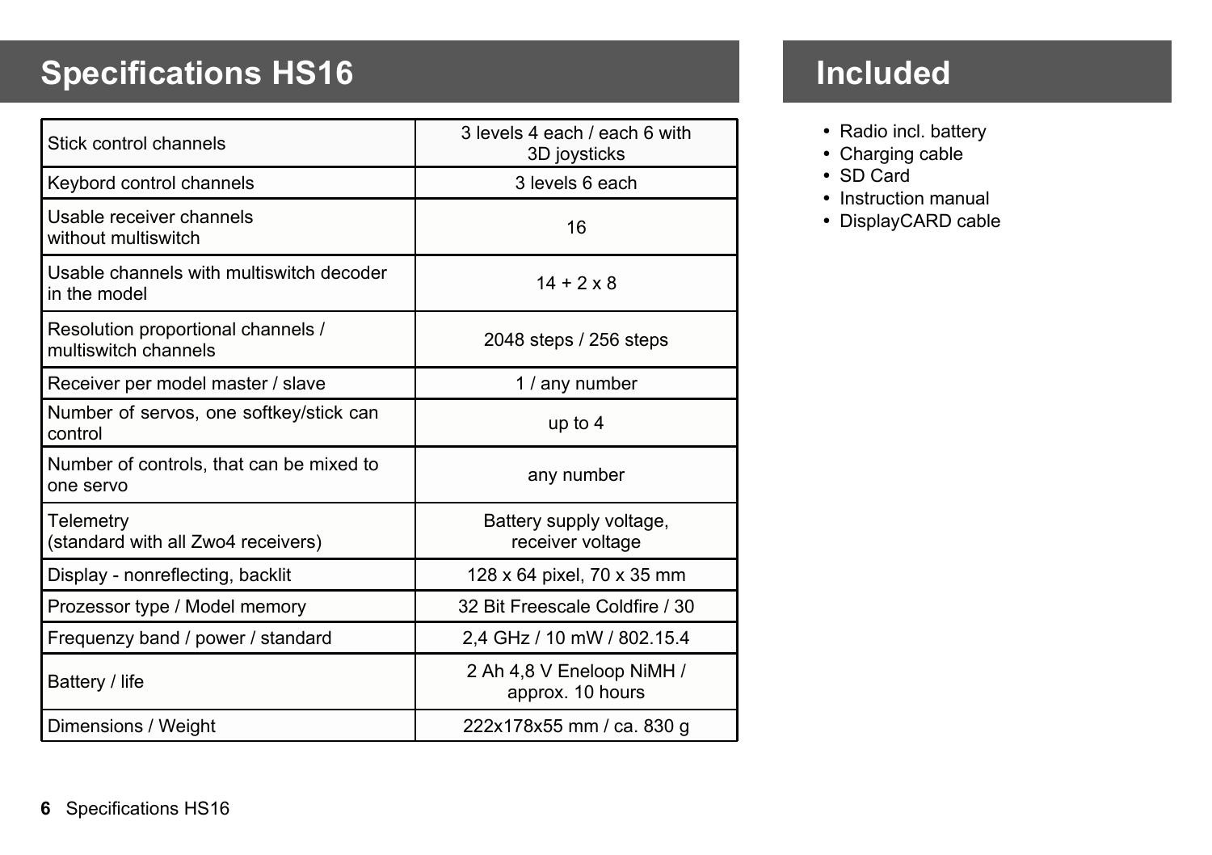## Specifications HS16

| | |
|---|---|
| Stick control channels | 3 levels 4 each / each 6 with 3D joysticks |
| Keybord control channels | 3 levels 6 each |
| Usable receiver channels without multiswitch | 16 |
| Usable channels with multiswitch decoder in the model | 14 + 2 x 8 |
| Resolution proportional channels / multiswitch channels | 2048 steps / 256 steps |
| Receiver per model master / slave | 1 / any number |
| Number of servos, one softkey/stick can control | up to 4 |
| Number of controls, that can be mixed to one servo | any number |
| Telemetry (standard with all Zwo4 receivers) | Battery supply voltage, receiver voltage |
| Display - nonreflecting, backlit | 128 x 64 pixel, 70 x 35 mm |
| Prozessor type / Model memory | 32 Bit Freescale Coldfire / 30 |
| Frequenzy band / power / standard | 2,4 GHz / 10 mW / 802.15.4 |
| Battery / life | 2 Ah 4,8 V Eneloop NiMH / approx. 10 hours |
| Dimensions / Weight | 222x178x55 mm / ca. 830 g |

## Included

- Radio incl. battery
- Charging cable
- SD Card
- Instruction manual
- DisplayCARD cable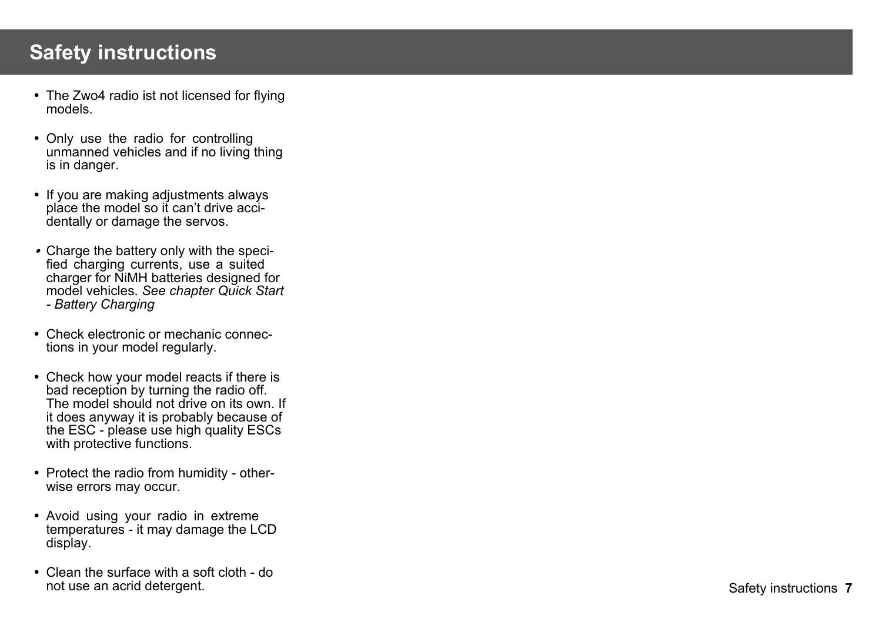# Safety instructions

- The Zwo4 radio ist not licensed for flying models.
- Only use the radio for controlling unmanned vehicles and if no living thing is in danger.
- If you are making adjustments always place the model so it can’t drive accidentally or damage the servos.
- Charge the battery only with the specified charging currents, use a suited charger for NiMH batteries designed for model vehicles. *See chapter Quick Start - Battery Charging*
- Check electronic or mechanic connections in your model regularly.
- Check how your model reacts if there is bad reception by turning the radio off. The model should not drive on its own. If it does anyway it is probably because of the ESC - please use high quality ESCs with protective functions.
- Protect the radio from humidity - otherwise errors may occur.
- Avoid using your radio in extreme temperatures - it may damage the LCD display.
- Clean the surface with a soft cloth - do not use an acrid detergent.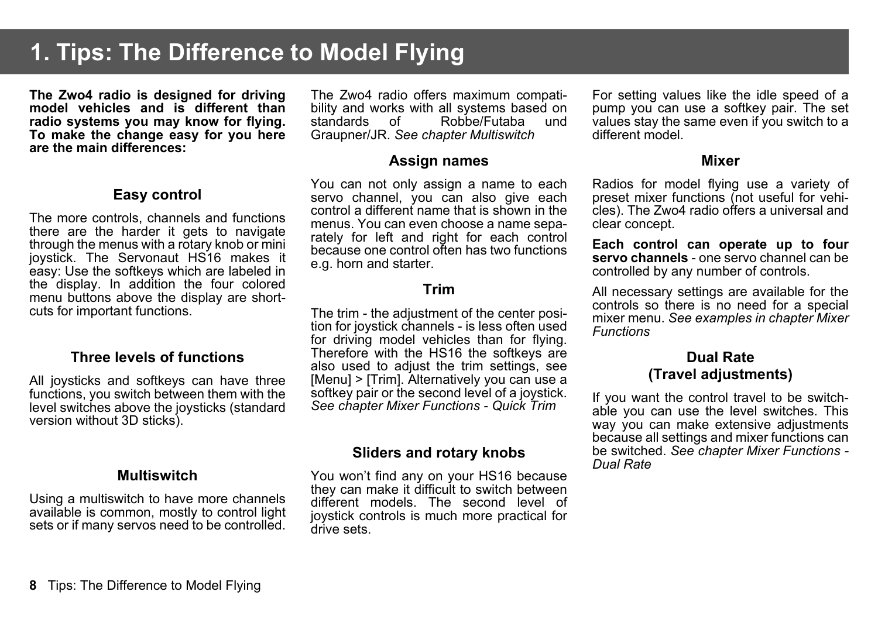# 1. Tips: The Difference to Model Flying

**The Zwo4 radio is designed for driving model vehicles and is different than radio systems you may know for flying. To make the change easy for you here are the main differences:**

### Easy control

The more controls, channels and functions there are the harder it gets to navigate through the menus with a rotary knob or mini joystick. The Servonaut HS16 makes it easy: Use the softkeys which are labeled in the display. In addition the four colored menu buttons above the display are shortcuts for important functions.

### Three levels of functions

All joysticks and softkeys can have three functions, you switch between them with the level switches above the joysticks (standard version without 3D sticks).

### Multiswitch

Using a multiswitch to have more channels available is common, mostly to control light sets or if many servos need to be controlled.

The Zwo4 radio offers maximum compatibility and works with all systems based on standards of Robbe/Futaba und Graupner/JR. *See chapter Multiswitch*

### Assign names

You can not only assign a name to each servo channel, you can also give each control a different name that is shown in the menus. You can even choose a name separately for left and right for each control because one control often has two functions e.g. horn and starter.

### Trim

The trim - the adjustment of the center position for joystick channels - is less often used for driving model vehicles than for flying. Therefore with the HS16 the softkeys are also used to adjust the trim settings, see [Menu] > [Trim]. Alternatively you can use a softkey pair or the second level of a joystick. *See chapter Mixer Functions - Quick Trim*

### Sliders and rotary knobs

You won't find any on your HS16 because they can make it difficult to switch between different models. The second level of joystick controls is much more practical for drive sets.

For setting values like the idle speed of a pump you can use a softkey pair. The set values stay the same even if you switch to a different model.

### Mixer

Radios for model flying use a variety of preset mixer functions (not useful for vehicles). The Zwo4 radio offers a universal and clear concept.

**Each control can operate up to four servo channels** - one servo channel can be controlled by any number of controls.

All necessary settings are available for the controls so there is no need for a special mixer menu. *See examples in chapter Mixer Functions*

### Dual Rate (Travel adjustments)

If you want the control travel to be switchable you can use the level switches. This way you can make extensive adjustments because all settings and mixer functions can be switched. *See chapter Mixer Functions - Dual Rate*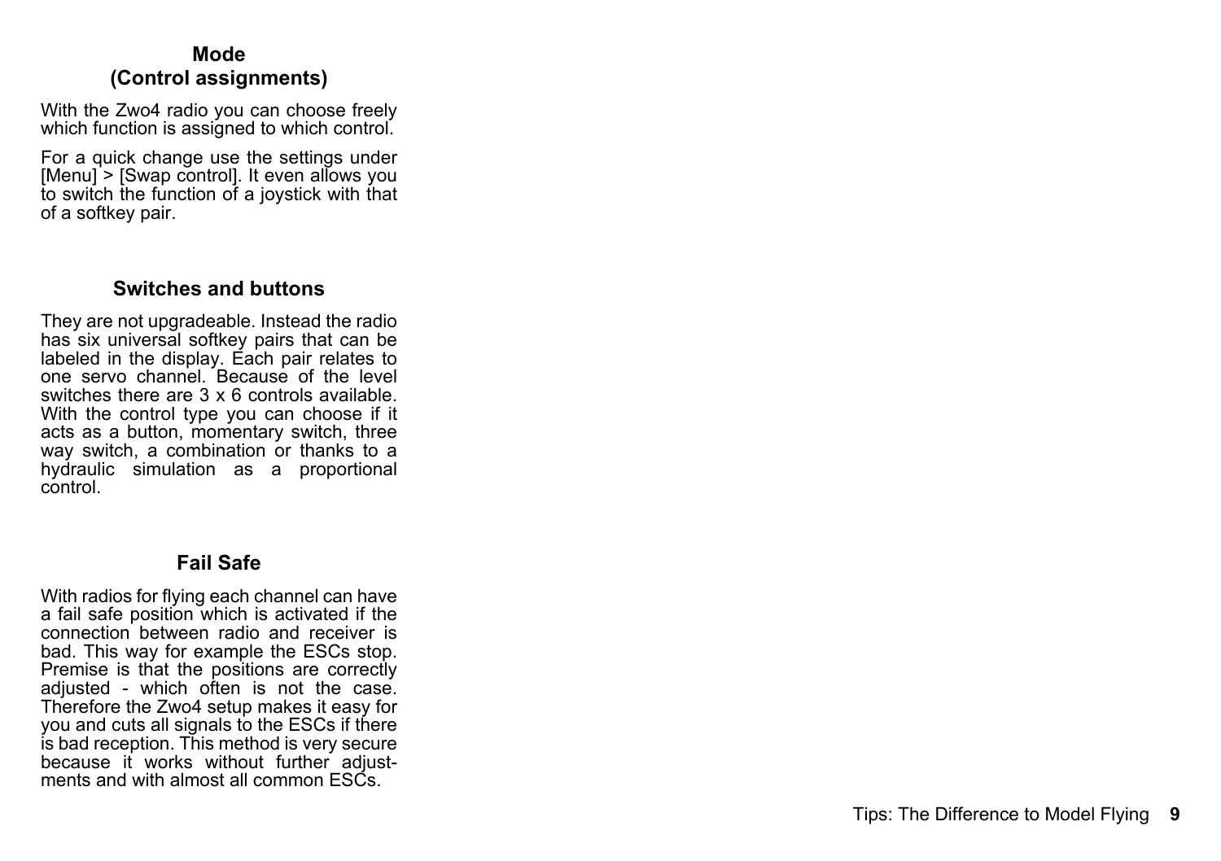## Mode
## (Control assignments)

With the Zwo4 radio you can choose freely which function is assigned to which control.

For a quick change use the settings under [Menu] > [Swap control]. It even allows you to switch the function of a joystick with that of a softkey pair.

## Switches and buttons

They are not upgradeable. Instead the radio has six universal softkey pairs that can be labeled in the display. Each pair relates to one servo channel. Because of the level switches there are 3 x 6 controls available. With the control type you can choose if it acts as a button, momentary switch, three way switch, a combination or thanks to a hydraulic simulation as a proportional control.

## Fail Safe

With radios for flying each channel can have a fail safe position which is activated if the connection between radio and receiver is bad. This way for example the ESCs stop. Premise is that the positions are correctly adjusted - which often is not the case. Therefore the Zwo4 setup makes it easy for you and cuts all signals to the ESCs if there is bad reception. This method is very secure because it works without further adjustments and with almost all common ESCs.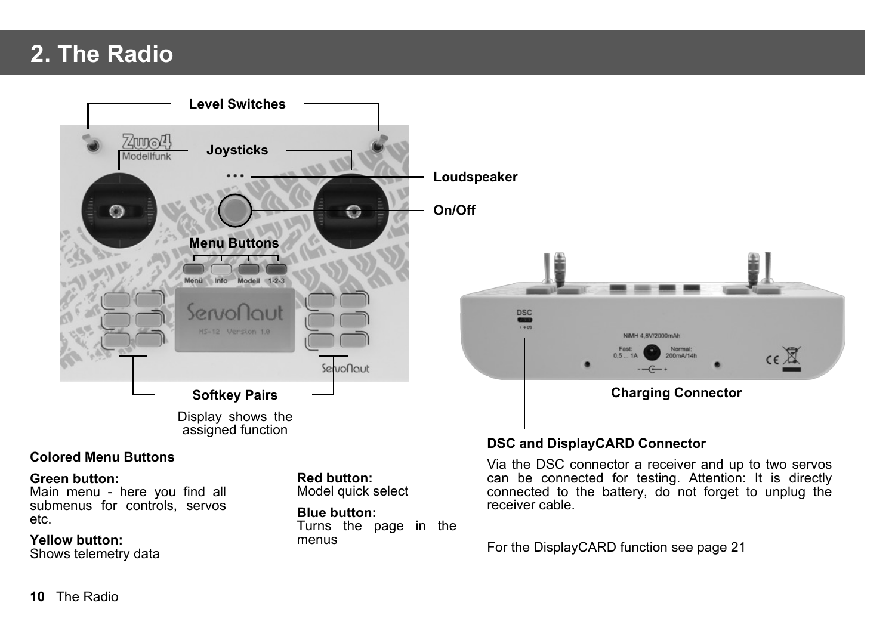# 2. The Radio

Level Switches

Joysticks

Loudspeaker

On/Off

Menu Buttons

Softkey Pairs

Display shows the assigned function

Charging Connector

**Colored Menu Buttons**

**Green button:**
Main menu - here you find all submenus for controls, servos etc.

**Yellow button:**
Shows telemetry data

**Red button:**
Model quick select

**Blue button:**
Turns the page in the menus

**DSC and DisplayCARD Connector**

Via the DSC connector a receiver and up to two servos can be connected for testing. Attention: It is directly connected to the battery, do not forget to unplug the receiver cable.

For the DisplayCARD function see page 21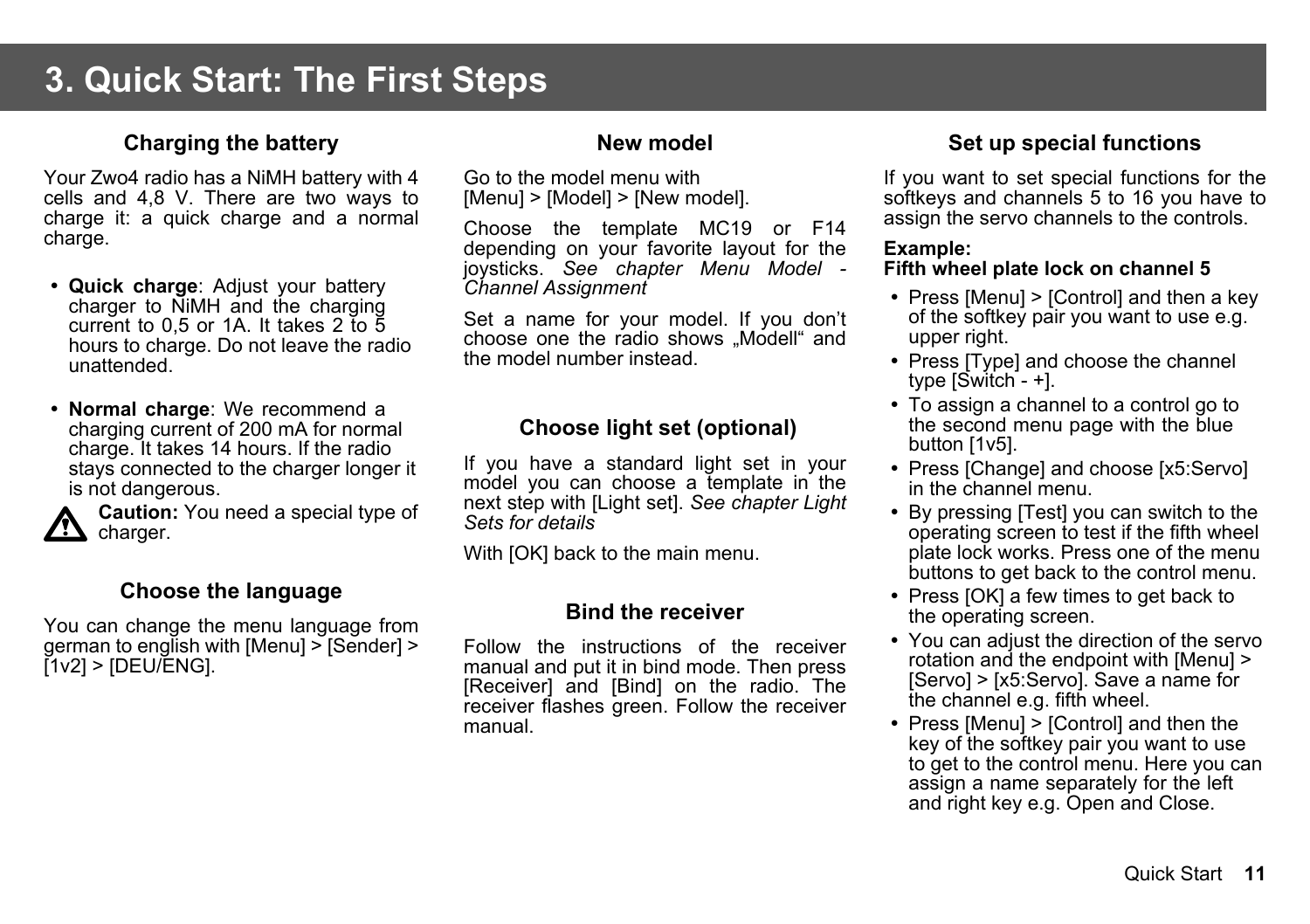# 3. Quick Start: The First Steps

### Charging the battery

Your Zwo4 radio has a NiMH battery with 4 cells and 4,8 V. There are two ways to charge it: a quick charge and a normal charge.

- **Quick charge**: Adjust your battery charger to NiMH and the charging current to 0,5 or 1A. It takes 2 to 5 hours to charge. Do not leave the radio unattended.
- **Normal charge**: We recommend a charging current of 200 mA for normal charge. It takes 14 hours. If the radio stays connected to the charger longer it is not dangerous.

**Caution:** You need a special type of charger.

### Choose the language

You can change the menu language from german to english with [Menu] > [Sender] > [1v2] > [DEU/ENG].

### New model

Go to the model menu with
[Menu] > [Model] > [New model].

Choose the template MC19 or F14 depending on your favorite layout for the joysticks. *See chapter Menu Model - Channel Assignment*

Set a name for your model. If you don't choose one the radio shows „Modell" and the model number instead.

### Choose light set (optional)

If you have a standard light set in your model you can choose a template in the next step with [Light set]. *See chapter Light Sets for details*

With [OK] back to the main menu.

### Bind the receiver

Follow the instructions of the receiver manual and put it in bind mode. Then press [Receiver] and [Bind] on the radio. The receiver flashes green. Follow the receiver manual.

### Set up special functions

If you want to set special functions for the softkeys and channels 5 to 16 you have to assign the servo channels to the controls.

**Example:**
**Fifth wheel plate lock on channel 5**

- Press [Menu] > [Control] and then a key of the softkey pair you want to use e.g. upper right.
- Press [Type] and choose the channel type [Switch - +].
- To assign a channel to a control go to the second menu page with the blue button [1v5].
- Press [Change] and choose [x5:Servo] in the channel menu.
- By pressing [Test] you can switch to the operating screen to test if the fifth wheel plate lock works. Press one of the menu buttons to get back to the control menu.
- Press [OK] a few times to get back to the operating screen.
- You can adjust the direction of the servo rotation and the endpoint with [Menu] > [Servo] > [x5:Servo]. Save a name for the channel e.g. fifth wheel.
- Press [Menu] > [Control] and then the key of the softkey pair you want to use to get to the control menu. Here you can assign a name separately for the left and right key e.g. Open and Close.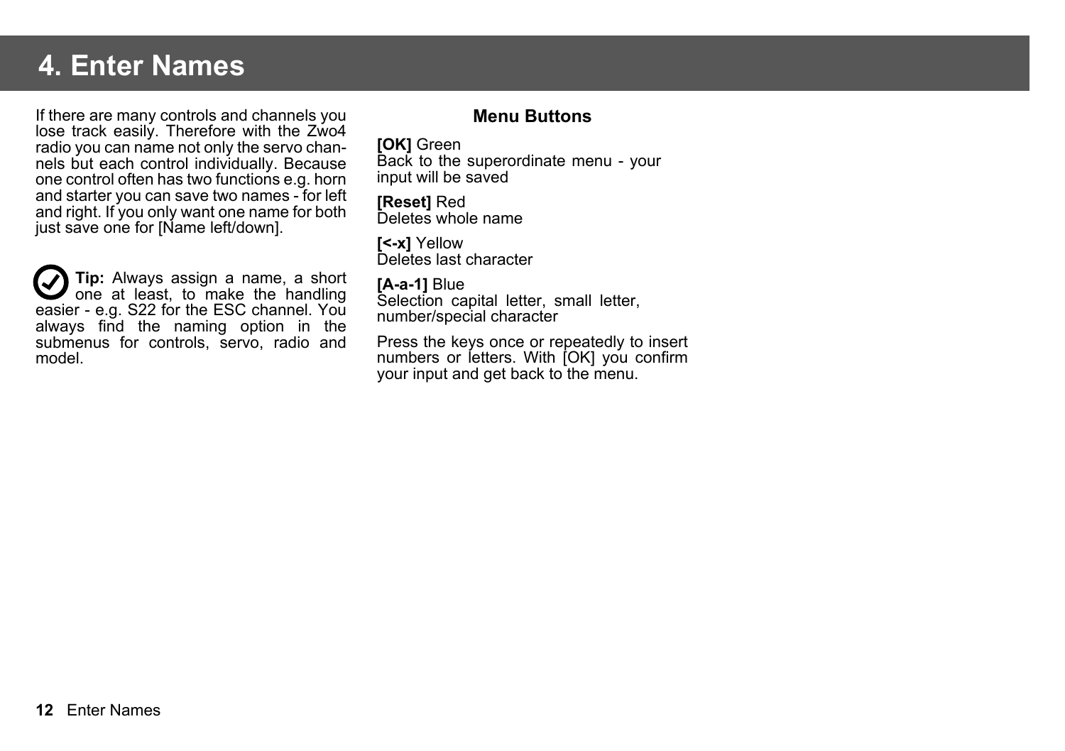# 4. Enter Names

If there are many controls and channels you lose track easily. Therefore with the Zwo4 radio you can name not only the servo channels but each control individually. Because one control often has two functions e.g. horn and starter you can save two names - for left and right. If you only want one name for both just save one for [Name left/down].

**Tip:** Always assign a name, a short one at least, to make the handling easier - e.g. S22 for the ESC channel. You always find the naming option in the submenus for controls, servo, radio and model.

### Menu Buttons

**[OK]** Green
Back to the superordinate menu - your input will be saved

**[Reset]** Red
Deletes whole name

**[<-x]** Yellow
Deletes last character

**[A-a-1]** Blue
Selection capital letter, small letter, number/special character

Press the keys once or repeatedly to insert numbers or letters. With [OK] you confirm your input and get back to the menu.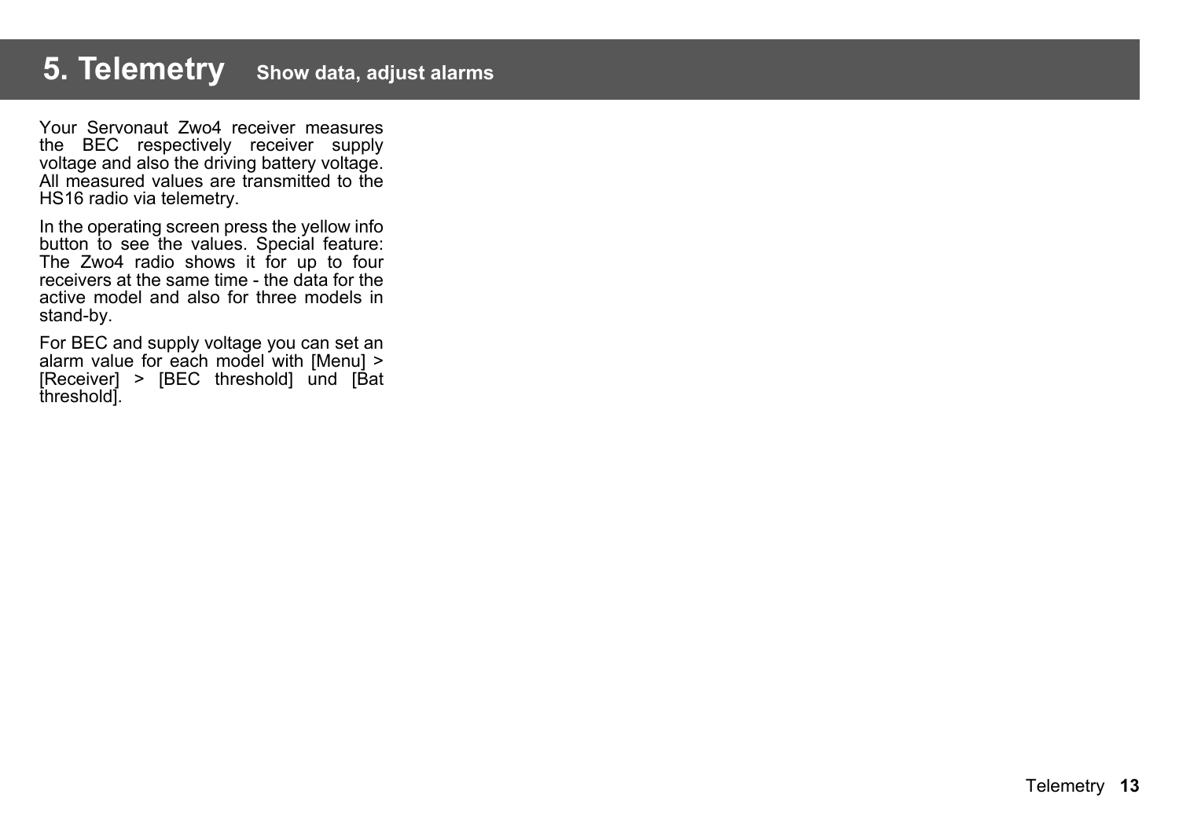# 5. Telemetry Show data, adjust alarms

Your Servonaut Zwo4 receiver measures the BEC respectively receiver supply voltage and also the driving battery voltage. All measured values are transmitted to the HS16 radio via telemetry.

In the operating screen press the yellow info button to see the values. Special feature: The Zwo4 radio shows it for up to four receivers at the same time - the data for the active model and also for three models in stand-by.

For BEC and supply voltage you can set an alarm value for each model with [Menu] > [Receiver] > [BEC threshold] und [Bat threshold].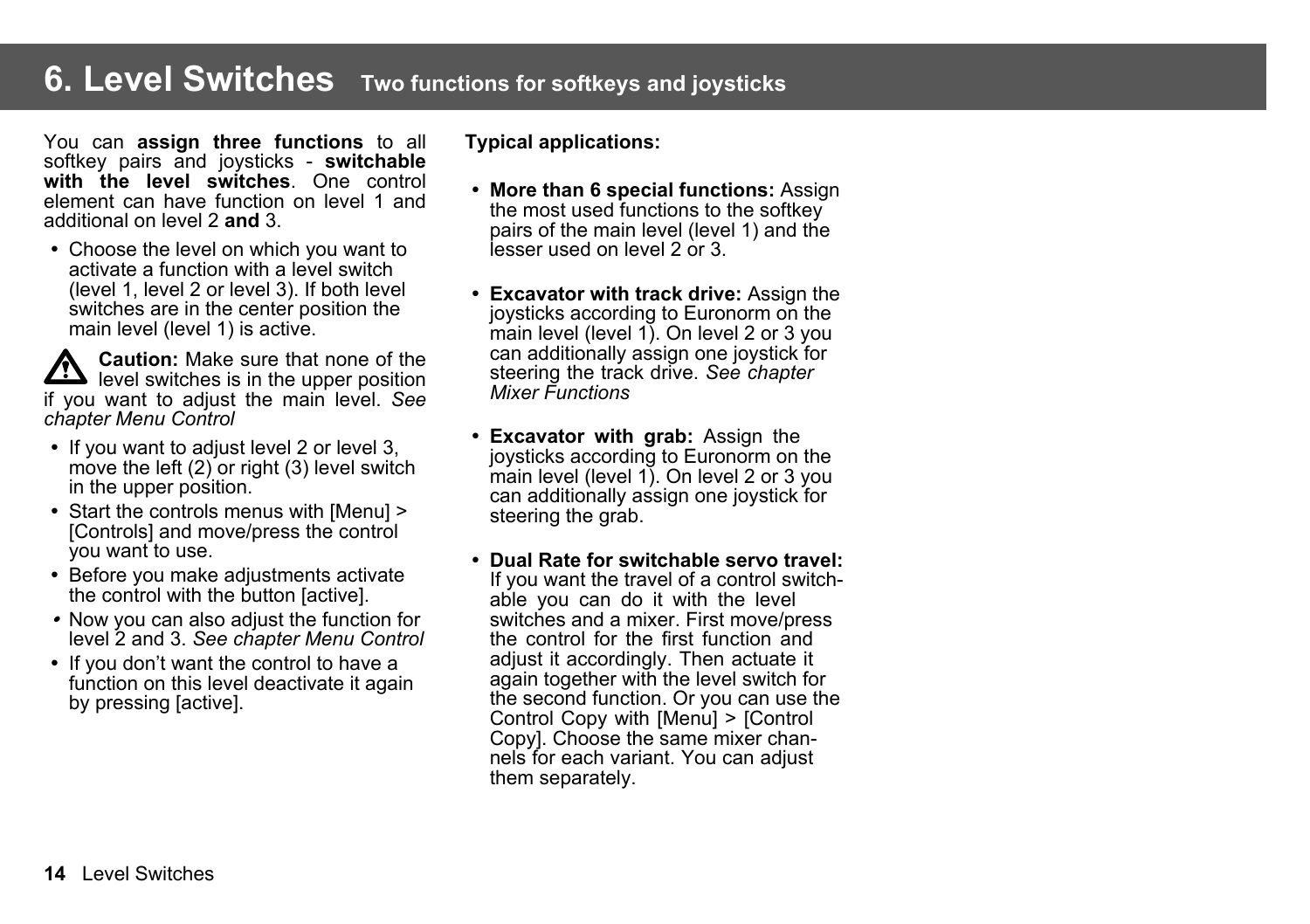# 6. Level Switches Two functions for softkeys and joysticks

You can **assign three functions** to all softkey pairs and joysticks - **switchable with the level switches**. One control element can have function on level 1 and additional on level 2 **and** 3.

- Choose the level on which you want to activate a function with a level switch (level 1, level 2 or level 3). If both level switches are in the center position the main level (level 1) is active.

**Caution:** Make sure that none of the level switches is in the upper position if you want to adjust the main level. *See chapter Menu Control*

- If you want to adjust level 2 or level 3, move the left (2) or right (3) level switch in the upper position.
- Start the controls menus with [Menu] > [Controls] and move/press the control you want to use.
- Before you make adjustments activate the control with the button [active].
- Now you can also adjust the function for level 2 and 3. *See chapter Menu Control*
- If you don't want the control to have a function on this level deactivate it again by pressing [active].

**Typical applications:**

- **More than 6 special functions:** Assign the most used functions to the softkey pairs of the main level (level 1) and the lesser used on level 2 or 3.
- **Excavator with track drive:** Assign the joysticks according to Euronorm on the main level (level 1). On level 2 or 3 you can additionally assign one joystick for steering the track drive. *See chapter Mixer Functions*
- **Excavator with grab:** Assign the joysticks according to Euronorm on the main level (level 1). On level 2 or 3 you can additionally assign one joystick for steering the grab.
- **Dual Rate for switchable servo travel:** If you want the travel of a control switchable you can do it with the level switches and a mixer. First move/press the control for the first function and adjust it accordingly. Then actuate it again together with the level switch for the second function. Or you can use the Control Copy with [Menu] > [Control Copy]. Choose the same mixer channels for each variant. You can adjust them separately.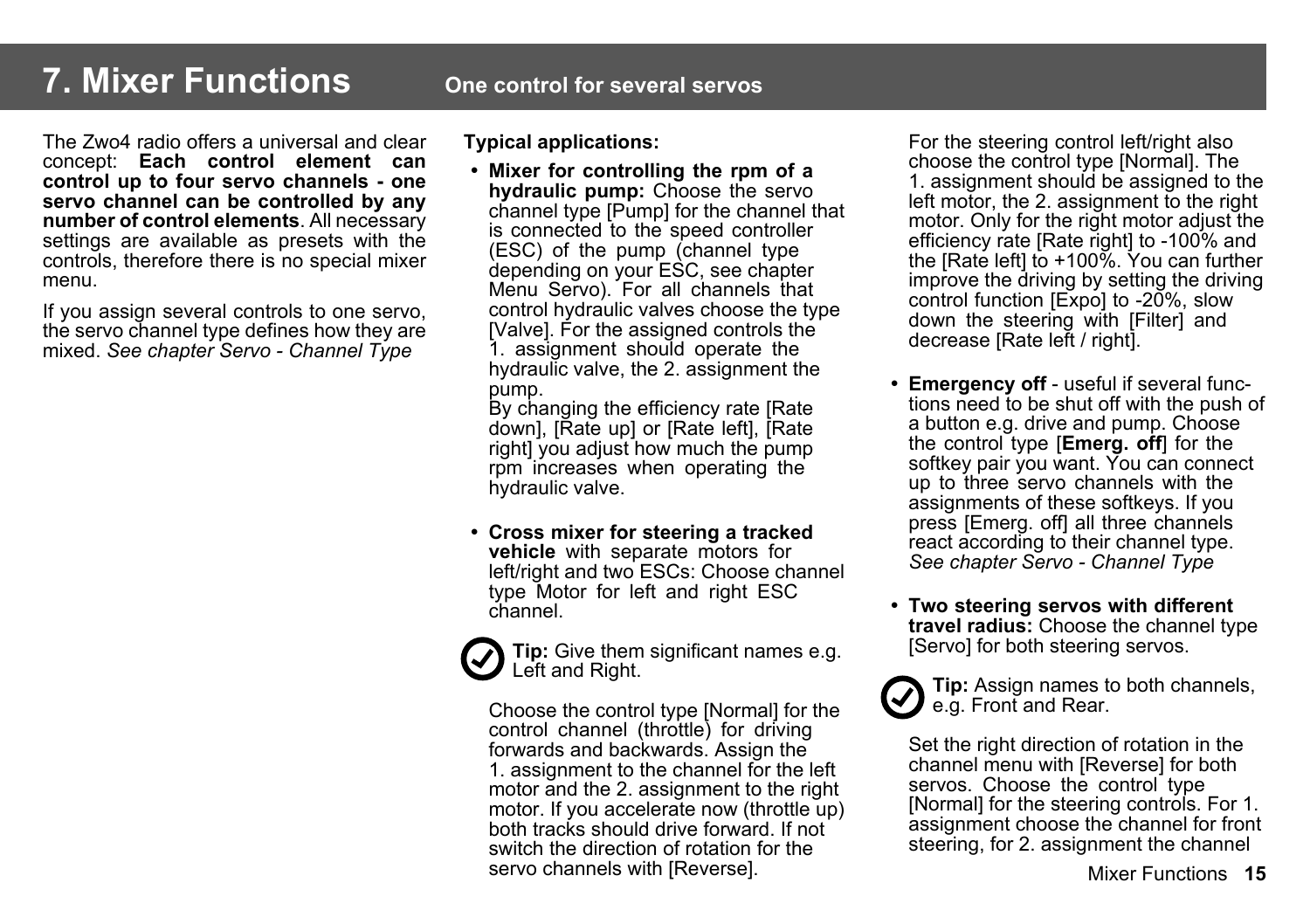# 7. Mixer Functions

## One control for several servos

The Zwo4 radio offers a universal and clear concept: **Each control element can control up to four servo channels - one servo channel can be controlled by any number of control elements**. All necessary settings are available as presets with the controls, therefore there is no special mixer menu.

If you assign several controls to one servo, the servo channel type defines how they are mixed. *See chapter Servo - Channel Type*

**Typical applications:**

- **Mixer for controlling the rpm of a hydraulic pump:** Choose the servo channel type [Pump] for the channel that is connected to the speed controller (ESC) of the pump (channel type depending on your ESC, see chapter Menu Servo). For all channels that control hydraulic valves choose the type [Valve]. For the assigned controls the 1. assignment should operate the hydraulic valve, the 2. assignment the pump.
  By changing the efficiency rate [Rate down], [Rate up] or [Rate left], [Rate right] you adjust how much the pump rpm increases when operating the hydraulic valve.

- **Cross mixer for steering a tracked vehicle** with separate motors for left/right and two ESCs: Choose channel type Motor for left and right ESC channel.

  **Tip:** Give them significant names e.g. Left and Right.

  Choose the control type [Normal] for the control channel (throttle) for driving forwards and backwards. Assign the 1. assignment to the channel for the left motor and the 2. assignment to the right motor. If you accelerate now (throttle up) both tracks should drive forward. If not switch the direction of rotation for the servo channels with [Reverse].

  For the steering control left/right also choose the control type [Normal]. The 1. assignment should be assigned to the left motor, the 2. assignment to the right motor. Only for the right motor adjust the efficiency rate [Rate right] to -100% and the [Rate left] to +100%. You can further improve the driving by setting the driving control function [Expo] to -20%, slow down the steering with [Filter] and decrease [Rate left / right].

- **Emergency off** - useful if several functions need to be shut off with the push of a button e.g. drive and pump. Choose the control type [**Emerg. off**] for the softkey pair you want. You can connect up to three servo channels with the assignments of these softkeys. If you press [Emerg. off] all three channels react according to their channel type. *See chapter Servo - Channel Type*

- **Two steering servos with different travel radius:** Choose the channel type [Servo] for both steering servos.

  **Tip:** Assign names to both channels, e.g. Front and Rear.

  Set the right direction of rotation in the channel menu with [Reverse] for both servos. Choose the control type [Normal] for the steering controls. For 1. assignment choose the channel for front steering, for 2. assignment the channel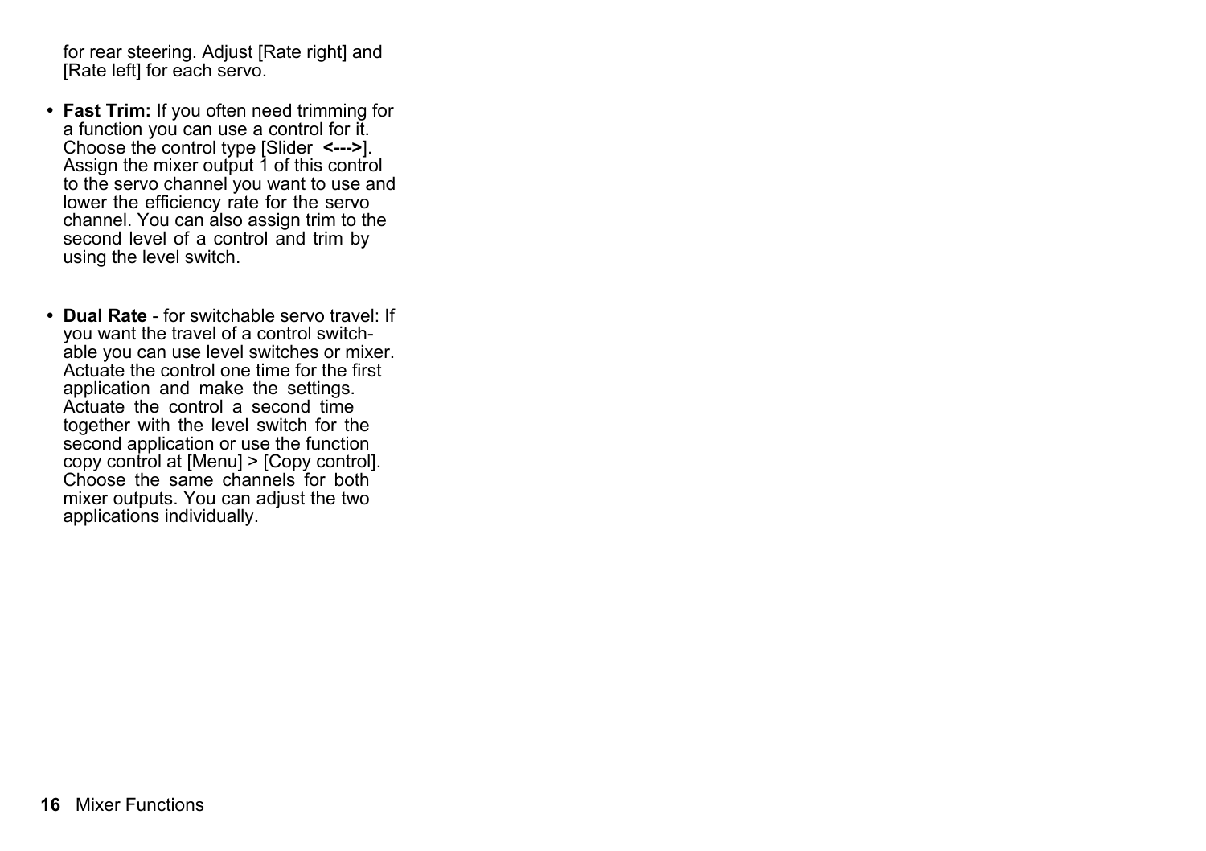for rear steering. Adjust [Rate right] and [Rate left] for each servo.

- **Fast Trim:** If you often need trimming for a function you can use a control for it. Choose the control type [Slider **<--->**]. Assign the mixer output 1 of this control to the servo channel you want to use and lower the efficiency rate for the servo channel. You can also assign trim to the second level of a control and trim by using the level switch.

- **Dual Rate** - for switchable servo travel: If you want the travel of a control switchable you can use level switches or mixer. Actuate the control one time for the first application and make the settings. Actuate the control a second time together with the level switch for the second application or use the function copy control at [Menu] > [Copy control]. Choose the same channels for both mixer outputs. You can adjust the two applications individually.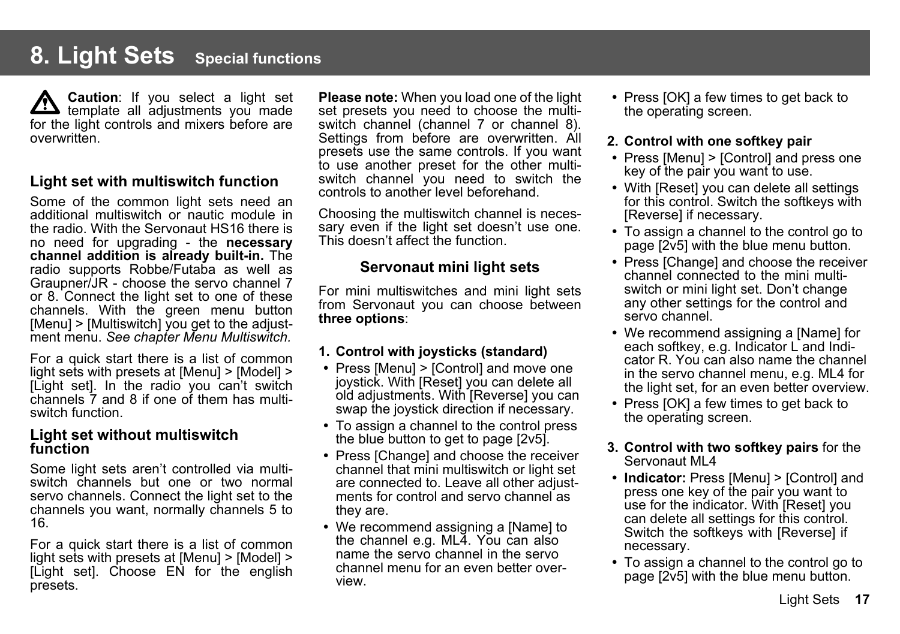# 8. Light Sets Special functions

**Caution**: If you select a light set template all adjustments you made for the light controls and mixers before are overwritten.

## Light set with multiswitch function

Some of the common light sets need an additional multiswitch or nautic module in the radio. With the Servonaut HS16 there is no need for upgrading - the **necessary channel addition is already built-in.** The radio supports Robbe/Futaba as well as Graupner/JR - choose the servo channel 7 or 8. Connect the light set to one of these channels. With the green menu button [Menu] > [Multiswitch] you get to the adjustment menu. *See chapter Menu Multiswitch.*

For a quick start there is a list of common light sets with presets at [Menu] > [Model] > [Light set]. In the radio you can't switch channels 7 and 8 if one of them has multiswitch function.

## Light set without multiswitch function

Some light sets aren't controlled via multiswitch channels but one or two normal servo channels. Connect the light set to the channels you want, normally channels 5 to 16.

For a quick start there is a list of common light sets with presets at [Menu] > [Model] > [Light set]. Choose EN for the english presets.

**Please note:** When you load one of the light set presets you need to choose the multiswitch channel (channel 7 or channel 8). Settings from before are overwritten. All presets use the same controls. If you want to use another preset for the other multiswitch channel you need to switch the controls to another level beforehand.

Choosing the multiswitch channel is necessary even if the light set doesn't use one. This doesn't affect the function.

### Servonaut mini light sets

For mini multiswitches and mini light sets from Servonaut you can choose between **three options**:

**1. Control with joysticks (standard)**

- Press [Menu] > [Control] and move one joystick. With [Reset] you can delete all old adjustments. With [Reverse] you can swap the joystick direction if necessary.
- To assign a channel to the control press the blue button to get to page [2v5].
- Press [Change] and choose the receiver channel that mini multiswitch or light set are connected to. Leave all other adjustments for control and servo channel as they are.
- We recommend assigning a [Name] to the channel e.g. ML4. You can also name the servo channel in the servo channel menu for an even better overview.
- Press [OK] a few times to get back to the operating screen.

**2. Control with one softkey pair**

- Press [Menu] > [Control] and press one key of the pair you want to use.
- With [Reset] you can delete all settings for this control. Switch the softkeys with [Reverse] if necessary.
- To assign a channel to the control go to page [2v5] with the blue menu button.
- Press [Change] and choose the receiver channel connected to the mini multiswitch or mini light set. Don't change any other settings for the control and servo channel.
- We recommend assigning a [Name] for each softkey, e.g. Indicator L and Indicator R. You can also name the channel in the servo channel menu, e.g. ML4 for the light set, for an even better overview.
- Press [OK] a few times to get back to the operating screen.

**3. Control with two softkey pairs** for the Servonaut ML4

- **Indicator:** Press [Menu] > [Control] and press one key of the pair you want to use for the indicator. With [Reset] you can delete all settings for this control. Switch the softkeys with [Reverse] if necessary.
- To assign a channel to the control go to page [2v5] with the blue menu button.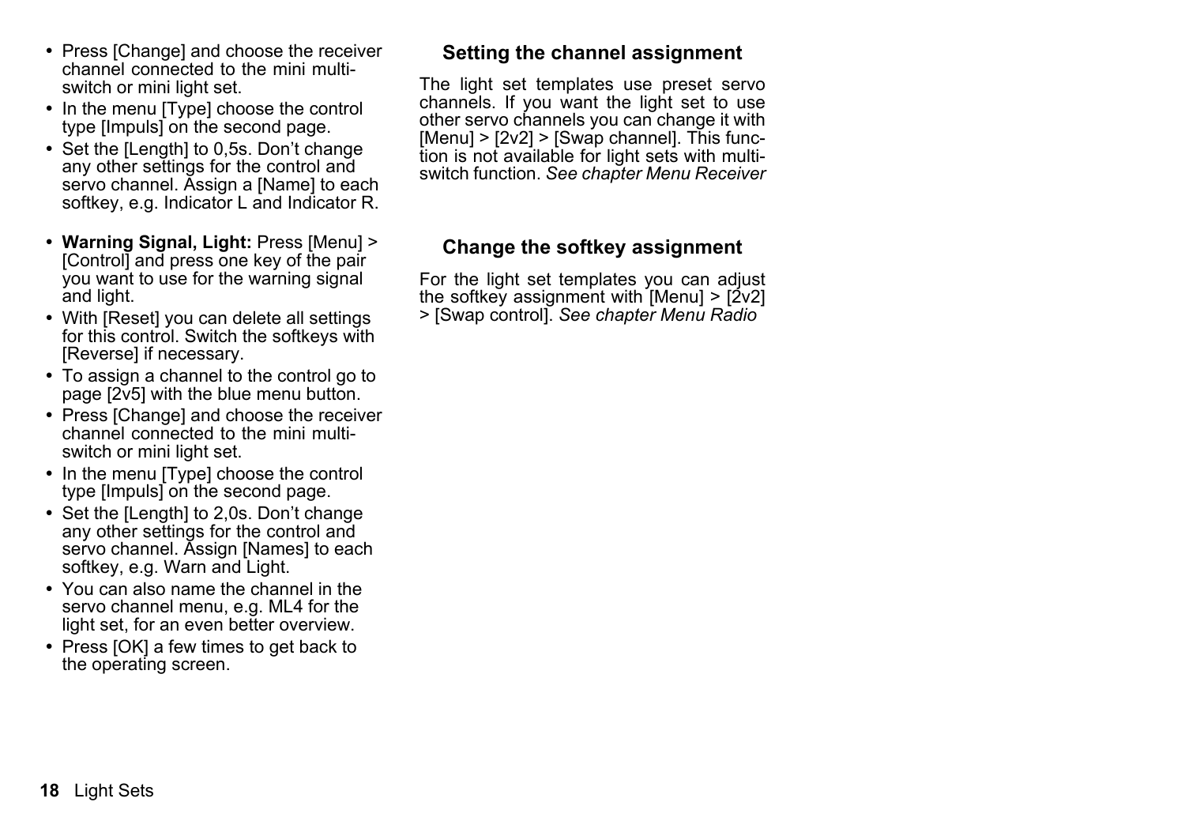- Press [Change] and choose the receiver channel connected to the mini multi-switch or mini light set.
- In the menu [Type] choose the control type [Impuls] on the second page.
- Set the [Length] to 0,5s. Don't change any other settings for the control and servo channel. Assign a [Name] to each softkey, e.g. Indicator L and Indicator R.

- **Warning Signal, Light:** Press [Menu] > [Control] and press one key of the pair you want to use for the warning signal and light.
- With [Reset] you can delete all settings for this control. Switch the softkeys with [Reverse] if necessary.
- To assign a channel to the control go to page [2v5] with the blue menu button.
- Press [Change] and choose the receiver channel connected to the mini multi-switch or mini light set.
- In the menu [Type] choose the control type [Impuls] on the second page.
- Set the [Length] to 2,0s. Don't change any other settings for the control and servo channel. Assign [Names] to each softkey, e.g. Warn and Light.
- You can also name the channel in the servo channel menu, e.g. ML4 for the light set, for an even better overview.
- Press [OK] a few times to get back to the operating screen.

### Setting the channel assignment

The light set templates use preset servo channels. If you want the light set to use other servo channels you can change it with [Menu] > [2v2] > [Swap channel]. This function is not available for light sets with multi-switch function. *See chapter Menu Receiver*

### Change the softkey assignment

For the light set templates you can adjust the softkey assignment with [Menu] > [2v2] > [Swap control]. *See chapter Menu Radio*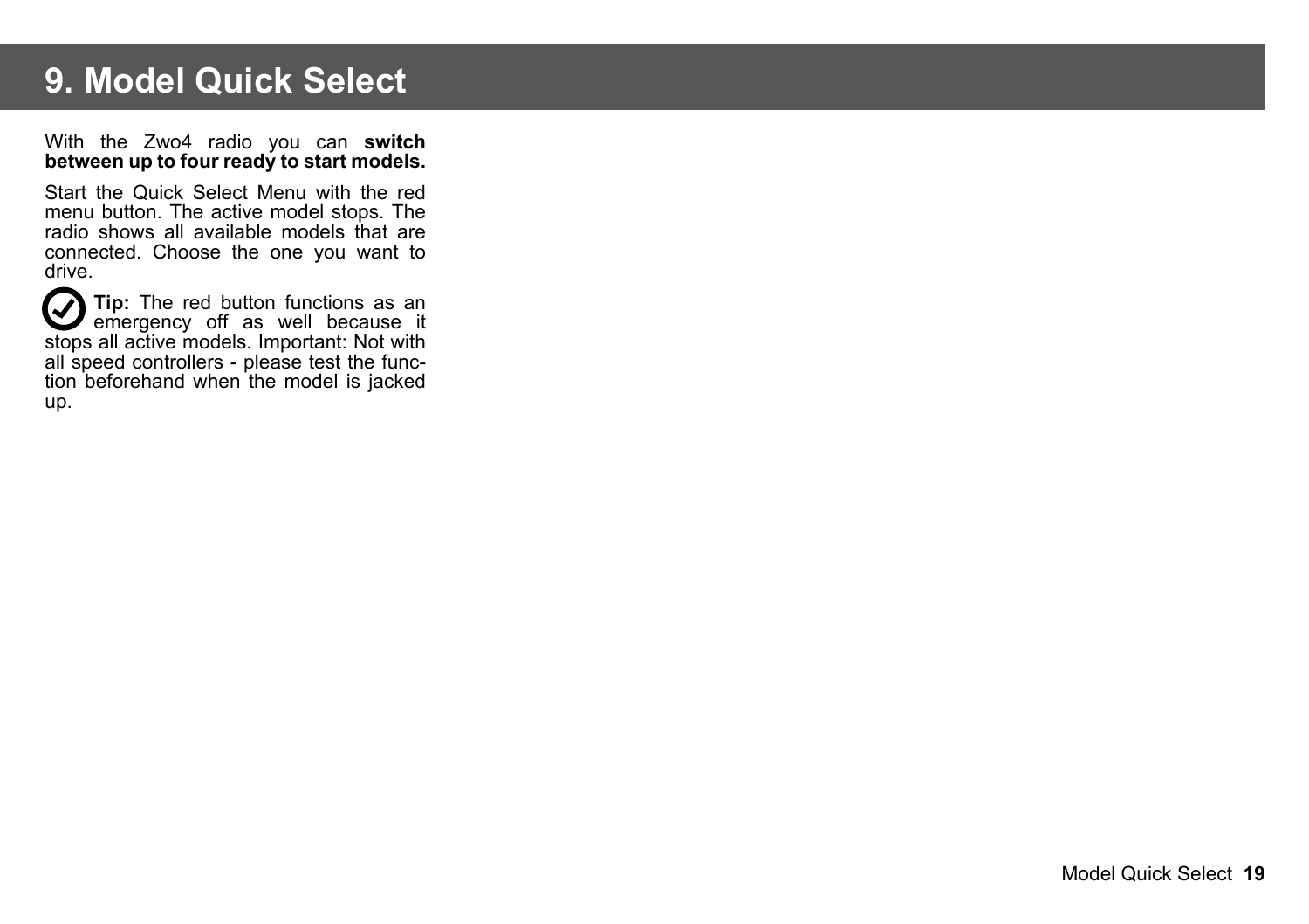# 9. Model Quick Select

With the Zwo4 radio you can **switch between up to four ready to start models.**

Start the Quick Select Menu with the red menu button. The active model stops. The radio shows all available models that are connected. Choose the one you want to drive.

**Tip:** The red button functions as an emergency off as well because it stops all active models. Important: Not with all speed controllers - please test the function beforehand when the model is jacked up.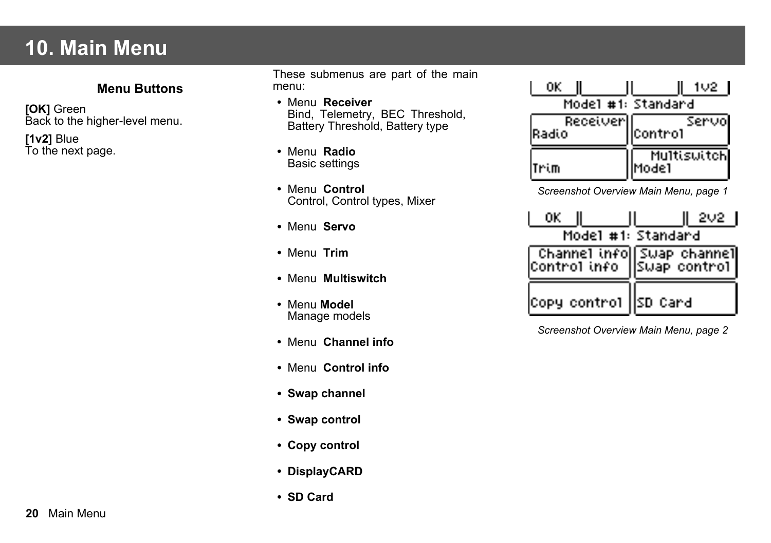# 10. Main Menu

### Menu Buttons

**[OK]** Green
Back to the higher-level menu.

**[1v2]** Blue
To the next page.

These submenus are part of the main menu:

- Menu **Receiver**
  Bind, Telemetry, BEC Threshold, Battery Threshold, Battery type
- Menu **Radio**
  Basic settings
- Menu **Control**
  Control, Control types, Mixer
- Menu **Servo**
- Menu **Trim**
- Menu **Multiswitch**
- Menu **Model**
  Manage models
- Menu **Channel info**
- Menu **Control info**
- **Swap channel**
- **Swap control**
- **Copy control**
- **DisplayCARD**
- **SD Card**

| OK | | | 1v2 |
|---|---|---|---|
| Model #1: Standard | | | |
| Receiver Radio | | Servo Control | |
| Trim | | Multiswitch Model | |

*Screenshot Overview Main Menu, page 1*

| OK | | | 2v2 |
|---|---|---|---|
| Model #1: Standard | | | |
| Channel info Control info | | Swap channel Swap control | |
| Copy control | | SD Card | |

*Screenshot Overview Main Menu, page 2*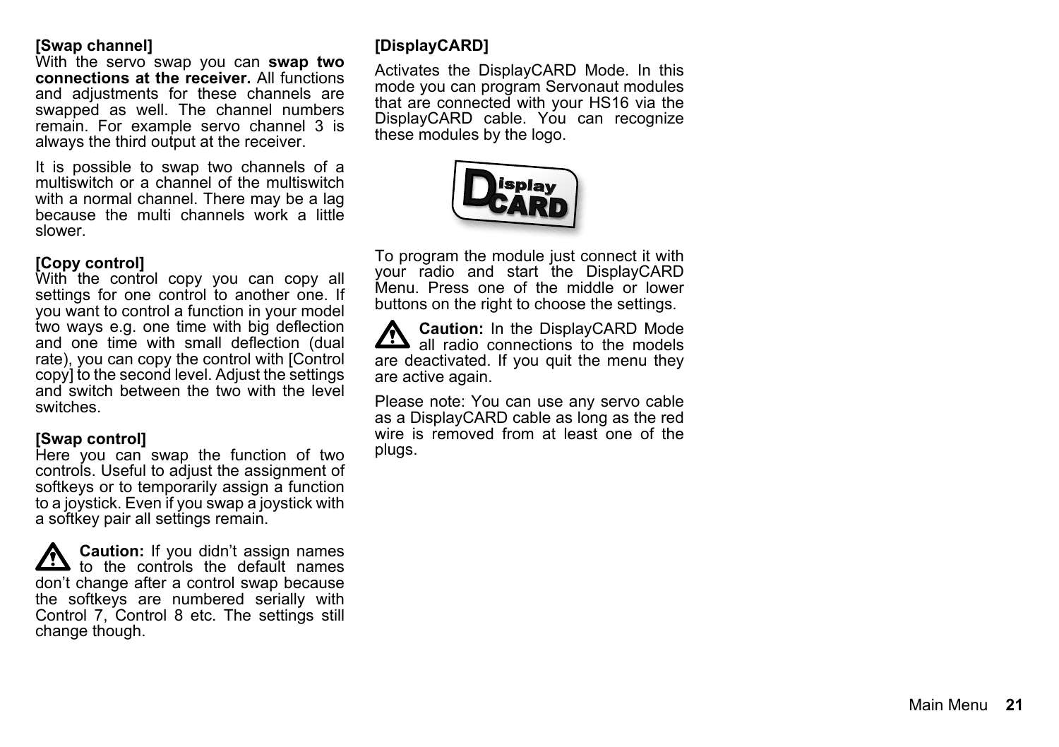**[Swap channel]**
With the servo swap you can **swap two connections at the receiver.** All functions and adjustments for these channels are swapped as well. The channel numbers remain. For example servo channel 3 is always the third output at the receiver.

It is possible to swap two channels of a multiswitch or a channel of the multiswitch with a normal channel. There may be a lag because the multi channels work a little slower.

**[Copy control]**
With the control copy you can copy all settings for one control to another one. If you want to control a function in your model two ways e.g. one time with big deflection and one time with small deflection (dual rate), you can copy the control with [Control copy] to the second level. Adjust the settings and switch between the two with the level switches.

**[Swap control]**
Here you can swap the function of two controls. Useful to adjust the assignment of softkeys or to temporarily assign a function to a joystick. Even if you swap a joystick with a softkey pair all settings remain.

⚠ **Caution:** If you didn’t assign names to the controls the default names don’t change after a control swap because the softkeys are numbered serially with Control 7, Control 8 etc. The settings still change though.

**[DisplayCARD]**

Activates the DisplayCARD Mode. In this mode you can program Servonaut modules that are connected with your HS16 via the DisplayCARD cable. You can recognize these modules by the logo.

To program the module just connect it with your radio and start the DisplayCARD Menu. Press one of the middle or lower buttons on the right to choose the settings.

⚠ **Caution:** In the DisplayCARD Mode all radio connections to the models are deactivated. If you quit the menu they are active again.

Please note: You can use any servo cable as a DisplayCARD cable as long as the red wire is removed from at least one of the plugs.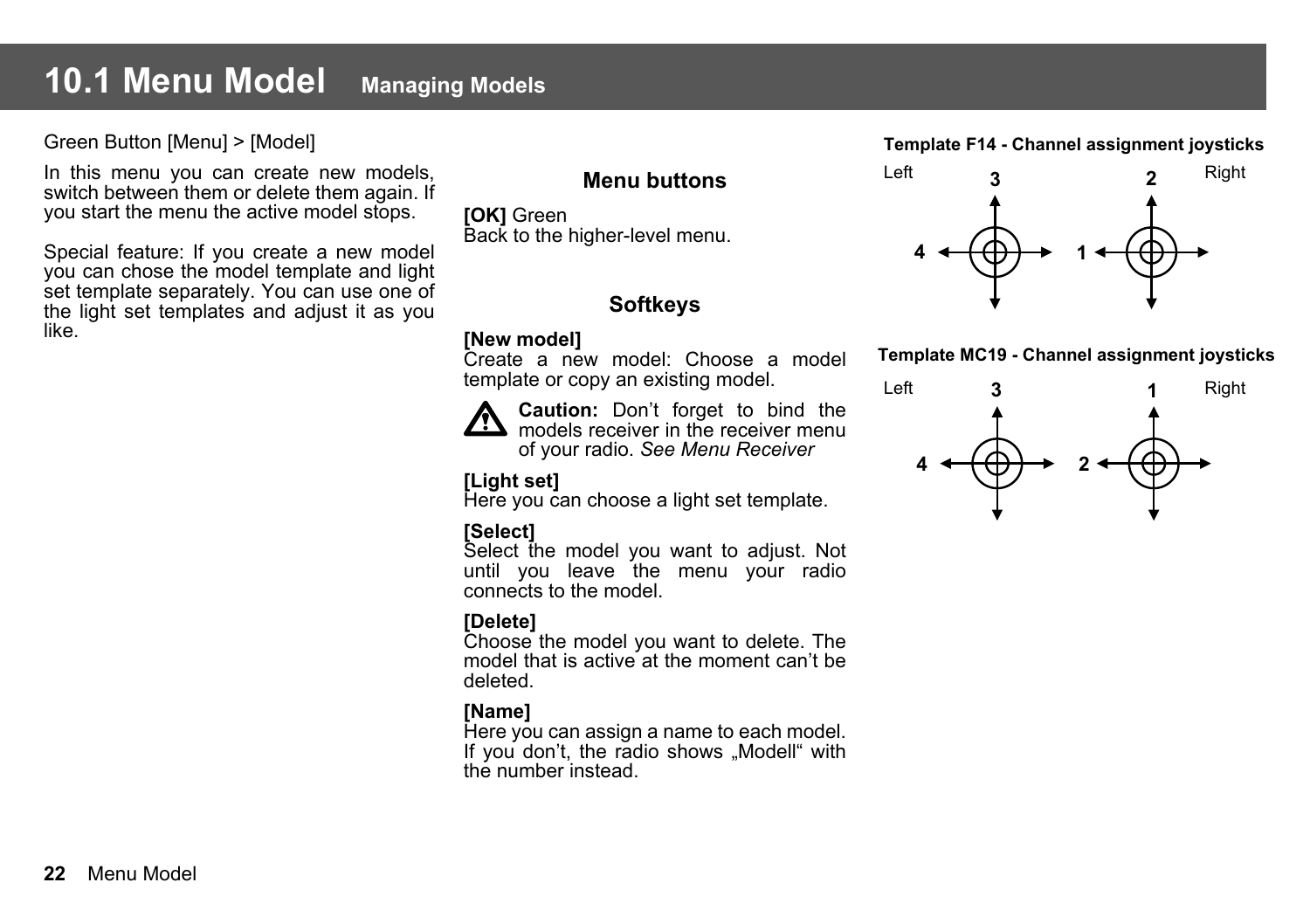# 10.1 Menu Model Managing Models

Green Button [Menu] > [Model]

In this menu you can create new models, switch between them or delete them again. If you start the menu the active model stops.

Special feature: If you create a new model you can chose the model template and light set template separately. You can use one of the light set templates and adjust it as you like.

### Menu buttons

**[OK]** Green
Back to the higher-level menu.

### Softkeys

**[New model]**
Create a new model: Choose a model template or copy an existing model.

**Caution:** Don't forget to bind the models receiver in the receiver menu of your radio. *See Menu Receiver*

**[Light set]**
Here you can choose a light set template.

**[Select]**
Select the model you want to adjust. Not until you leave the menu your radio connects to the model.

**[Delete]**
Choose the model you want to delete. The model that is active at the moment can't be deleted.

**[Name]**
Here you can assign a name to each model. If you don't, the radio shows „Modell" with the number instead.

**Template F14 - Channel assignment joysticks**

Left: 3 (vertical), 4 (horizontal) — Right: 2 (vertical), 1 (horizontal)

**Template MC19 - Channel assignment joysticks**

Left: 3 (vertical), 4 (horizontal) — Right: 1 (vertical), 2 (horizontal)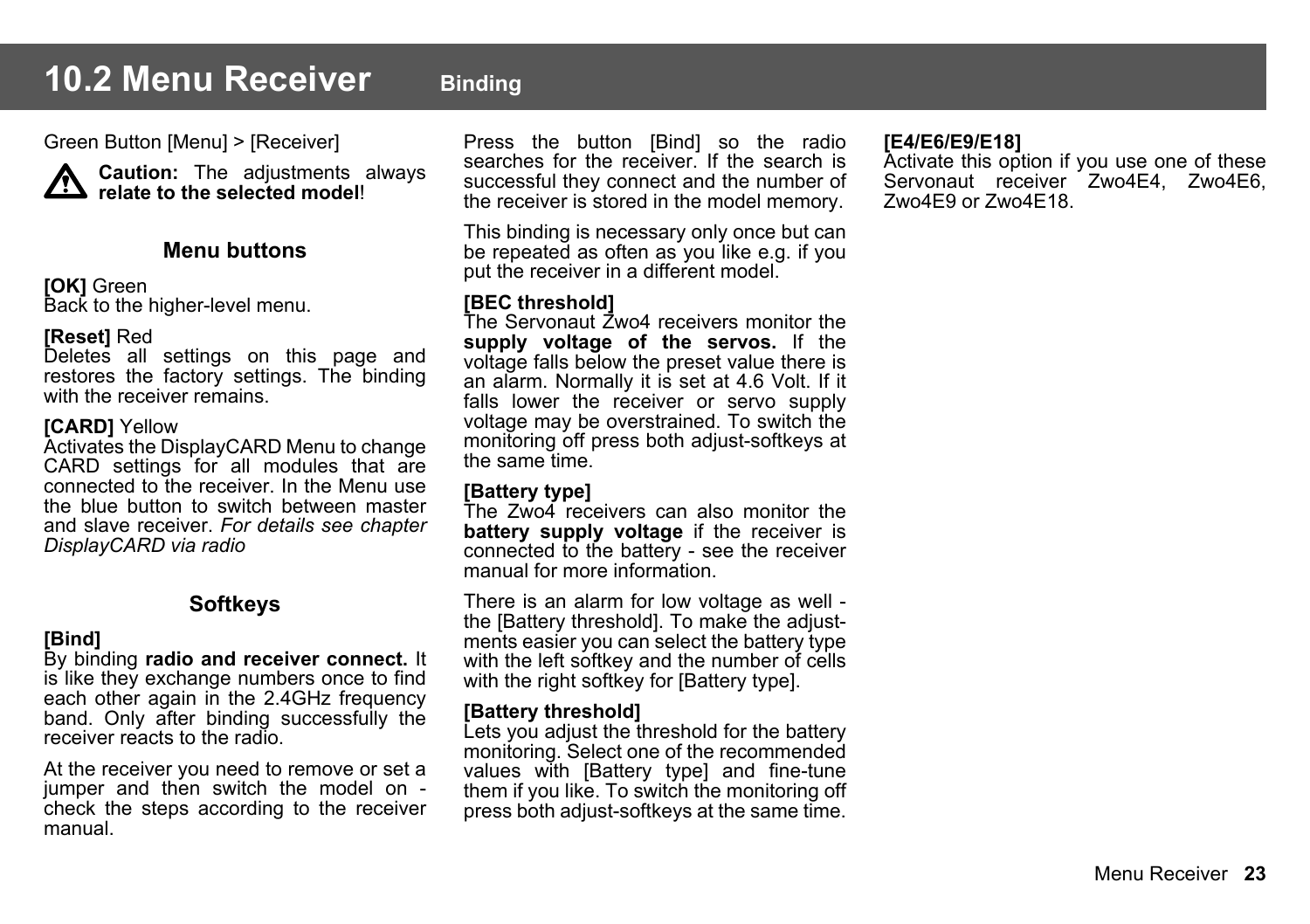# 10.2 Menu Receiver Binding

Green Button [Menu] > [Receiver]

**Caution:** The adjustments always **relate to the selected model**!

### Menu buttons

**[OK]** Green
Back to the higher-level menu.

**[Reset]** Red
Deletes all settings on this page and restores the factory settings. The binding with the receiver remains.

**[CARD]** Yellow
Activates the DisplayCARD Menu to change CARD settings for all modules that are connected to the receiver. In the Menu use the blue button to switch between master and slave receiver. *For details see chapter DisplayCARD via radio*

### Softkeys

**[Bind]**
By binding **radio and receiver connect.** It is like they exchange numbers once to find each other again in the 2.4GHz frequency band. Only after binding successfully the receiver reacts to the radio.

At the receiver you need to remove or set a jumper and then switch the model on - check the steps according to the receiver manual.

Press the button [Bind] so the radio searches for the receiver. If the search is successful they connect and the number of the receiver is stored in the model memory.

This binding is necessary only once but can be repeated as often as you like e.g. if you put the receiver in a different model.

**[BEC threshold]**
The Servonaut Zwo4 receivers monitor the **supply voltage of the servos.** If the voltage falls below the preset value there is an alarm. Normally it is set at 4.6 Volt. If it falls lower the receiver or servo supply voltage may be overstrained. To switch the monitoring off press both adjust-softkeys at the same time.

**[Battery type]**
The Zwo4 receivers can also monitor the **battery supply voltage** if the receiver is connected to the battery - see the receiver manual for more information.

There is an alarm for low voltage as well - the [Battery threshold]. To make the adjustments easier you can select the battery type with the left softkey and the number of cells with the right softkey for [Battery type].

**[Battery threshold]**
Lets you adjust the threshold for the battery monitoring. Select one of the recommended values with [Battery type] and fine-tune them if you like. To switch the monitoring off press both adjust-softkeys at the same time.

**[E4/E6/E9/E18]**
Activate this option if you use one of these Servonaut receiver Zwo4E4, Zwo4E6, Zwo4E9 or Zwo4E18.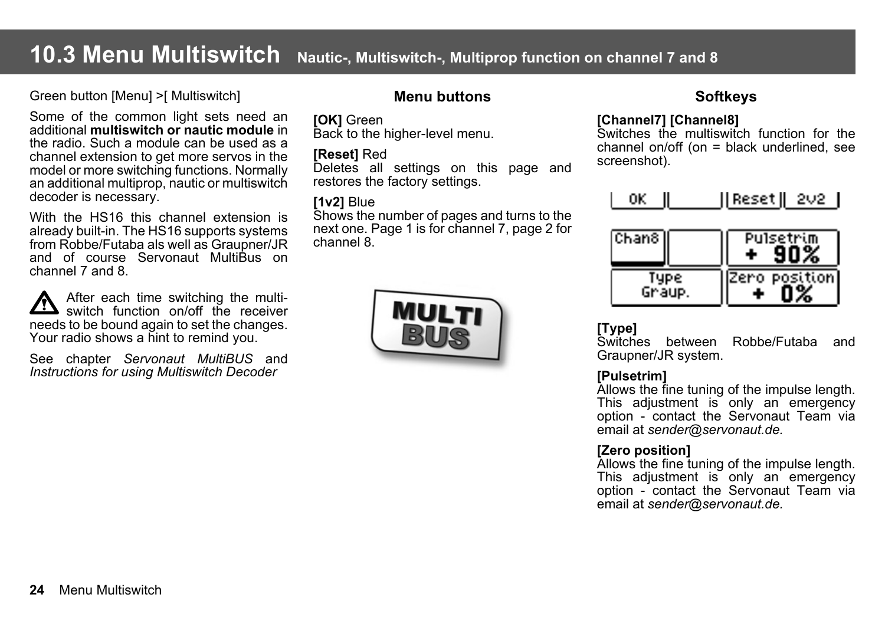# 10.3 Menu Multiswitch Nautic-, Multiswitch-, Multiprop function on channel 7 and 8

Green button [Menu] >[ Multiswitch]

Some of the common light sets need an additional **multiswitch or nautic module** in the radio. Such a module can be used as a channel extension to get more servos in the model or more switching functions. Normally an additional multiprop, nautic or multiswitch decoder is necessary.

With the HS16 this channel extension is already built-in. The HS16 supports systems from Robbe/Futaba als well as Graupner/JR and of course Servonaut MultiBus on channel 7 and 8.

⚠ After each time switching the multi-switch function on/off the receiver needs to be bound again to set the changes. Your radio shows a hint to remind you.

See chapter *Servonaut MultiBUS* and *Instructions for using Multiswitch Decoder*

### Menu buttons

**[OK]** Green
Back to the higher-level menu.

**[Reset]** Red
Deletes all settings on this page and restores the factory settings.

**[1v2]** Blue
Shows the number of pages and turns to the next one. Page 1 is for channel 7, page 2 for channel 8.

### Softkeys

**[Channel7] [Channel8]**
Switches the multiswitch function for the channel on/off (on = black underlined, see screenshot).

**[Type]**
Switches between Robbe/Futaba and Graupner/JR system.

**[Pulsetrim]**
Allows the fine tuning of the impulse length. This adjustment is only an emergency option - contact the Servonaut Team via email at *sender@servonaut.de*.

**[Zero position]**
Allows the fine tuning of the impulse length. This adjustment is only an emergency option - contact the Servonaut Team via email at *sender@servonaut.de*.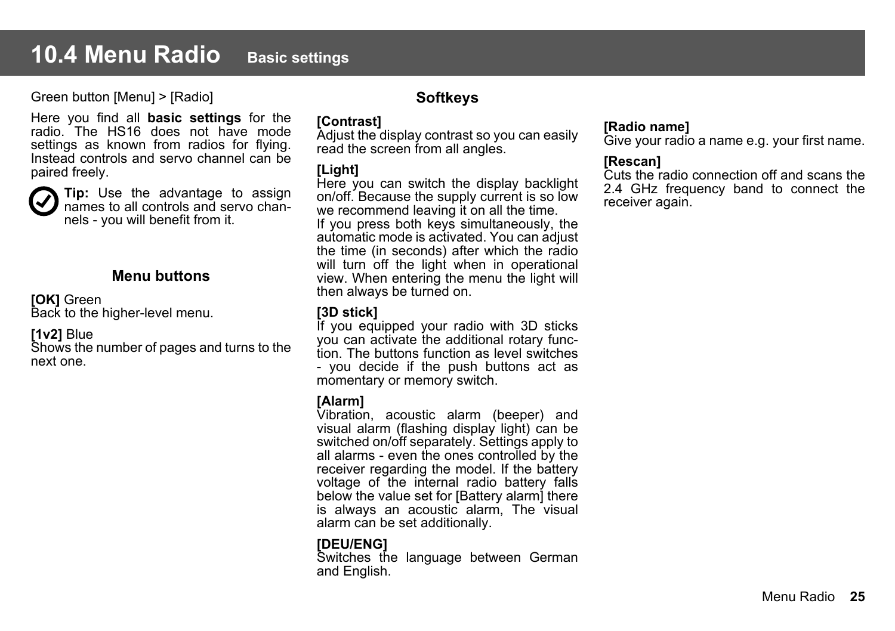# 10.4 Menu Radio Basic settings

Green button [Menu] > [Radio]

Here you find all **basic settings** for the radio. The HS16 does not have mode settings as known from radios for flying. Instead controls and servo channel can be paired freely.

**Tip:** Use the advantage to assign names to all controls and servo channels - you will benefit from it.

### Menu buttons

**[OK]** Green
Back to the higher-level menu.

**[1v2]** Blue
Shows the number of pages and turns to the next one.

### Softkeys

**[Contrast]**
Adjust the display contrast so you can easily read the screen from all angles.

**[Light]**
Here you can switch the display backlight on/off. Because the supply current is so low we recommend leaving it on all the time.
If you press both keys simultaneously, the automatic mode is activated. You can adjust the time (in seconds) after which the radio will turn off the light when in operational view. When entering the menu the light will then always be turned on.

**[3D stick]**
If you equipped your radio with 3D sticks you can activate the additional rotary function. The buttons function as level switches - you decide if the push buttons act as momentary or memory switch.

**[Alarm]**
Vibration, acoustic alarm (beeper) and visual alarm (flashing display light) can be switched on/off separately. Settings apply to all alarms - even the ones controlled by the receiver regarding the model. If the battery voltage of the internal radio battery falls below the value set for [Battery alarm] there is always an acoustic alarm, The visual alarm can be set additionally.

**[DEU/ENG]**
Switches the language between German and English.

**[Radio name]**
Give your radio a name e.g. your first name.

**[Rescan]**
Cuts the radio connection off and scans the 2.4 GHz frequency band to connect the receiver again.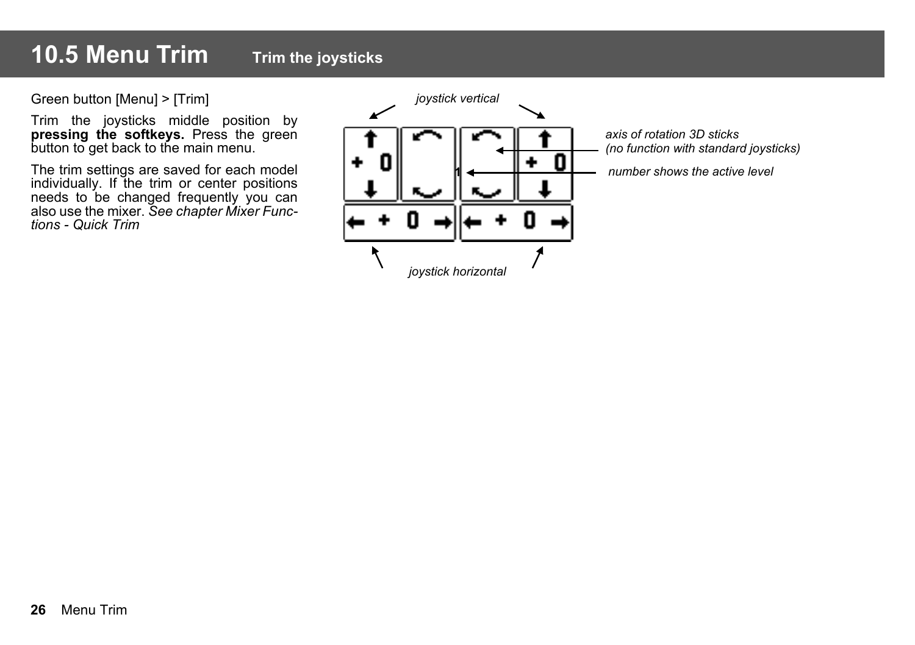# 10.5 Menu Trim Trim the joysticks

Green button [Menu] > [Trim]

Trim the joysticks middle position by **pressing the softkeys.** Press the green button to get back to the main menu.

The trim settings are saved for each model individually. If the trim or center positions needs to be changed frequently you can also use the mixer. *See chapter Mixer Functions - Quick Trim*

*joystick vertical*

*axis of rotation 3D sticks (no function with standard joysticks)*

*number shows the active level*

*joystick horizontal*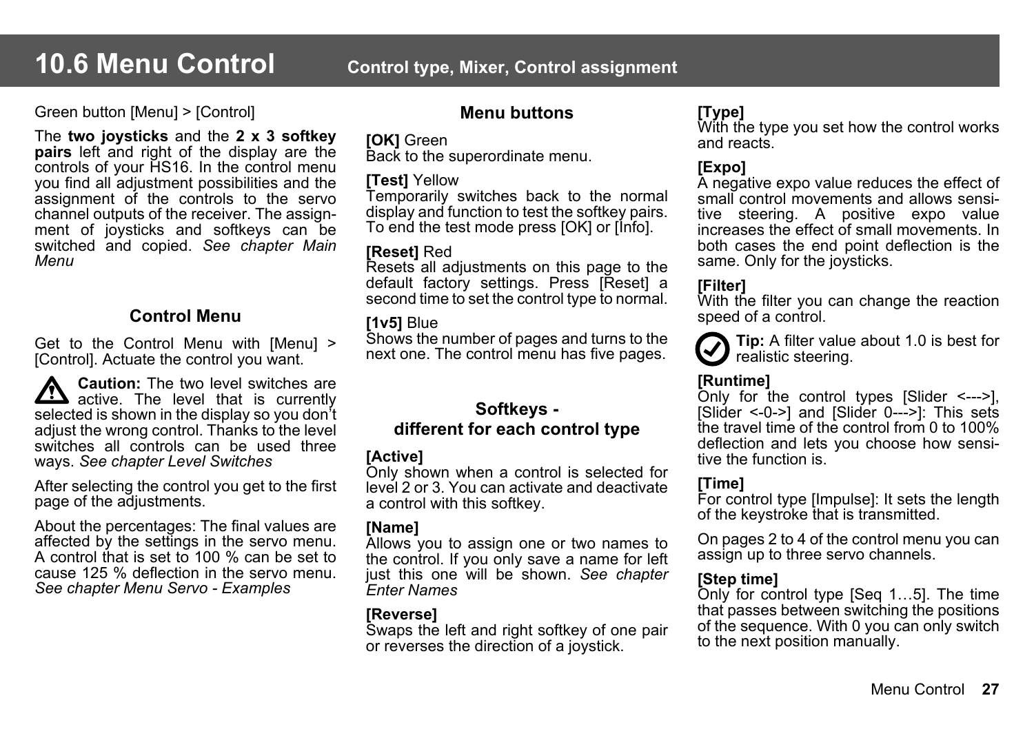# 10.6 Menu Control **Control type, Mixer, Control assignment**

Green button [Menu] > [Control]

The **two joysticks** and the **2 x 3 softkey pairs** left and right of the display are the controls of your HS16. In the control menu you find all adjustment possibilities and the assignment of the controls to the servo channel outputs of the receiver. The assignment of joysticks and softkeys can be switched and copied. *See chapter Main Menu*

## Control Menu

Get to the Control Menu with [Menu] > [Control]. Actuate the control you want.

**Caution:** The two level switches are active. The level that is currently selected is shown in the display so you don't adjust the wrong control. Thanks to the level switches all controls can be used three ways. *See chapter Level Switches*

After selecting the control you get to the first page of the adjustments.

About the percentages: The final values are affected by the settings in the servo menu. A control that is set to 100 % can be set to cause 125 % deflection in the servo menu. *See chapter Menu Servo - Examples*

## Menu buttons

**[OK]** Green
Back to the superordinate menu.

**[Test]** Yellow
Temporarily switches back to the normal display and function to test the softkey pairs. To end the test mode press [OK] or [Info].

**[Reset]** Red
Resets all adjustments on this page to the default factory settings. Press [Reset] a second time to set the control type to normal.

**[1v5]** Blue
Shows the number of pages and turns to the next one. The control menu has five pages.

## Softkeys - different for each control type

**[Active]**
Only shown when a control is selected for level 2 or 3. You can activate and deactivate a control with this softkey.

**[Name]**
Allows you to assign one or two names to the control. If you only save a name for left just this one will be shown. *See chapter Enter Names*

**[Reverse]**
Swaps the left and right softkey of one pair or reverses the direction of a joystick.

**[Type]**
With the type you set how the control works and reacts.

**[Expo]**
A negative expo value reduces the effect of small control movements and allows sensitive steering. A positive expo value increases the effect of small movements. In both cases the end point deflection is the same. Only for the joysticks.

**[Filter]**
With the filter you can change the reaction speed of a control.

**Tip:** A filter value about 1.0 is best for realistic steering.

**[Runtime]**
Only for the control types [Slider <--->], [Slider <-0->] and [Slider 0--->]: This sets the travel time of the control from 0 to 100% deflection and lets you choose how sensitive the function is.

**[Time]**
For control type [Impulse]: It sets the length of the keystroke that is transmitted.

On pages 2 to 4 of the control menu you can assign up to three servo channels.

**[Step time]**
Only for control type [Seq 1…5]. The time that passes between switching the positions of the sequence. With 0 you can only switch to the next position manually.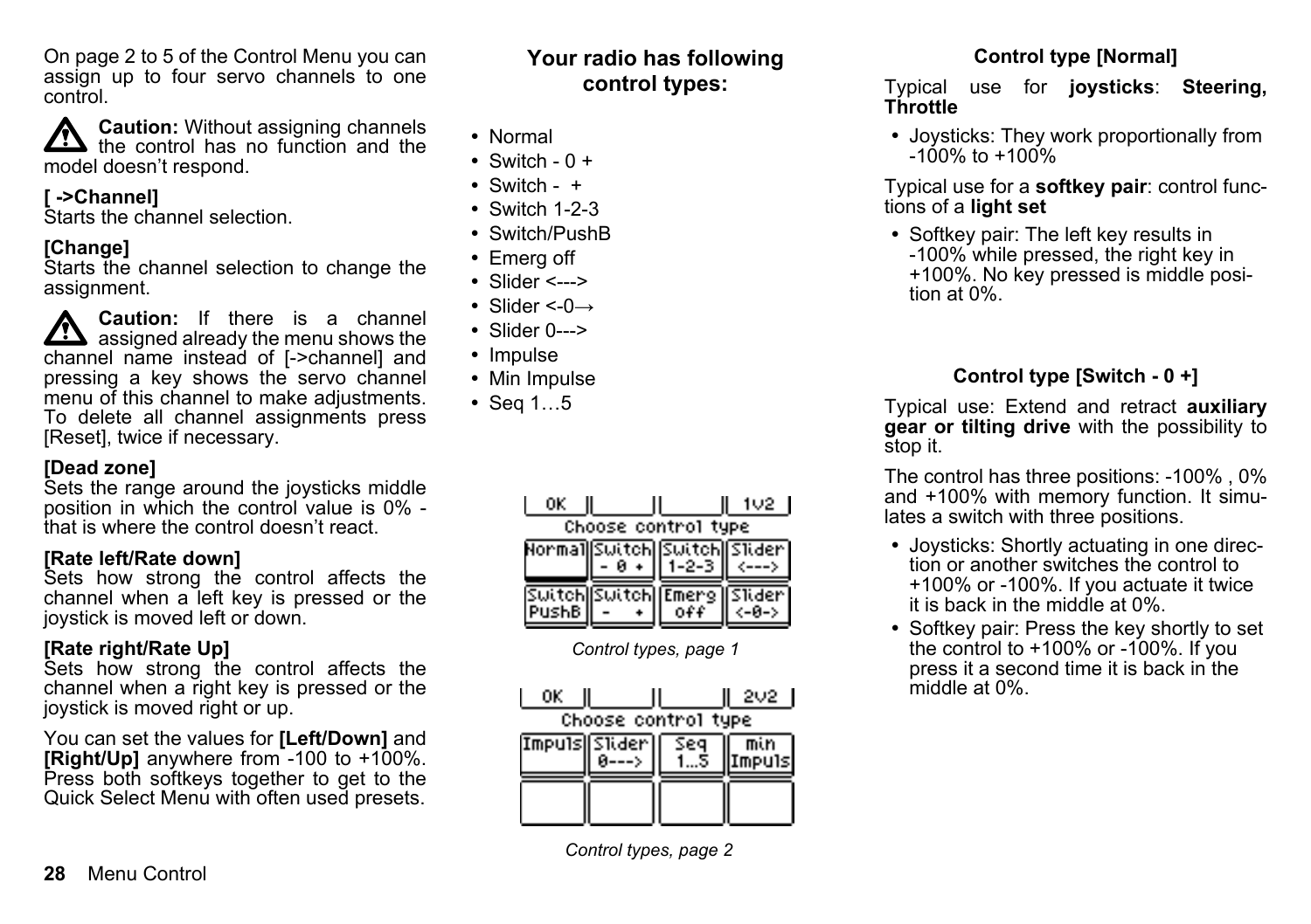On page 2 to 5 of the Control Menu you can assign up to four servo channels to one control.

**Caution:** Without assigning channels the control has no function and the model doesn't respond.

**[ ->Channel]**
Starts the channel selection.

**[Change]**
Starts the channel selection to change the assignment.

**Caution:** If there is a channel assigned already the menu shows the channel name instead of [->channel] and pressing a key shows the servo channel menu of this channel to make adjustments. To delete all channel assignments press [Reset], twice if necessary.

**[Dead zone]**
Sets the range around the joysticks middle position in which the control value is 0% - that is where the control doesn't react.

**[Rate left/Rate down]**
Sets how strong the control affects the channel when a left key is pressed or the joystick is moved left or down.

**[Rate right/Rate Up]**
Sets how strong the control affects the channel when a right key is pressed or the joystick is moved right or up.

You can set the values for **[Left/Down]** and **[Right/Up]** anywhere from -100 to +100%. Press both softkeys together to get to the Quick Select Menu with often used presets.

## Your radio has following control types:

- Normal
- Switch - 0 +
- Switch - +
- Switch 1-2-3
- Switch/PushB
- Emerg off
- Slider <--->
- Slider <-0→
- Slider 0--->
- Impulse
- Min Impulse
- Seq 1…5

*Control types, page 1*

*Control types, page 2*

### Control type [Normal]

Typical use for **joysticks**: **Steering, Throttle**

- Joysticks: They work proportionally from -100% to +100%

Typical use for a **softkey pair**: control functions of a **light set**

- Softkey pair: The left key results in -100% while pressed, the right key in +100%. No key pressed is middle position at 0%.

### Control type [Switch - 0 +]

Typical use: Extend and retract **auxiliary gear or tilting drive** with the possibility to stop it.

The control has three positions: -100% , 0% and +100% with memory function. It simulates a switch with three positions.

- Joysticks: Shortly actuating in one direction or another switches the control to +100% or -100%. If you actuate it twice it is back in the middle at 0%.
- Softkey pair: Press the key shortly to set the control to +100% or -100%. If you press it a second time it is back in the middle at 0%.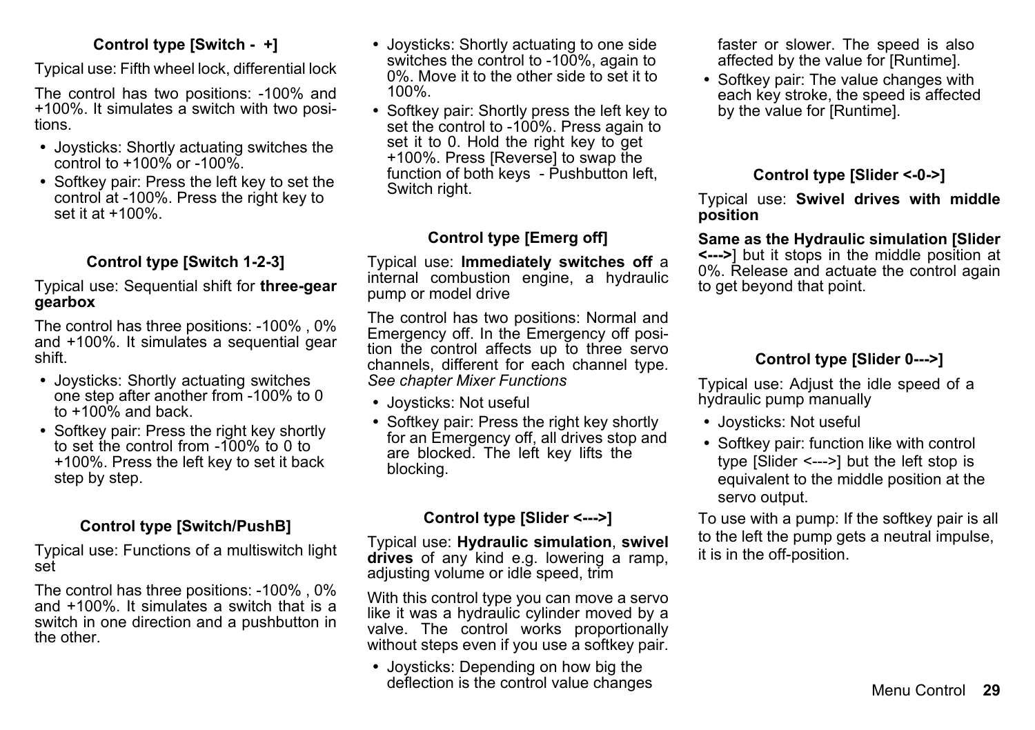### Control type [Switch - +]

Typical use: Fifth wheel lock, differential lock

The control has two positions: -100% and +100%. It simulates a switch with two positions.

- Joysticks: Shortly actuating switches the control to +100% or -100%.
- Softkey pair: Press the left key to set the control at -100%. Press the right key to set it at +100%.

### Control type [Switch 1-2-3]

Typical use: Sequential shift for **three-gear gearbox**

The control has three positions: -100% , 0% and +100%. It simulates a sequential gear shift.

- Joysticks: Shortly actuating switches one step after another from -100% to 0 to +100% and back.
- Softkey pair: Press the right key shortly to set the control from -100% to 0 to +100%. Press the left key to set it back step by step.

### Control type [Switch/PushB]

Typical use: Functions of a multiswitch light set

The control has three positions: -100% , 0% and +100%. It simulates a switch that is a switch in one direction and a pushbutton in the other.

- Joysticks: Shortly actuating to one side switches the control to -100%, again to 0%. Move it to the other side to set it to 100%.
- Softkey pair: Shortly press the left key to set the control to -100%. Press again to set it to 0. Hold the right key to get +100%. Press [Reverse] to swap the function of both keys - Pushbutton left, Switch right.

### Control type [Emerg off]

Typical use: **Immediately switches off** a internal combustion engine, a hydraulic pump or model drive

The control has two positions: Normal and Emergency off. In the Emergency off position the control affects up to three servo channels, different for each channel type. *See chapter Mixer Functions*

- Joysticks: Not useful
- Softkey pair: Press the right key shortly for an Emergency off, all drives stop and are blocked. The left key lifts the blocking.

### Control type [Slider <--->]

Typical use: **Hydraulic simulation**, **swivel drives** of any kind e.g. lowering a ramp, adjusting volume or idle speed, trim

With this control type you can move a servo like it was a hydraulic cylinder moved by a valve. The control works proportionally without steps even if you use a softkey pair.

- Joysticks: Depending on how big the deflection is the control value changes faster or slower. The speed is also affected by the value for [Runtime].
- Softkey pair: The value changes with each key stroke, the speed is affected by the value for [Runtime].

### Control type [Slider <-0->]

Typical use: **Swivel drives with middle position**

**Same as the Hydraulic simulation [Slider <--->**] but it stops in the middle position at 0%. Release and actuate the control again to get beyond that point.

### Control type [Slider 0--->]

Typical use: Adjust the idle speed of a hydraulic pump manually

- Joysticks: Not useful
- Softkey pair: function like with control type [Slider <--->] but the left stop is equivalent to the middle position at the servo output.

To use with a pump: If the softkey pair is all to the left the pump gets a neutral impulse, it is in the off-position.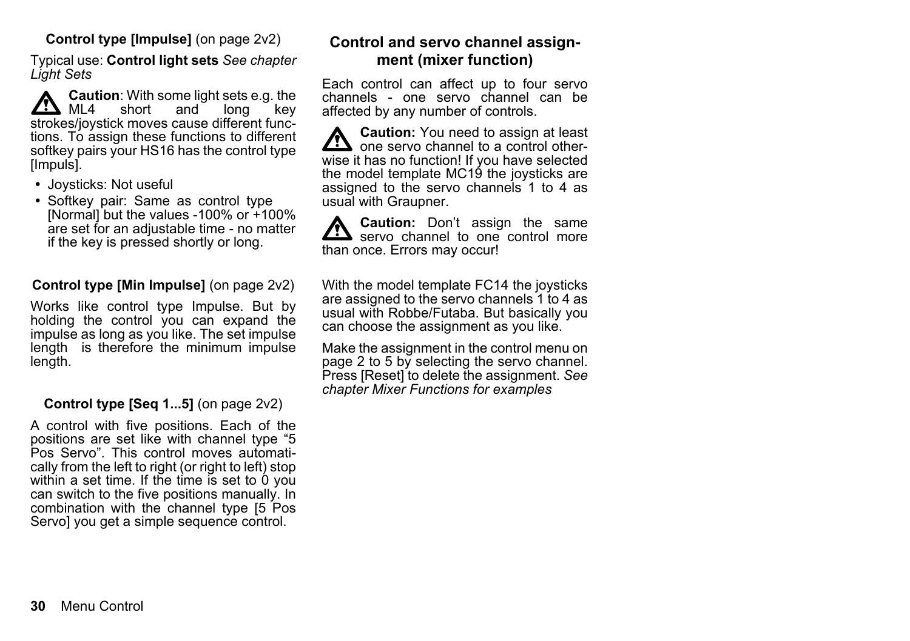**Control type [Impulse]** (on page 2v2)

Typical use: **Control light sets** *See chapter Light Sets*

⚠ **Caution**: With some light sets e.g. the ML4 short and long key strokes/joystick moves cause different functions. To assign these functions to different softkey pairs your HS16 has the control type [Impuls].

- Joysticks: Not useful
- Softkey pair: Same as control type [Normal] but the values -100% or +100% are set for an adjustable time - no matter if the key is pressed shortly or long.

**Control type [Min Impulse]** (on page 2v2)

Works like control type Impulse. But by holding the control you can expand the impulse as long as you like. The set impulse length is therefore the minimum impulse length.

**Control type [Seq 1...5]** (on page 2v2)

A control with five positions. Each of the positions are set like with channel type “5 Pos Servo”. This control moves automatically from the left to right (or right to left) stop within a set time. If the time is set to 0 you can switch to the five positions manually. In combination with the channel type [5 Pos Servo] you get a simple sequence control.

## Control and servo channel assignment (mixer function)

Each control can affect up to four servo channels - one servo channel can be affected by any number of controls.

⚠ **Caution:** You need to assign at least one servo channel to a control otherwise it has no function! If you have selected the model template MC19 the joysticks are assigned to the servo channels 1 to 4 as usual with Graupner.

⚠ **Caution:** Don’t assign the same servo channel to one control more than once. Errors may occur!

With the model template FC14 the joysticks are assigned to the servo channels 1 to 4 as usual with Robbe/Futaba. But basically you can choose the assignment as you like.

Make the assignment in the control menu on page 2 to 5 by selecting the servo channel. Press [Reset] to delete the assignment. *See chapter Mixer Functions for examples*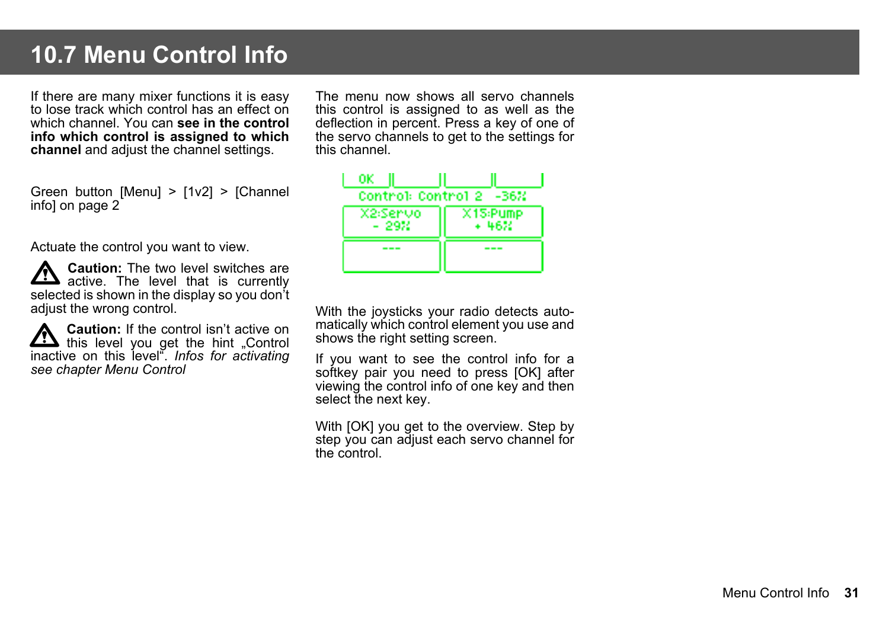# 10.7 Menu Control Info

If there are many mixer functions it is easy to lose track which control has an effect on which channel. You can **see in the control info which control is assigned to which channel** and adjust the channel settings.

Green button [Menu] > [1v2] > [Channel info] on page 2

Actuate the control you want to view.

**Caution:** The two level switches are active. The level that is currently selected is shown in the display so you don't adjust the wrong control.

**Caution:** If the control isn't active on this level you get the hint „Control inactive on this level". *Infos for activating see chapter Menu Control*

The menu now shows all servo channels this control is assigned to as well as the deflection in percent. Press a key of one of the servo channels to get to the settings for this channel.

With the joysticks your radio detects automatically which control element you use and shows the right setting screen.

If you want to see the control info for a softkey pair you need to press [OK] after viewing the control info of one key and then select the next key.

With [OK] you get to the overview. Step by step you can adjust each servo channel for the control.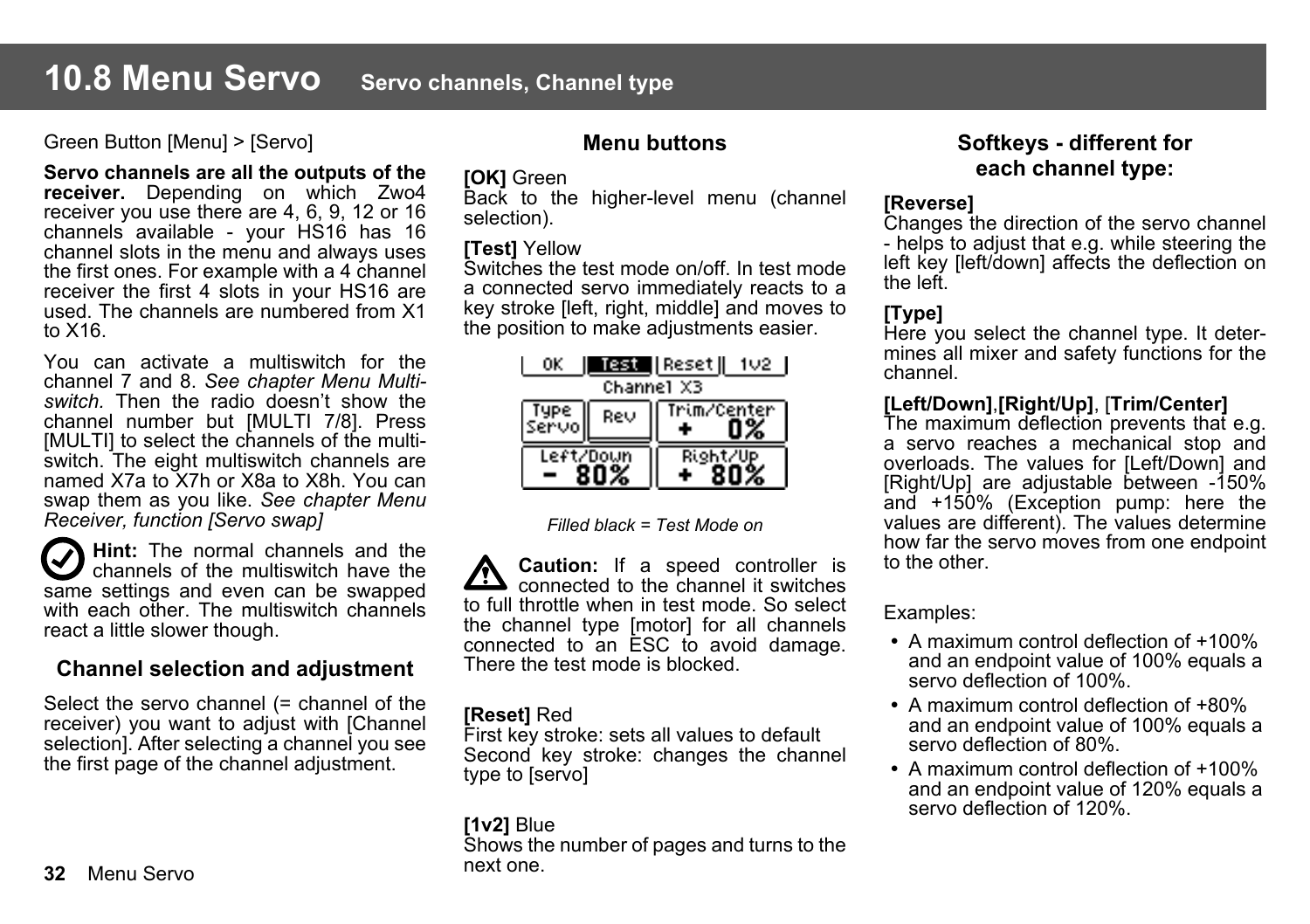# 10.8 Menu Servo   Servo channels, Channel type

Green Button [Menu] > [Servo]

**Servo channels are all the outputs of the receiver.** Depending on which Zwo4 receiver you use there are 4, 6, 9, 12 or 16 channels available - your HS16 has 16 channel slots in the menu and always uses the first ones. For example with a 4 channel receiver the first 4 slots in your HS16 are used. The channels are numbered from X1 to X16.

You can activate a multiswitch for the channel 7 and 8. *See chapter Menu Multiswitch.* Then the radio doesn't show the channel number but [MULTI 7/8]. Press [MULTI] to select the channels of the multiswitch. The eight multiswitch channels are named X7a to X7h or X8a to X8h. You can swap them as you like. *See chapter Menu Receiver, function [Servo swap]*

**Hint:** The normal channels and the channels of the multiswitch have the same settings and even can be swapped with each other. The multiswitch channels react a little slower though.

### Channel selection and adjustment

Select the servo channel (= channel of the receiver) you want to adjust with [Channel selection]. After selecting a channel you see the first page of the channel adjustment.

### Menu buttons

**[OK]** Green
Back to the higher-level menu (channel selection).

**[Test]** Yellow
Switches the test mode on/off. In test mode a connected servo immediately reacts to a key stroke [left, right, middle] and moves to the position to make adjustments easier.

| OK | Test | Reset | 1v2 |
|---|---|---|---|
| Channel X3 | | | |
| Type Servo | Rev | Trim/Center + 0% | |
| Left/Down - 80% | | Right/Up + 80% | |

*Filled black = Test Mode on*

**Caution:** If a speed controller is connected to the channel it switches to full throttle when in test mode. So select the channel type [motor] for all channels connected to an ESC to avoid damage. There the test mode is blocked.

**[Reset]** Red
First key stroke: sets all values to default
Second key stroke: changes the channel type to [servo]

**[1v2]** Blue
Shows the number of pages and turns to the next one.

### Softkeys - different for each channel type:

**[Reverse]**
Changes the direction of the servo channel - helps to adjust that e.g. while steering the left key [left/down] affects the deflection on the left.

**[Type]**
Here you select the channel type. It determines all mixer and safety functions for the channel.

**[Left/Down]**,**[Right/Up]**, [**Trim/Center]**
The maximum deflection prevents that e.g. a servo reaches a mechanical stop and overloads. The values for [Left/Down] and [Right/Up] are adjustable between -150% and +150% (Exception pump: here the values are different). The values determine how far the servo moves from one endpoint to the other.

Examples:

- A maximum control deflection of +100% and an endpoint value of 100% equals a servo deflection of 100%.
- A maximum control deflection of +80% and an endpoint value of 100% equals a servo deflection of 80%.
- A maximum control deflection of +100% and an endpoint value of 120% equals a servo deflection of 120%.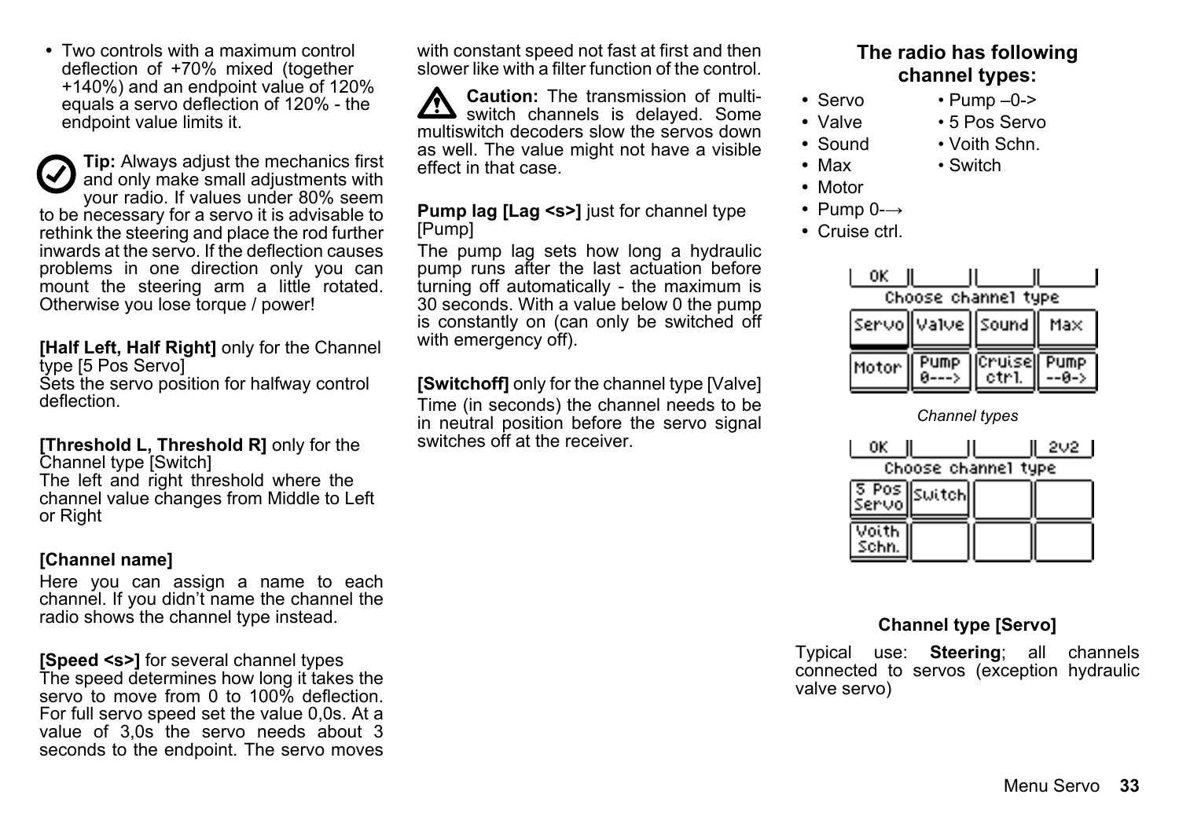- Two controls with a maximum control deflection of +70% mixed (together +140%) and an endpoint value of 120% equals a servo deflection of 120% - the endpoint value limits it.

**Tip:** Always adjust the mechanics first and only make small adjustments with your radio. If values under 80% seem to be necessary for a servo it is advisable to rethink the steering and place the rod further inwards at the servo. If the deflection causes problems in one direction only you can mount the steering arm a little rotated. Otherwise you lose torque / power!

**[Half Left, Half Right]** only for the Channel type [5 Pos Servo]
Sets the servo position for halfway control deflection.

**[Threshold L, Threshold R]** only for the Channel type [Switch]
The left and right threshold where the channel value changes from Middle to Left or Right

**[Channel name]**

Here you can assign a name to each channel. If you didn't name the channel the radio shows the channel type instead.

**[Speed <s>]** for several channel types
The speed determines how long it takes the servo to move from 0 to 100% deflection. For full servo speed set the value 0,0s. At a value of 3,0s the servo needs about 3 seconds to the endpoint. The servo moves with constant speed not fast at first and then slower like with a filter function of the control.

**Caution:** The transmission of multi-switch channels is delayed. Some multiswitch decoders slow the servos down as well. The value might not have a visible effect in that case.

**Pump lag [Lag <s>]** just for channel type [Pump]

The pump lag sets how long a hydraulic pump runs after the last actuation before turning off automatically - the maximum is 30 seconds. With a value below 0 the pump is constantly on (can only be switched off with emergency off).

**[Switchoff]** only for the channel type [Valve]

Time (in seconds) the channel needs to be in neutral position before the servo signal switches off at the receiver.

**The radio has following channel types:**

- Servo
- Valve
- Sound
- Max
- Motor
- Pump 0-→
- Cruise ctrl.
- Pump –0->
- 5 Pos Servo
- Voith Schn.
- Switch

*Channel types*

**Channel type [Servo]**

Typical use: **Steering**; all channels connected to servos (exception hydraulic valve servo)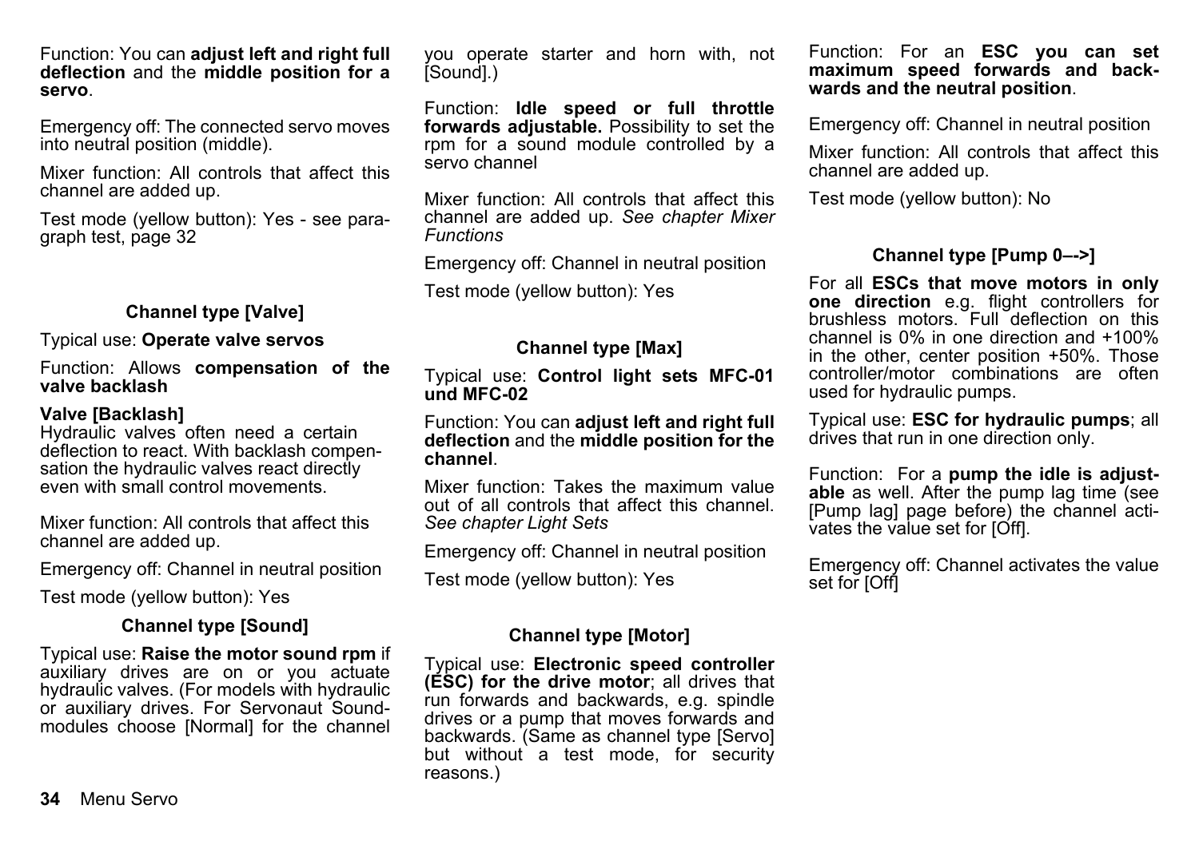Function: You can **adjust left and right full deflection** and the **middle position for a servo**.

Emergency off: The connected servo moves into neutral position (middle).

Mixer function: All controls that affect this channel are added up.

Test mode (yellow button): Yes - see paragraph test, page 32

### Channel type [Valve]

Typical use: **Operate valve servos**

Function: Allows **compensation of the valve backlash**

**Valve [Backlash]**
Hydraulic valves often need a certain deflection to react. With backlash compensation the hydraulic valves react directly even with small control movements.

Mixer function: All controls that affect this channel are added up.

Emergency off: Channel in neutral position

Test mode (yellow button): Yes

### Channel type [Sound]

Typical use: **Raise the motor sound rpm** if auxiliary drives are on or you actuate hydraulic valves. (For models with hydraulic or auxiliary drives. For Servonaut Sound-modules choose [Normal] for the channel you operate starter and horn with, not [Sound].)

Function: **Idle speed or full throttle forwards adjustable.** Possibility to set the rpm for a sound module controlled by a servo channel

Mixer function: All controls that affect this channel are added up. *See chapter Mixer Functions*

Emergency off: Channel in neutral position

Test mode (yellow button): Yes

### Channel type [Max]

Typical use: **Control light sets MFC-01 und MFC-02**

Function: You can **adjust left and right full deflection** and the **middle position for the channel**.

Mixer function: Takes the maximum value out of all controls that affect this channel. *See chapter Light Sets*

Emergency off: Channel in neutral position

Test mode (yellow button): Yes

### Channel type [Motor]

Typical use: **Electronic speed controller (ESC) for the drive motor**; all drives that run forwards and backwards, e.g. spindle drives or a pump that moves forwards and backwards. (Same as channel type [Servo] but without a test mode, for security reasons.)

Function: For an **ESC you can set maximum speed forwards and backwards and the neutral position**.

Emergency off: Channel in neutral position

Mixer function: All controls that affect this channel are added up.

Test mode (yellow button): No

### Channel type [Pump 0–->]

For all **ESCs that move motors in only one direction** e.g. flight controllers for brushless motors. Full deflection on this channel is 0% in one direction and +100% in the other, center position +50%. Those controller/motor combinations are often used for hydraulic pumps.

Typical use: **ESC for hydraulic pumps**; all drives that run in one direction only.

Function: For a **pump the idle is adjustable** as well. After the pump lag time (see [Pump lag] page before) the channel activates the value set for [Off].

Emergency off: Channel activates the value set for [Off]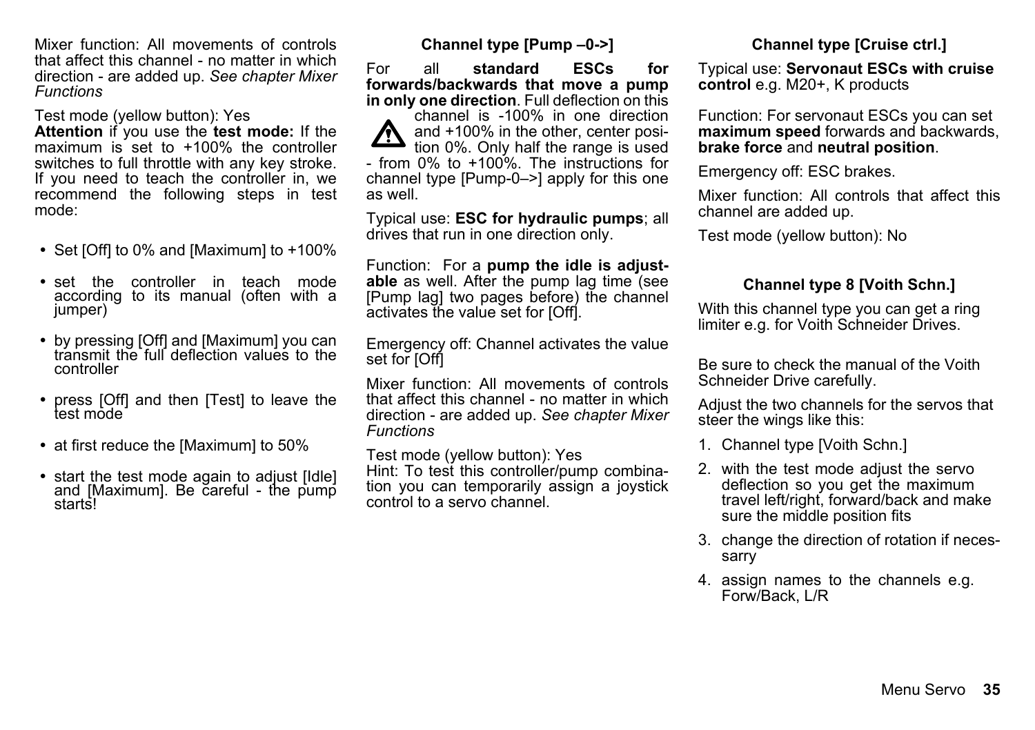Mixer function: All movements of controls that affect this channel - no matter in which direction - are added up. *See chapter Mixer Functions*

Test mode (yellow button): Yes
**Attention** if you use the **test mode:** If the maximum is set to +100% the controller switches to full throttle with any key stroke. If you need to teach the controller in, we recommend the following steps in test mode:

- Set [Off] to 0% and [Maximum] to +100%
- set the controller in teach mode according to its manual (often with a jumper)
- by pressing [Off] and [Maximum] you can transmit the full deflection values to the controller
- press [Off] and then [Test] to leave the test mode
- at first reduce the [Maximum] to 50%
- start the test mode again to adjust [Idle] and [Maximum]. Be careful - the pump starts!

### Channel type [Pump –0->]

For all **standard ESCs for forwards/backwards that move a pump in only one direction**. Full deflection on this channel is -100% in one direction and +100% in the other, center position 0%. Only half the range is used - from 0% to +100%. The instructions for channel type [Pump-0–>] apply for this one as well.

Typical use: **ESC for hydraulic pumps**; all drives that run in one direction only.

Function: For a **pump the idle is adjustable** as well. After the pump lag time (see [Pump lag] two pages before) the channel activates the value set for [Off].

Emergency off: Channel activates the value set for [Off]

Mixer function: All movements of controls that affect this channel - no matter in which direction - are added up. *See chapter Mixer Functions*

Test mode (yellow button): Yes
Hint: To test this controller/pump combination you can temporarily assign a joystick control to a servo channel.

### Channel type [Cruise ctrl.]

Typical use: **Servonaut ESCs with cruise control** e.g. M20+, K products

Function: For servonaut ESCs you can set **maximum speed** forwards and backwards, **brake force** and **neutral position**.

Emergency off: ESC brakes.

Mixer function: All controls that affect this channel are added up.

Test mode (yellow button): No

### Channel type 8 [Voith Schn.]

With this channel type you can get a ring limiter e.g. for Voith Schneider Drives.

Be sure to check the manual of the Voith Schneider Drive carefully.

Adjust the two channels for the servos that steer the wings like this:

1. Channel type [Voith Schn.]
2. with the test mode adjust the servo deflection so you get the maximum travel left/right, forward/back and make sure the middle position fits
3. change the direction of rotation if necessarry
4. assign names to the channels e.g. Forw/Back, L/R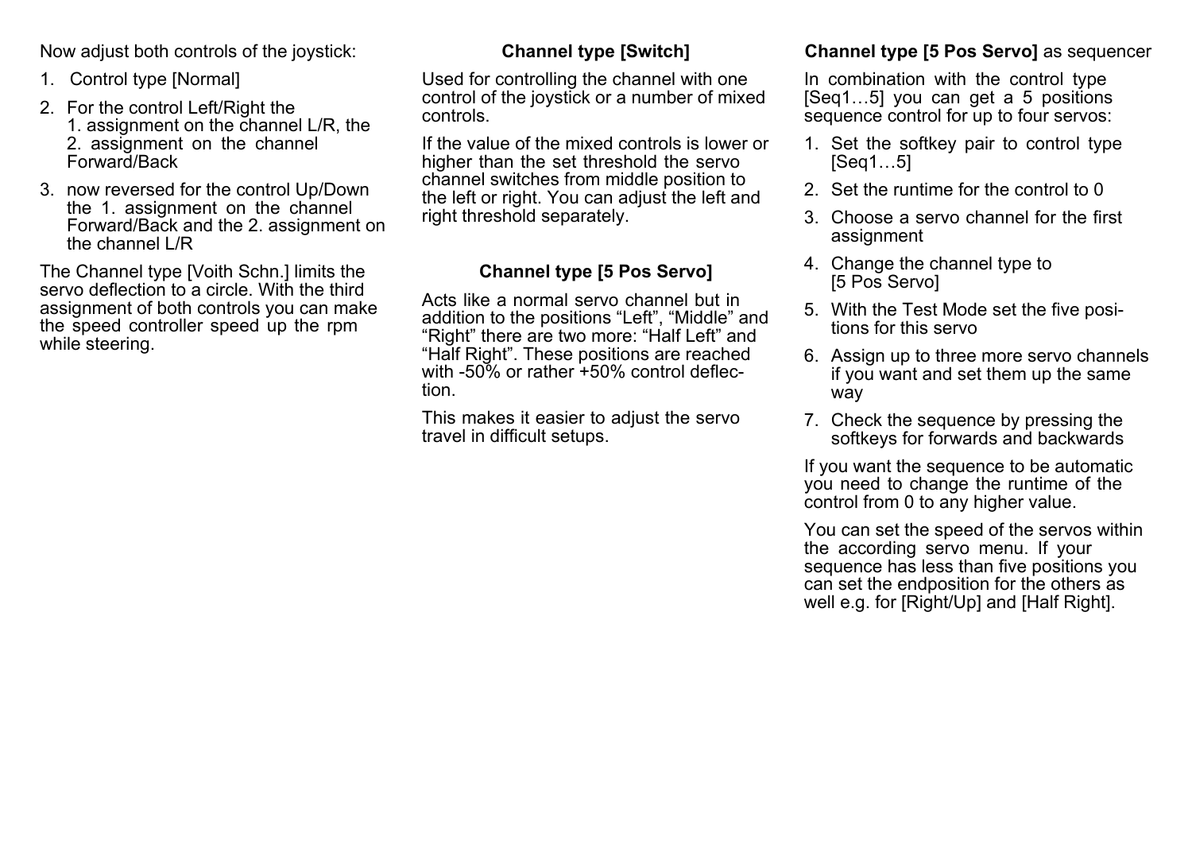Now adjust both controls of the joystick:

1. Control type [Normal]
2. For the control Left/Right the 1. assignment on the channel L/R, the 2. assignment on the channel Forward/Back
3. now reversed for the control Up/Down the 1. assignment on the channel Forward/Back and the 2. assignment on the channel L/R

The Channel type [Voith Schn.] limits the servo deflection to a circle. With the third assignment of both controls you can make the speed controller speed up the rpm while steering.

### Channel type [Switch]

Used for controlling the channel with one control of the joystick or a number of mixed controls.

If the value of the mixed controls is lower or higher than the set threshold the servo channel switches from middle position to the left or right. You can adjust the left and right threshold separately.

### Channel type [5 Pos Servo]

Acts like a normal servo channel but in addition to the positions “Left”, “Middle” and “Right” there are two more: “Half Left” and “Half Right”. These positions are reached with -50% or rather +50% control deflection.

This makes it easier to adjust the servo travel in difficult setups.

### **Channel type [5 Pos Servo]** as sequencer

In combination with the control type [Seq1…5] you can get a 5 positions sequence control for up to four servos:

1. Set the softkey pair to control type [Seq1…5]
2. Set the runtime for the control to 0
3. Choose a servo channel for the first assignment
4. Change the channel type to [5 Pos Servo]
5. With the Test Mode set the five positions for this servo
6. Assign up to three more servo channels if you want and set them up the same way
7. Check the sequence by pressing the softkeys for forwards and backwards

If you want the sequence to be automatic you need to change the runtime of the control from 0 to any higher value.

You can set the speed of the servos within the according servo menu. If your sequence has less than five positions you can set the endposition for the others as well e.g. for [Right/Up] and [Half Right].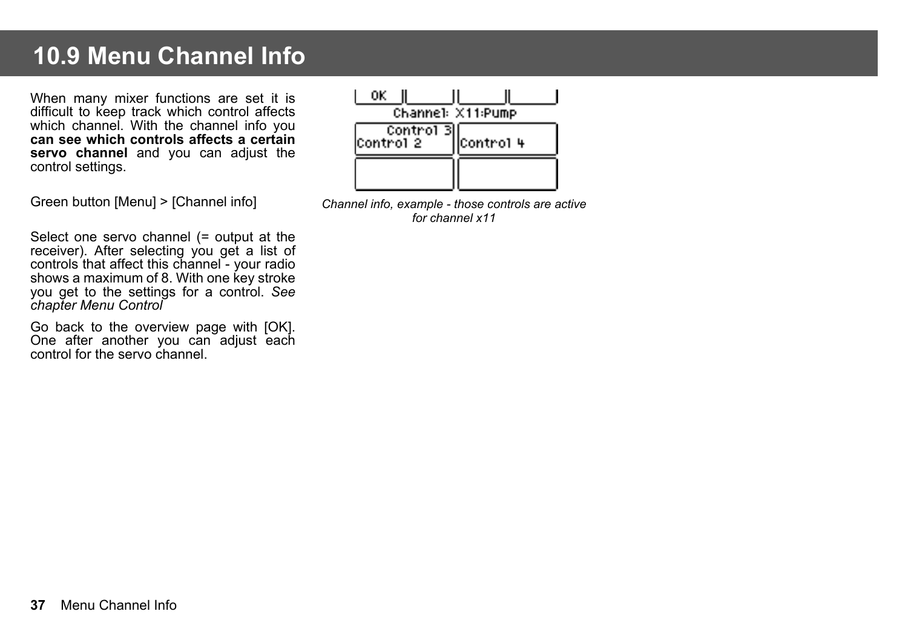# 10.9 Menu Channel Info

When many mixer functions are set it is difficult to keep track which control affects which channel. With the channel info you **can see which controls affects a certain servo channel** and you can adjust the control settings.

Green button [Menu] > [Channel info]

Select one servo channel (= output at the receiver). After selecting you get a list of controls that affect this channel - your radio shows a maximum of 8. With one key stroke you get to the settings for a control. *See chapter Menu Control*

Go back to the overview page with [OK]. One after another you can adjust each control for the servo channel.

*Channel info, example - those controls are active for channel x11*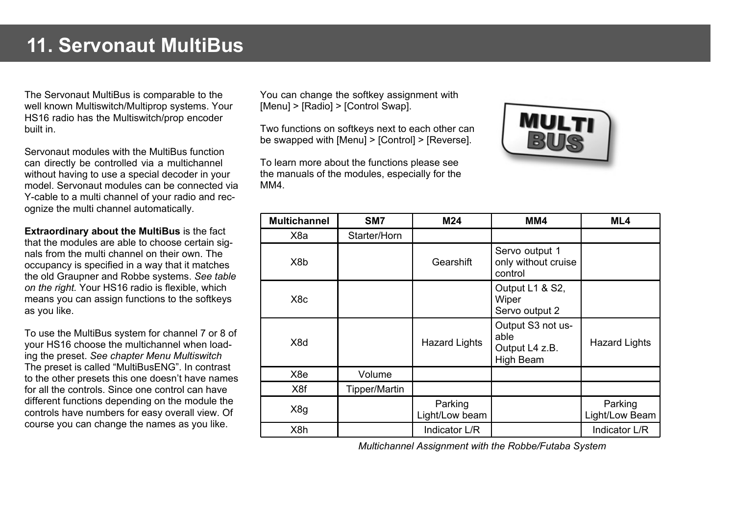# 11. Servonaut MultiBus

The Servonaut MultiBus is comparable to the well known Multiswitch/Multiprop systems. Your HS16 radio has the Multiswitch/prop encoder built in.

Servonaut modules with the MultiBus function can directly be controlled via a multichannel without having to use a special decoder in your model. Servonaut modules can be connected via Y-cable to a multi channel of your radio and recognize the multi channel automatically.

**Extraordinary about the MultiBus** is the fact that the modules are able to choose certain signals from the multi channel on their own. The occupancy is specified in a way that it matches the old Graupner and Robbe systems. *See table on the right.* Your HS16 radio is flexible, which means you can assign functions to the softkeys as you like.

To use the MultiBus system for channel 7 or 8 of your HS16 choose the multichannel when loading the preset. *See chapter Menu Multiswitch* The preset is called “MultiBusENG”. In contrast to the other presets this one doesn’t have names for all the controls. Since one control can have different functions depending on the module the controls have numbers for easy overall view. Of course you can change the names as you like.

You can change the softkey assignment with [Menu] > [Radio] > [Control Swap].

Two functions on softkeys next to each other can be swapped with [Menu] > [Control] > [Reverse].

To learn more about the functions please see the manuals of the modules, especially for the MM4.

| Multichannel | SM7 | M24 | MM4 | ML4 |
|---|---|---|---|---|
| X8a | Starter/Horn | | | |
| X8b | | Gearshift | Servo output 1 only without cruise control | |
| X8c | | | Output L1 & S2, Wiper Servo output 2 | |
| X8d | | Hazard Lights | Output S3 not usable Output L4 z.B. High Beam | Hazard Lights |
| X8e | Volume | | | |
| X8f | Tipper/Martin | | | |
| X8g | | Parking Light/Low beam | | Parking Light/Low Beam |
| X8h | | Indicator L/R | | Indicator L/R |

*Multichannel Assignment with the Robbe/Futaba System*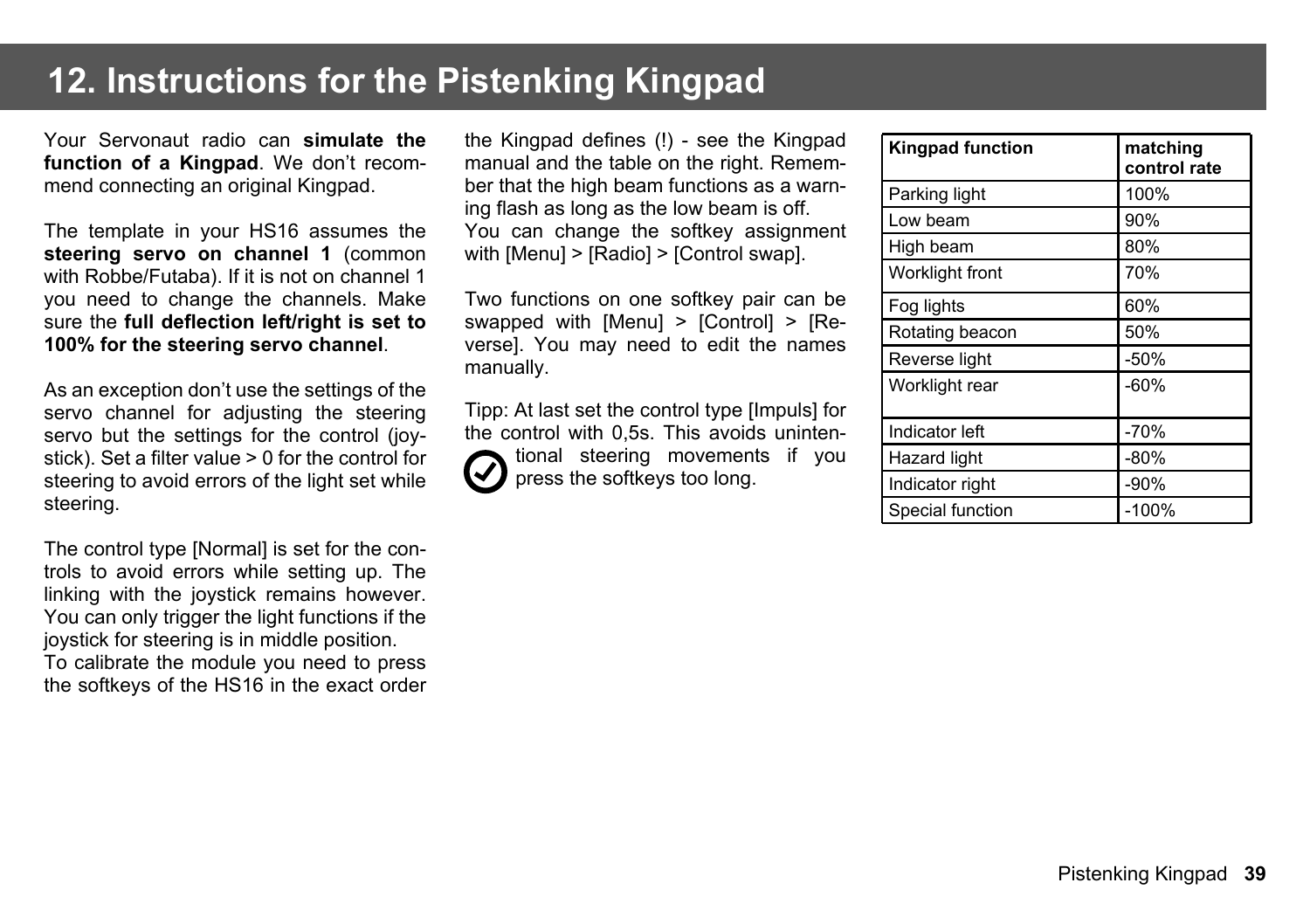# 12. Instructions for the Pistenking Kingpad

Your Servonaut radio can **simulate the function of a Kingpad**. We don't recommend connecting an original Kingpad.

The template in your HS16 assumes the **steering servo on channel 1** (common with Robbe/Futaba). If it is not on channel 1 you need to change the channels. Make sure the **full deflection left/right is set to 100% for the steering servo channel**.

As an exception don't use the settings of the servo channel for adjusting the steering servo but the settings for the control (joystick). Set a filter value > 0 for the control for steering to avoid errors of the light set while steering.

The control type [Normal] is set for the controls to avoid errors while setting up. The linking with the joystick remains however. You can only trigger the light functions if the joystick for steering is in middle position.
To calibrate the module you need to press the softkeys of the HS16 in the exact order the Kingpad defines (!) - see the Kingpad manual and the table on the right. Remember that the high beam functions as a warning flash as long as the low beam is off.
You can change the softkey assignment with [Menu] > [Radio] > [Control swap].

Two functions on one softkey pair can be swapped with [Menu] > [Control] > [Reverse]. You may need to edit the names manually.

Tipp: At last set the control type [Impuls] for the control with 0,5s. This avoids unintentional steering movements if you press the softkeys too long.

| **Kingpad function** | **matching control rate** |
|---|---|
| Parking light | 100% |
| Low beam | 90% |
| High beam | 80% |
| Worklight front | 70% |
| Fog lights | 60% |
| Rotating beacon | 50% |
| Reverse light | -50% |
| Worklight rear | -60% |
| Indicator left | -70% |
| Hazard light | -80% |
| Indicator right | -90% |
| Special function | -100% |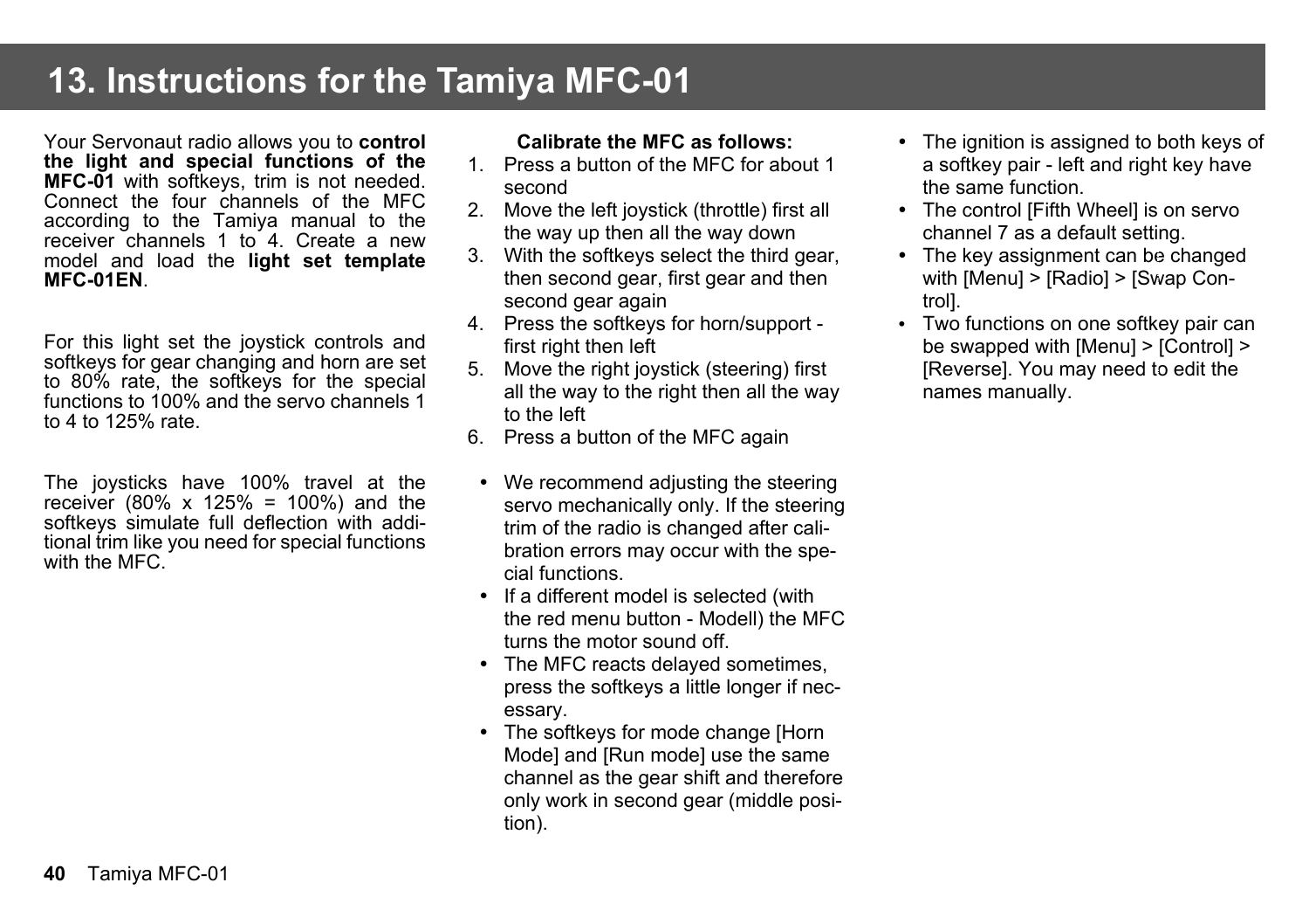# 13. Instructions for the Tamiya MFC-01

Your Servonaut radio allows you to **control the light and special functions of the MFC-01** with softkeys, trim is not needed. Connect the four channels of the MFC according to the Tamiya manual to the receiver channels 1 to 4. Create a new model and load the **light set template MFC-01EN**.

For this light set the joystick controls and softkeys for gear changing and horn are set to 80% rate, the softkeys for the special functions to 100% and the servo channels 1 to 4 to 125% rate.

The joysticks have 100% travel at the receiver (80% x 125% = 100%) and the softkeys simulate full deflection with additional trim like you need for special functions with the MFC.

**Calibrate the MFC as follows:**

1. Press a button of the MFC for about 1 second
2. Move the left joystick (throttle) first all the way up then all the way down
3. With the softkeys select the third gear, then second gear, first gear and then second gear again
4. Press the softkeys for horn/support - first right then left
5. Move the right joystick (steering) first all the way to the right then all the way to the left
6. Press a button of the MFC again

- We recommend adjusting the steering servo mechanically only. If the steering trim of the radio is changed after calibration errors may occur with the special functions.
- If a different model is selected (with the red menu button - Modell) the MFC turns the motor sound off.
- The MFC reacts delayed sometimes, press the softkeys a little longer if necessary.
- The softkeys for mode change [Horn Mode] and [Run mode] use the same channel as the gear shift and therefore only work in second gear (middle position).
- The ignition is assigned to both keys of a softkey pair - left and right key have the same function.
- The control [Fifth Wheel] is on servo channel 7 as a default setting.
- The key assignment can be changed with [Menu] > [Radio] > [Swap Control].
- Two functions on one softkey pair can be swapped with [Menu] > [Control] > [Reverse]. You may need to edit the names manually.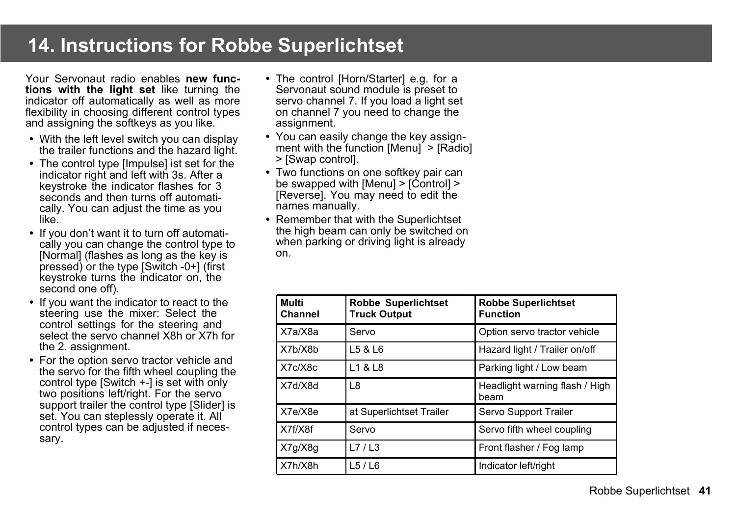# 14. Instructions for Robbe Superlichtset

Your Servonaut radio enables **new functions with the light set** like turning the indicator off automatically as well as more flexibility in choosing different control types and assigning the softkeys as you like.

- With the left level switch you can display the trailer functions and the hazard light.
- The control type [Impulse] ist set for the indicator right and left with 3s. After a keystroke the indicator flashes for 3 seconds and then turns off automatically. You can adjust the time as you like.
- If you don’t want it to turn off automatically you can change the control type to [Normal] (flashes as long as the key is pressed) or the type [Switch -0+] (first keystroke turns the indicator on, the second one off).
- If you want the indicator to react to the steering use the mixer: Select the control settings for the steering and select the servo channel X8h or X7h for the 2. assignment.
- For the option servo tractor vehicle and the servo for the fifth wheel coupling the control type [Switch +-] is set with only two positions left/right. For the servo support trailer the control type [Slider] is set. You can steplessly operate it. All control types can be adjusted if necessary.
- The control [Horn/Starter] e.g. for a Servonaut sound module is preset to servo channel 7. If you load a light set on channel 7 you need to change the assignment.
- You can easily change the key assignment with the function [Menu] > [Radio] > [Swap control].
- Two functions on one softkey pair can be swapped with [Menu] > [Control] > [Reverse]. You may need to edit the names manually.
- Remember that with the Superlichtset the high beam can only be switched on when parking or driving light is already on.

| Multi Channel | Robbe Superlichtset Truck Output | Robbe Superlichtset Function |
|---|---|---|
| X7a/X8a | Servo | Option servo tractor vehicle |
| X7b/X8b | L5 & L6 | Hazard light / Trailer on/off |
| X7c/X8c | L1 & L8 | Parking light / Low beam |
| X7d/X8d | L8 | Headlight warning flash / High beam |
| X7e/X8e | at Superlichtset Trailer | Servo Support Trailer |
| X7f/X8f | Servo | Servo fifth wheel coupling |
| X7g/X8g | L7 / L3 | Front flasher / Fog lamp |
| X7h/X8h | L5 / L6 | Indicator left/right |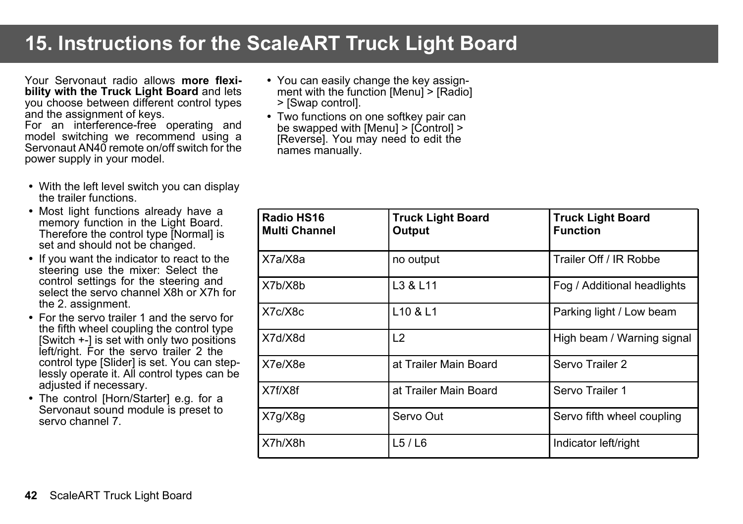# 15. Instructions for the ScaleART Truck Light Board

Your Servonaut radio allows **more flexibility with the Truck Light Board** and lets you choose between different control types and the assignment of keys.
For an interference-free operating and model switching we recommend using a Servonaut AN40 remote on/off switch for the power supply in your model.

- With the left level switch you can display the trailer functions.
- Most light functions already have a memory function in the Light Board. Therefore the control type [Normal] is set and should not be changed.
- If you want the indicator to react to the steering use the mixer: Select the control settings for the steering and select the servo channel X8h or X7h for the 2. assignment.
- For the servo trailer 1 and the servo for the fifth wheel coupling the control type [Switch +-] is set with only two positions left/right. For the servo trailer 2 the control type [Slider] is set. You can steplessly operate it. All control types can be adjusted if necessary.
- The control [Horn/Starter] e.g. for a Servonaut sound module is preset to servo channel 7.
- You can easily change the key assignment with the function [Menu] > [Radio] > [Swap control].
- Two functions on one softkey pair can be swapped with [Menu] > [Control] > [Reverse]. You may need to edit the names manually.

| Radio HS16 Multi Channel | Truck Light Board Output | Truck Light Board Function |
|---|---|---|
| X7a/X8a | no output | Trailer Off / IR Robbe |
| X7b/X8b | L3 & L11 | Fog / Additional headlights |
| X7c/X8c | L10 & L1 | Parking light / Low beam |
| X7d/X8d | L2 | High beam / Warning signal |
| X7e/X8e | at Trailer Main Board | Servo Trailer 2 |
| X7f/X8f | at Trailer Main Board | Servo Trailer 1 |
| X7g/X8g | Servo Out | Servo fifth wheel coupling |
| X7h/X8h | L5 / L6 | Indicator left/right |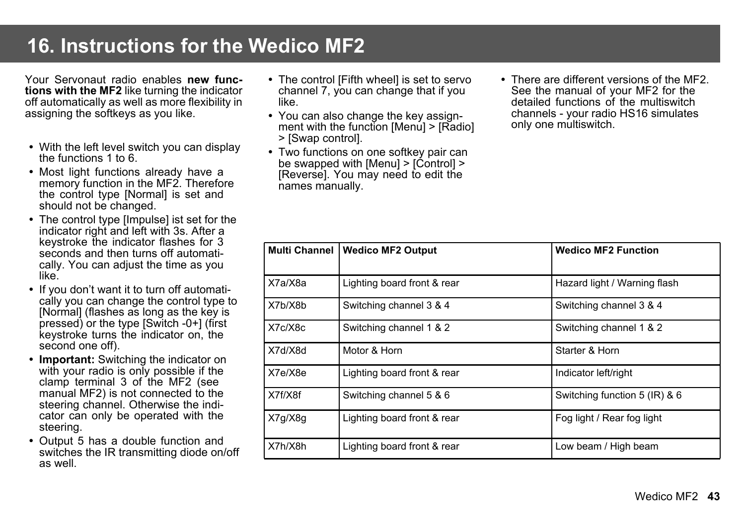# 16. Instructions for the Wedico MF2

Your Servonaut radio enables **new functions with the MF2** like turning the indicator off automatically as well as more flexibility in assigning the softkeys as you like.

- With the left level switch you can display the functions 1 to 6.
- Most light functions already have a memory function in the MF2. Therefore the control type [Normal] is set and should not be changed.
- The control type [Impulse] ist set for the indicator right and left with 3s. After a keystroke the indicator flashes for 3 seconds and then turns off automatically. You can adjust the time as you like.
- If you don't want it to turn off automatically you can change the control type to [Normal] (flashes as long as the key is pressed) or the type [Switch -0+] (first keystroke turns the indicator on, the second one off).
- **Important:** Switching the indicator on with your radio is only possible if the clamp terminal 3 of the MF2 (see manual MF2) is not connected to the steering channel. Otherwise the indicator can only be operated with the steering.
- Output 5 has a double function and switches the IR transmitting diode on/off as well.
- The control [Fifth wheel] is set to servo channel 7, you can change that if you like.
- You can also change the key assignment with the function [Menu] > [Radio] > [Swap control].
- Two functions on one softkey pair can be swapped with [Menu] > [Control] > [Reverse]. You may need to edit the names manually.
- There are different versions of the MF2. See the manual of your MF2 for the detailed functions of the multiswitch channels - your radio HS16 simulates only one multiswitch.

| Multi Channel | Wedico MF2 Output | Wedico MF2 Function |
|---|---|---|
| X7a/X8a | Lighting board front & rear | Hazard light / Warning flash |
| X7b/X8b | Switching channel 3 & 4 | Switching channel 3 & 4 |
| X7c/X8c | Switching channel 1 & 2 | Switching channel 1 & 2 |
| X7d/X8d | Motor & Horn | Starter & Horn |
| X7e/X8e | Lighting board front & rear | Indicator left/right |
| X7f/X8f | Switching channel 5 & 6 | Switching function 5 (IR) & 6 |
| X7g/X8g | Lighting board front & rear | Fog light / Rear fog light |
| X7h/X8h | Lighting board front & rear | Low beam / High beam |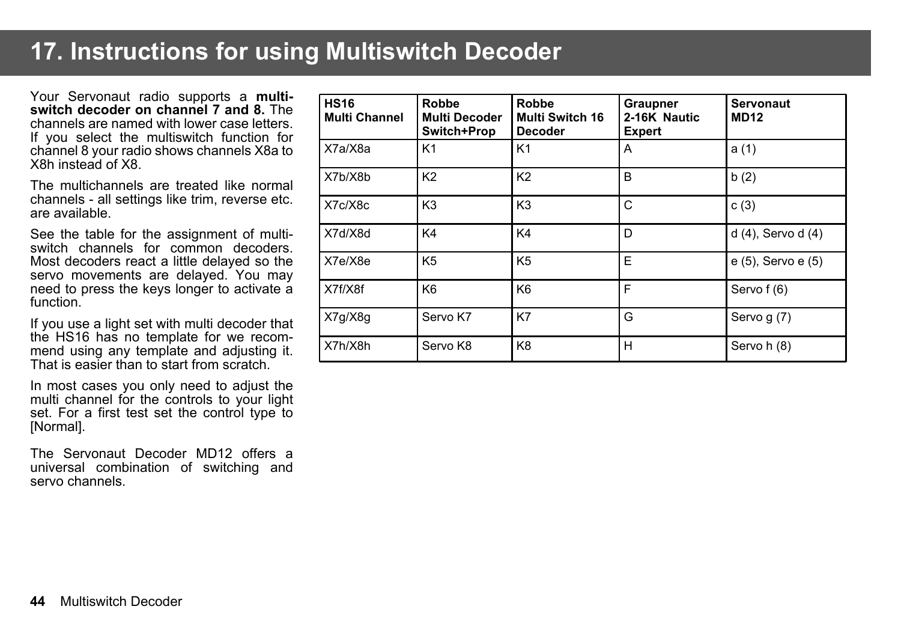# 17. Instructions for using Multiswitch Decoder

Your Servonaut radio supports a **multi-switch decoder on channel 7 and 8.** The channels are named with lower case letters. If you select the multiswitch function for channel 8 your radio shows channels X8a to X8h instead of X8.

The multichannels are treated like normal channels - all settings like trim, reverse etc. are available.

See the table for the assignment of multi-switch channels for common decoders. Most decoders react a little delayed so the servo movements are delayed. You may need to press the keys longer to activate a function.

If you use a light set with multi decoder that the HS16 has no template for we recommend using any template and adjusting it. That is easier than to start from scratch.

In most cases you only need to adjust the multi channel for the controls to your light set. For a first test set the control type to [Normal].

The Servonaut Decoder MD12 offers a universal combination of switching and servo channels.

| HS16 Multi Channel | Robbe Multi Decoder Switch+Prop | Robbe Multi Switch 16 Decoder | Graupner 2-16K Nautic Expert | Servonaut MD12 |
|---|---|---|---|---|
| X7a/X8a | K1 | K1 | A | a (1) |
| X7b/X8b | K2 | K2 | B | b (2) |
| X7c/X8c | K3 | K3 | C | c (3) |
| X7d/X8d | K4 | K4 | D | d (4), Servo d (4) |
| X7e/X8e | K5 | K5 | E | e (5), Servo e (5) |
| X7f/X8f | K6 | K6 | F | Servo f (6) |
| X7g/X8g | Servo K7 | K7 | G | Servo g (7) |
| X7h/X8h | Servo K8 | K8 | H | Servo h (8) |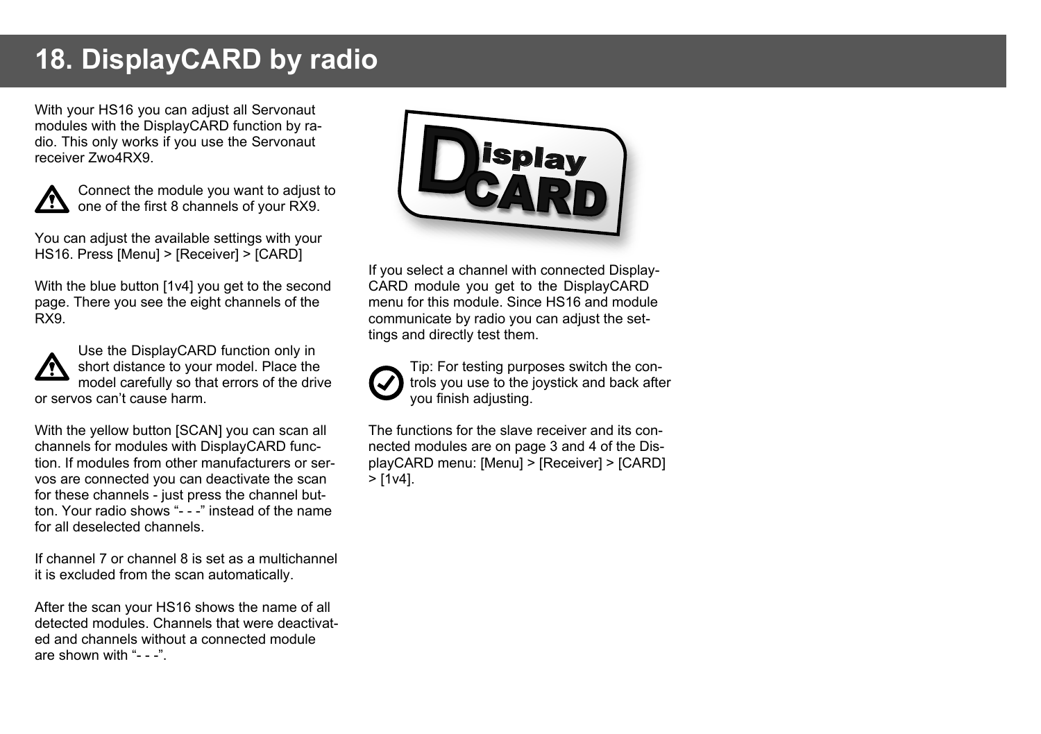# 18. DisplayCARD by radio

With your HS16 you can adjust all Servonaut modules with the DisplayCARD function by radio. This only works if you use the Servonaut receiver Zwo4RX9.

Connect the module you want to adjust to one of the first 8 channels of your RX9.

You can adjust the available settings with your HS16. Press [Menu] > [Receiver] > [CARD]

With the blue button [1v4] you get to the second page. There you see the eight channels of the RX9.

Use the DisplayCARD function only in short distance to your model. Place the model carefully so that errors of the drive or servos can't cause harm.

With the yellow button [SCAN] you can scan all channels for modules with DisplayCARD function. If modules from other manufacturers or servos are connected you can deactivate the scan for these channels - just press the channel button. Your radio shows "- - -" instead of the name for all deselected channels.

If channel 7 or channel 8 is set as a multichannel it is excluded from the scan automatically.

After the scan your HS16 shows the name of all detected modules. Channels that were deactivated and channels without a connected module are shown with "- - -".

If you select a channel with connected DisplayCARD module you get to the DisplayCARD menu for this module. Since HS16 and module communicate by radio you can adjust the settings and directly test them.

Tip: For testing purposes switch the controls you use to the joystick and back after you finish adjusting.

The functions for the slave receiver and its connected modules are on page 3 and 4 of the DisplayCARD menu: [Menu] > [Receiver] > [CARD] > [1v4].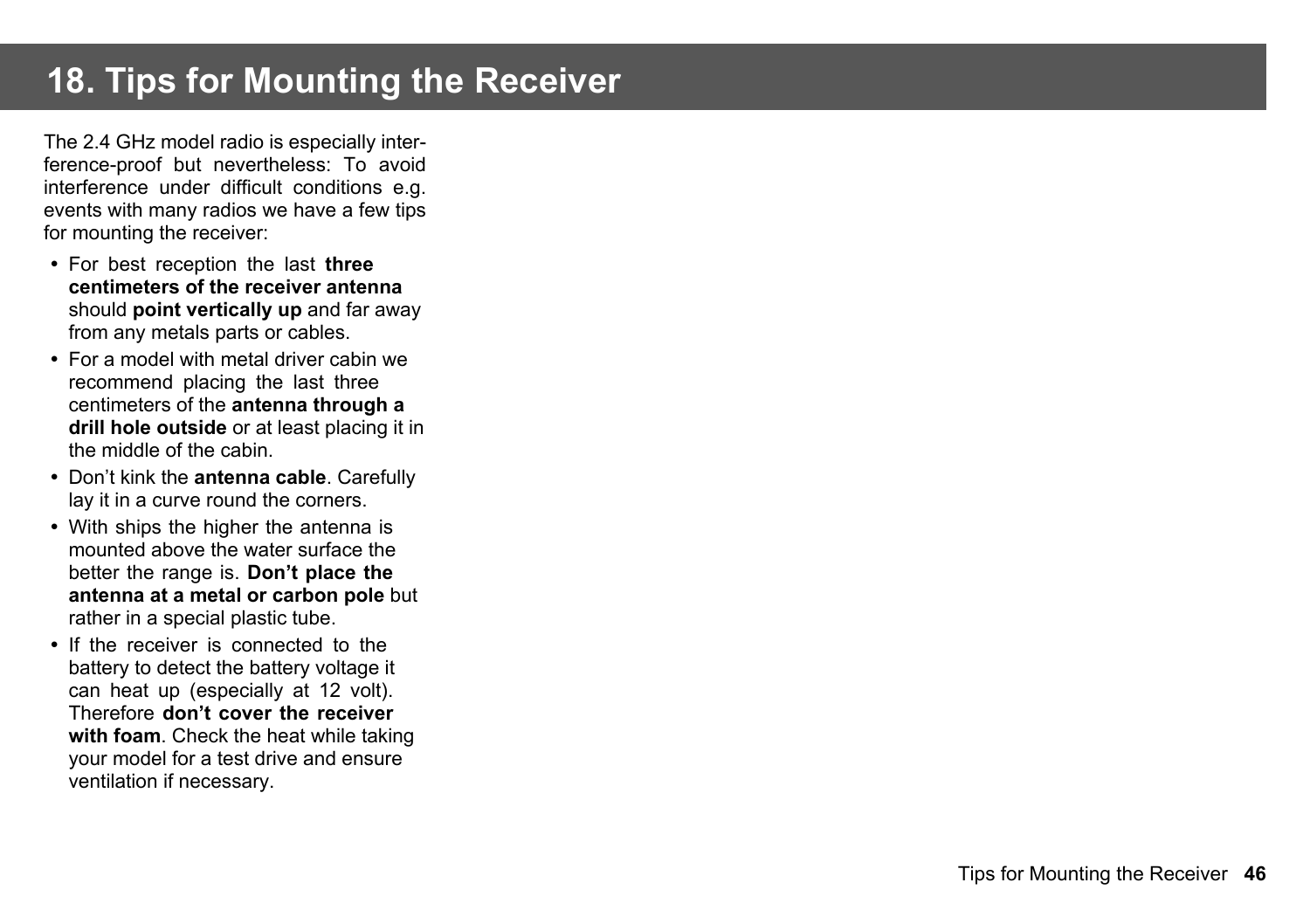# 18. Tips for Mounting the Receiver

The 2.4 GHz model radio is especially interference-proof but nevertheless: To avoid interference under difficult conditions e.g. events with many radios we have a few tips for mounting the receiver:

- For best reception the last **three centimeters of the receiver antenna** should **point vertically up** and far away from any metals parts or cables.
- For a model with metal driver cabin we recommend placing the last three centimeters of the **antenna through a drill hole outside** or at least placing it in the middle of the cabin.
- Don't kink the **antenna cable**. Carefully lay it in a curve round the corners.
- With ships the higher the antenna is mounted above the water surface the better the range is. **Don't place the antenna at a metal or carbon pole** but rather in a special plastic tube.
- If the receiver is connected to the battery to detect the battery voltage it can heat up (especially at 12 volt). Therefore **don't cover the receiver with foam**. Check the heat while taking your model for a test drive and ensure ventilation if necessary.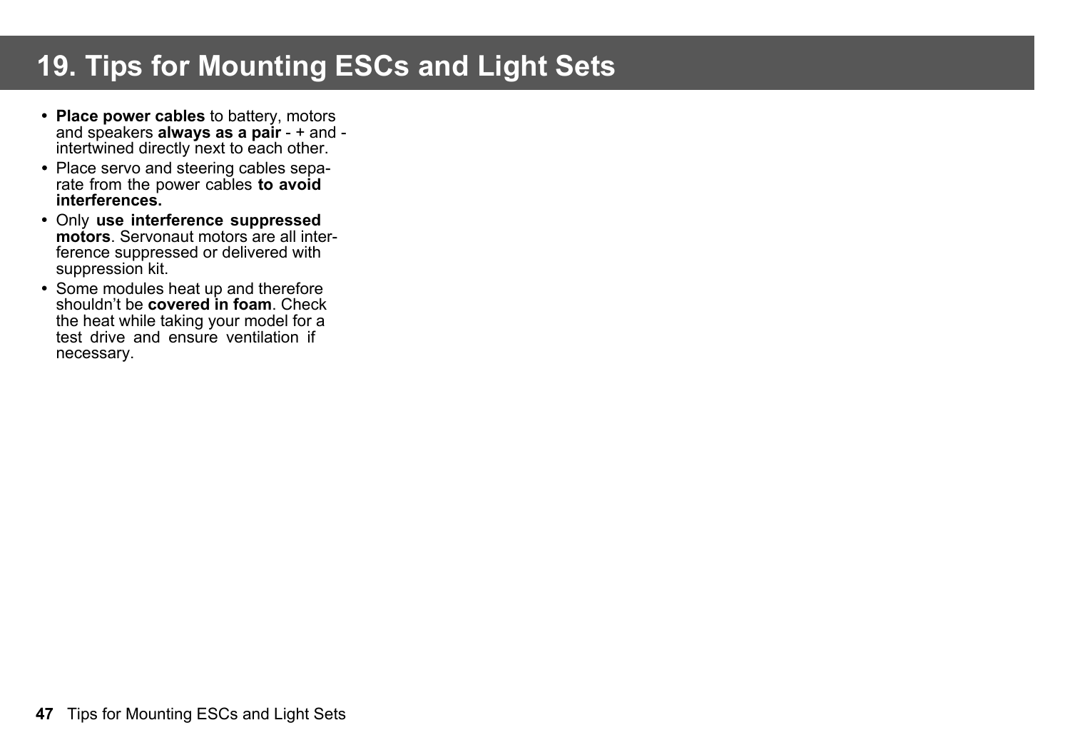# 19. Tips for Mounting ESCs and Light Sets

- **Place power cables** to battery, motors and speakers **always as a pair** - + and - intertwined directly next to each other.
- Place servo and steering cables separate from the power cables **to avoid interferences.**
- Only **use interference suppressed motors**. Servonaut motors are all interference suppressed or delivered with suppression kit.
- Some modules heat up and therefore shouldn't be **covered in foam**. Check the heat while taking your model for a test drive and ensure ventilation if necessary.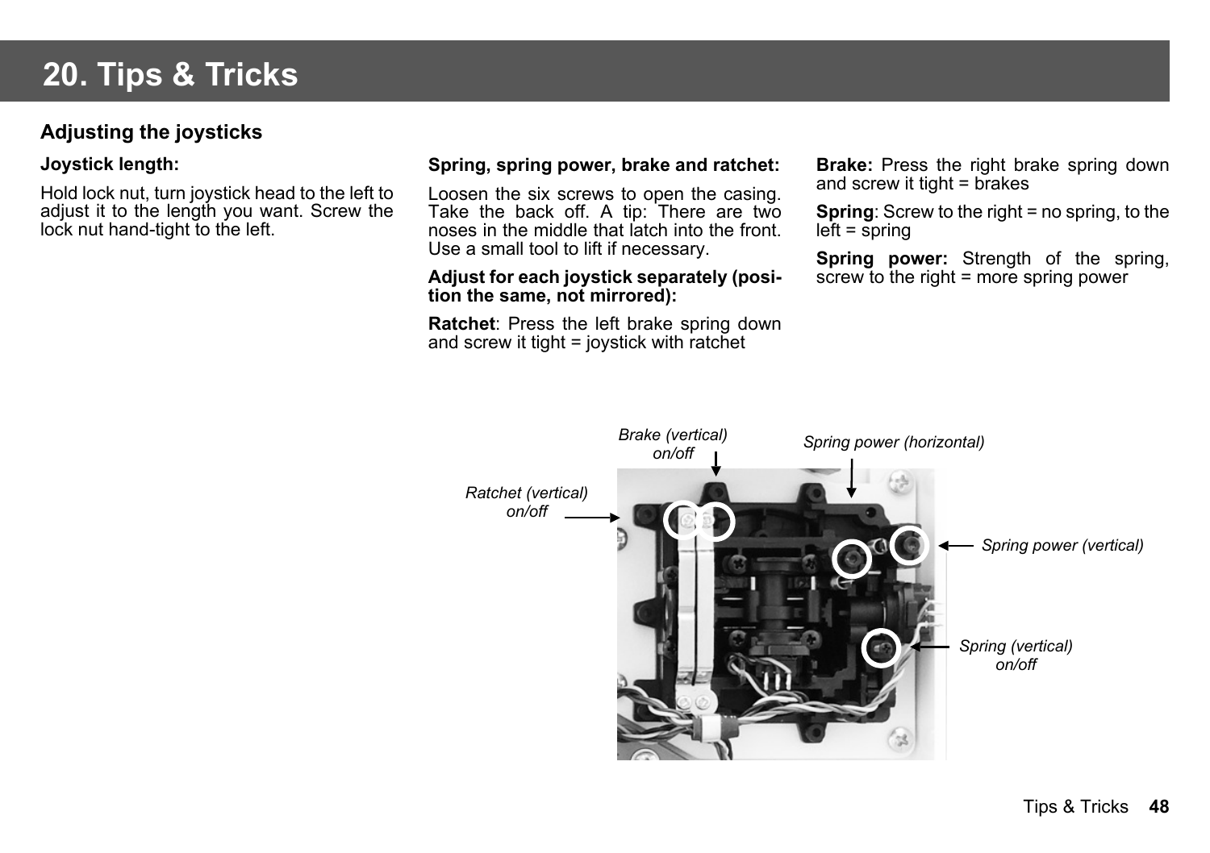# 20. Tips & Tricks

## Adjusting the joysticks

**Joystick length:**

Hold lock nut, turn joystick head to the left to adjust it to the length you want. Screw the lock nut hand-tight to the left.

**Spring, spring power, brake and ratchet:**

Loosen the six screws to open the casing. Take the back off. A tip: There are two noses in the middle that latch into the front. Use a small tool to lift if necessary.

**Adjust for each joystick separately (position the same, not mirrored):**

**Ratchet**: Press the left brake spring down and screw it tight = joystick with ratchet

**Brake:** Press the right brake spring down and screw it tight = brakes

**Spring**: Screw to the right = no spring, to the left = spring

**Spring power:** Strength of the spring, screw to the right = more spring power

*Brake (vertical) on/off*

*Spring power (horizontal)*

*Ratchet (vertical) on/off*

*Spring power (vertical)*

*Spring (vertical) on/off*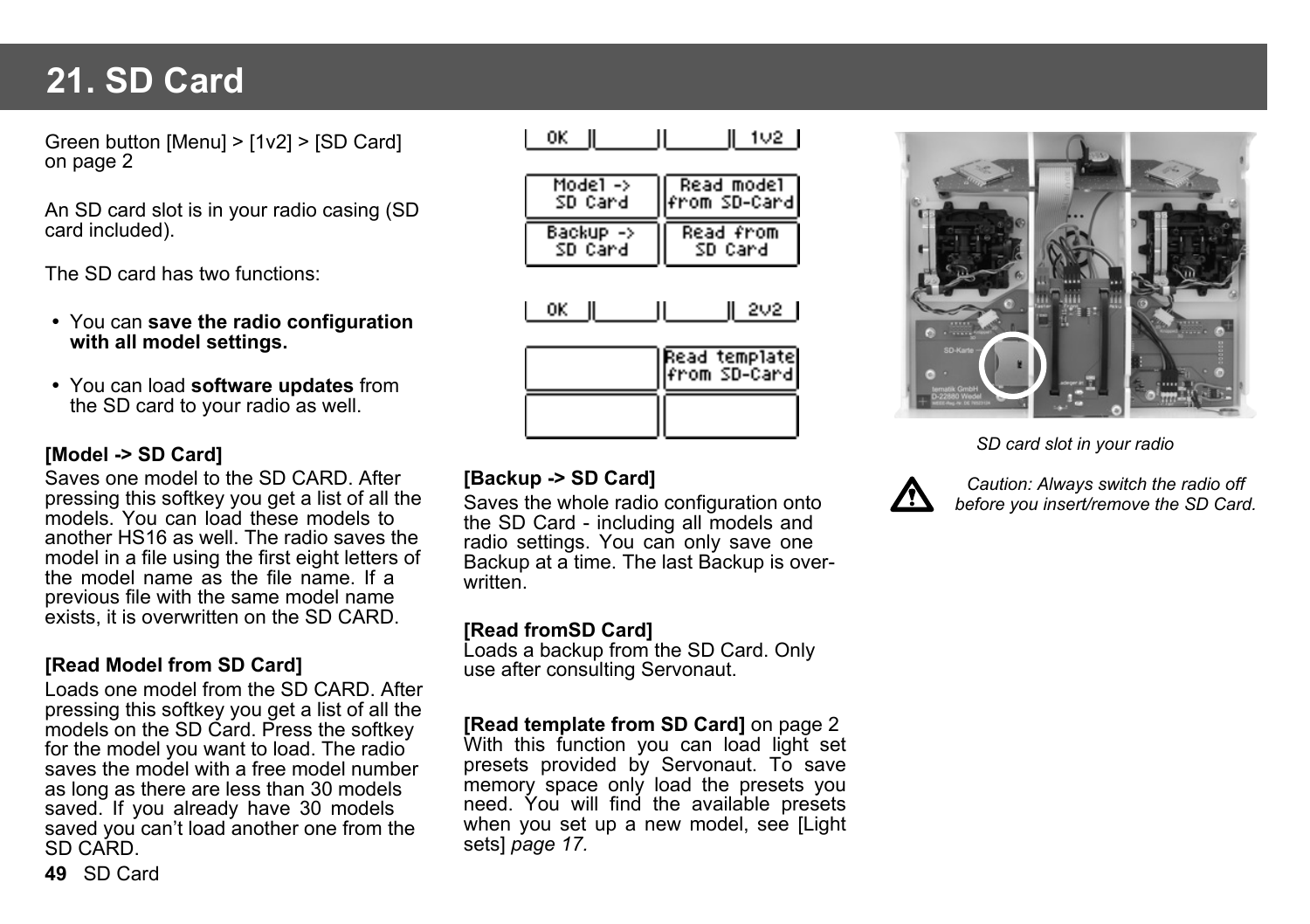# 21. SD Card

Green button [Menu] > [1v2] > [SD Card] on page 2

An SD card slot is in your radio casing (SD card included).

The SD card has two functions:

- You can **save the radio configuration with all model settings.**
- You can load **software updates** from the SD card to your radio as well.

**[Model -> SD Card]**
Saves one model to the SD CARD. After pressing this softkey you get a list of all the models. You can load these models to another HS16 as well. The radio saves the model in a file using the first eight letters of the model name as the file name. If a previous file with the same model name exists, it is overwritten on the SD CARD.

**[Read Model from SD Card]**
Loads one model from the SD CARD. After pressing this softkey you get a list of all the models on the SD Card. Press the softkey for the model you want to load. The radio saves the model with a free model number as long as there are less than 30 models saved. If you already have 30 models saved you can't load another one from the SD CARD.

**[Backup -> SD Card]**
Saves the whole radio configuration onto the SD Card - including all models and radio settings. You can only save one Backup at a time. The last Backup is overwritten.

**[Read fromSD Card]**
Loads a backup from the SD Card. Only use after consulting Servonaut.

**[Read template from SD Card]** on page 2
With this function you can load light set presets provided by Servonaut. To save memory space only load the presets you need. You will find the available presets when you set up a new model, see [Light sets] *page 17.*

*SD card slot in your radio*

*Caution: Always switch the radio off before you insert/remove the SD Card.*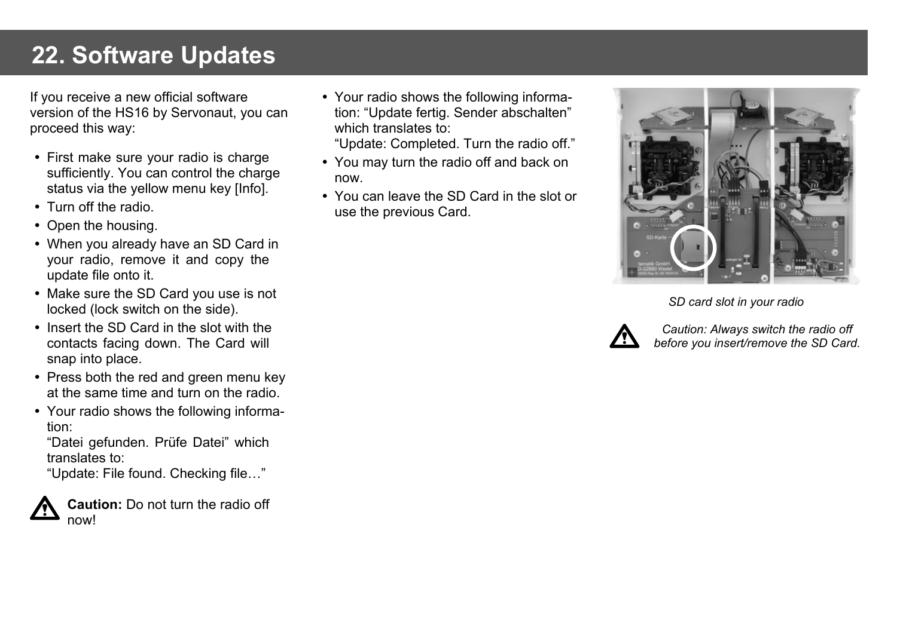# 22. Software Updates

If you receive a new official software version of the HS16 by Servonaut, you can proceed this way:

- First make sure your radio is charge sufficiently. You can control the charge status via the yellow menu key [Info].
- Turn off the radio.
- Open the housing.
- When you already have an SD Card in your radio, remove it and copy the update file onto it.
- Make sure the SD Card you use is not locked (lock switch on the side).
- Insert the SD Card in the slot with the contacts facing down. The Card will snap into place.
- Press both the red and green menu key at the same time and turn on the radio.
- Your radio shows the following information:
  "Datei gefunden. Prüfe Datei" which translates to:
  "Update: File found. Checking file…"

**Caution:** Do not turn the radio off now!

- Your radio shows the following information: "Update fertig. Sender abschalten" which translates to:
  "Update: Completed. Turn the radio off."
- You may turn the radio off and back on now.
- You can leave the SD Card in the slot or use the previous Card.

*SD card slot in your radio*

*Caution: Always switch the radio off before you insert/remove the SD Card.*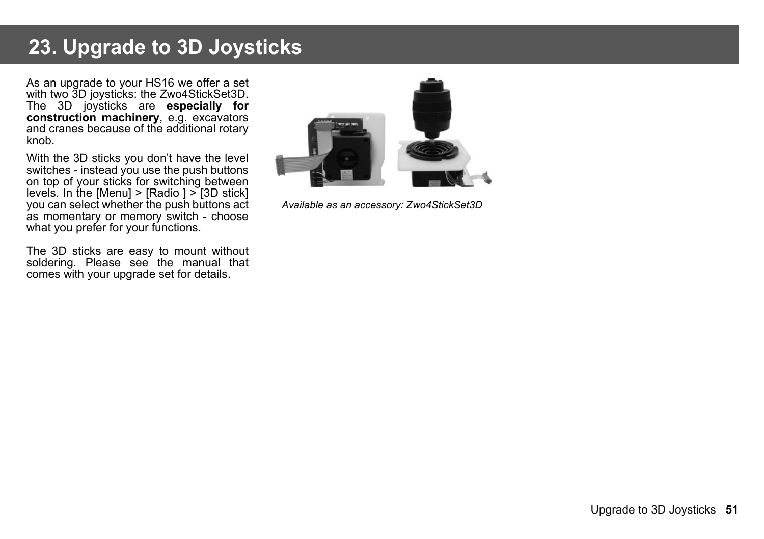# 23. Upgrade to 3D Joysticks

As an upgrade to your HS16 we offer a set with two 3D joysticks: the Zwo4StickSet3D. The 3D joysticks are **especially for construction machinery**, e.g. excavators and cranes because of the additional rotary knob.

With the 3D sticks you don't have the level switches - instead you use the push buttons on top of your sticks for switching between levels. In the [Menu] > [Radio ] > [3D stick] you can select whether the push buttons act as momentary or memory switch - choose what you prefer for your functions.

The 3D sticks are easy to mount without soldering. Please see the manual that comes with your upgrade set for details.

*Available as an accessory: Zwo4StickSet3D*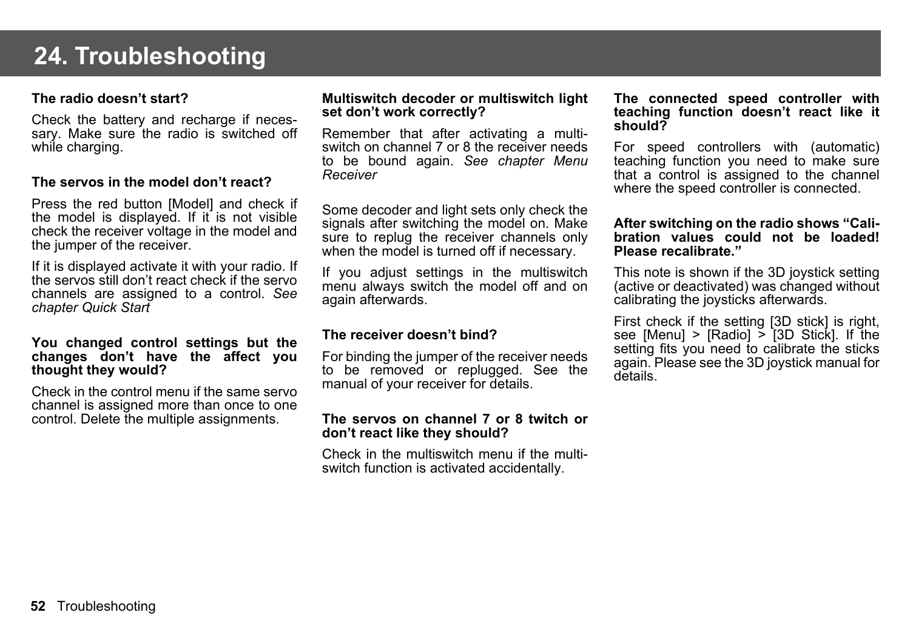# 24. Troubleshooting

**The radio doesn't start?**

Check the battery and recharge if necessary. Make sure the radio is switched off while charging.

**The servos in the model don't react?**

Press the red button [Model] and check if the model is displayed. If it is not visible check the receiver voltage in the model and the jumper of the receiver.

If it is displayed activate it with your radio. If the servos still don't react check if the servo channels are assigned to a control. *See chapter Quick Start*

**You changed control settings but the changes don't have the affect you thought they would?**

Check in the control menu if the same servo channel is assigned more than once to one control. Delete the multiple assignments.

**Multiswitch decoder or multiswitch light set don't work correctly?**

Remember that after activating a multiswitch on channel 7 or 8 the receiver needs to be bound again. *See chapter Menu Receiver*

Some decoder and light sets only check the signals after switching the model on. Make sure to replug the receiver channels only when the model is turned off if necessary.

If you adjust settings in the multiswitch menu always switch the model off and on again afterwards.

**The receiver doesn't bind?**

For binding the jumper of the receiver needs to be removed or replugged. See the manual of your receiver for details.

**The servos on channel 7 or 8 twitch or don't react like they should?**

Check in the multiswitch menu if the multiswitch function is activated accidentally.

**The connected speed controller with teaching function doesn't react like it should?**

For speed controllers with (automatic) teaching function you need to make sure that a control is assigned to the channel where the speed controller is connected.

**After switching on the radio shows "Calibration values could not be loaded! Please recalibrate."**

This note is shown if the 3D joystick setting (active or deactivated) was changed without calibrating the joysticks afterwards.

First check if the setting [3D stick] is right, see [Menu] > [Radio] > [3D Stick]. If the setting fits you need to calibrate the sticks again. Please see the 3D joystick manual for details.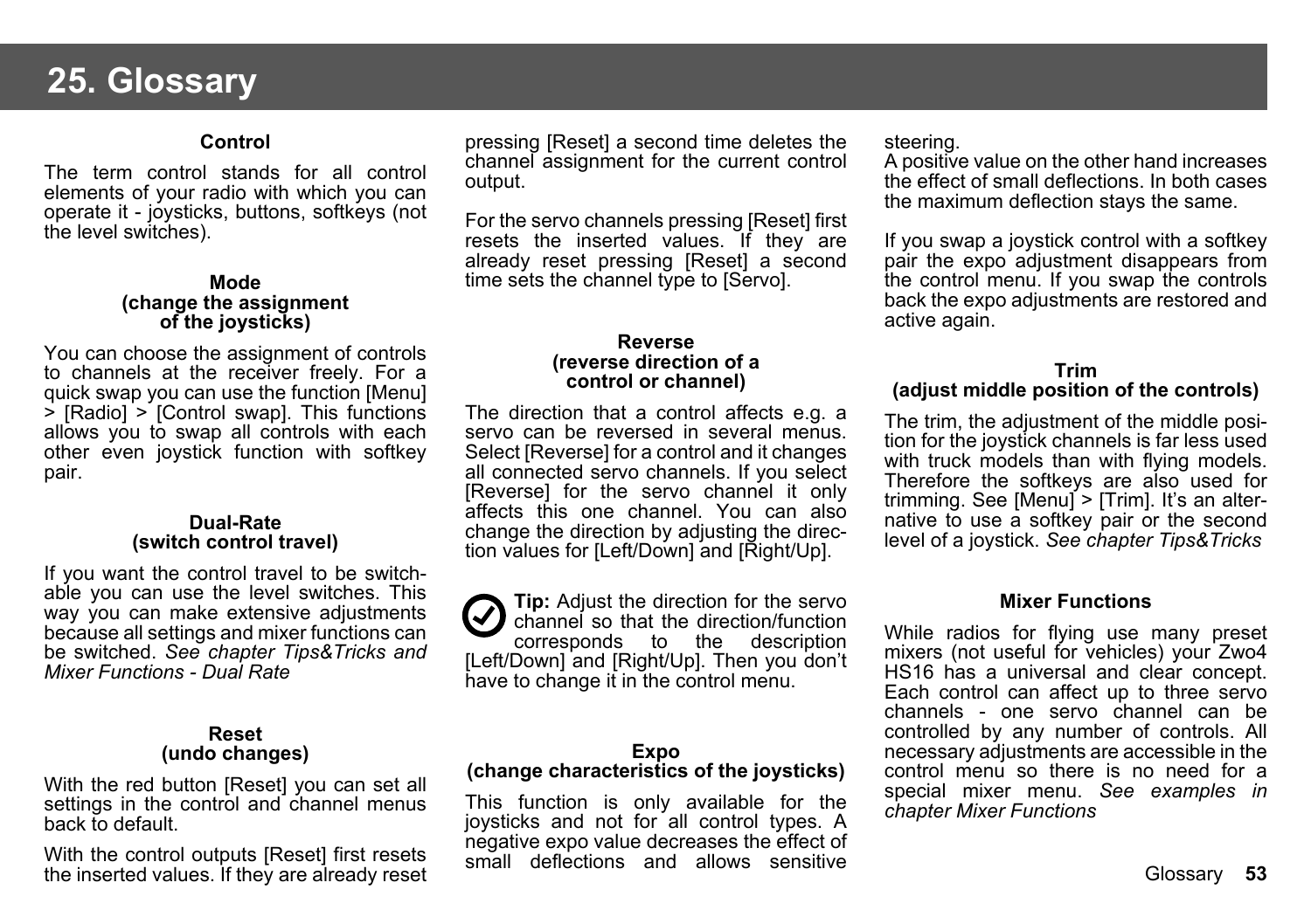# 25. Glossary

### Control

The term control stands for all control elements of your radio with which you can operate it - joysticks, buttons, softkeys (not the level switches).

### Mode (change the assignment of the joysticks)

You can choose the assignment of controls to channels at the receiver freely. For a quick swap you can use the function [Menu] > [Radio] > [Control swap]. This functions allows you to swap all controls with each other even joystick function with softkey pair.

### Dual-Rate (switch control travel)

If you want the control travel to be switchable you can use the level switches. This way you can make extensive adjustments because all settings and mixer functions can be switched. *See chapter Tips&Tricks and Mixer Functions - Dual Rate*

### Reset (undo changes)

With the red button [Reset] you can set all settings in the control and channel menus back to default.

With the control outputs [Reset] first resets the inserted values. If they are already reset pressing [Reset] a second time deletes the channel assignment for the current control output.

For the servo channels pressing [Reset] first resets the inserted values. If they are already reset pressing [Reset] a second time sets the channel type to [Servo].

### Reverse (reverse direction of a control or channel)

The direction that a control affects e.g. a servo can be reversed in several menus. Select [Reverse] for a control and it changes all connected servo channels. If you select [Reverse] for the servo channel it only affects this one channel. You can also change the direction by adjusting the direction values for [Left/Down] and [Right/Up].

**Tip:** Adjust the direction for the servo channel so that the direction/function corresponds to the description [Left/Down] and [Right/Up]. Then you don't have to change it in the control menu.

### Expo (change characteristics of the joysticks)

This function is only available for the joysticks and not for all control types. A negative expo value decreases the effect of small deflections and allows sensitive steering.
A positive value on the other hand increases the effect of small deflections. In both cases the maximum deflection stays the same.

If you swap a joystick control with a softkey pair the expo adjustment disappears from the control menu. If you swap the controls back the expo adjustments are restored and active again.

### Trim (adjust middle position of the controls)

The trim, the adjustment of the middle position for the joystick channels is far less used with truck models than with flying models. Therefore the softkeys are also used for trimming. See [Menu] > [Trim]. It's an alternative to use a softkey pair or the second level of a joystick. *See chapter Tips&Tricks*

### Mixer Functions

While radios for flying use many preset mixers (not useful for vehicles) your Zwo4 HS16 has a universal and clear concept. Each control can affect up to three servo channels - one servo channel can be controlled by any number of controls. All necessary adjustments are accessible in the control menu so there is no need for a special mixer menu. *See examples in chapter Mixer Functions*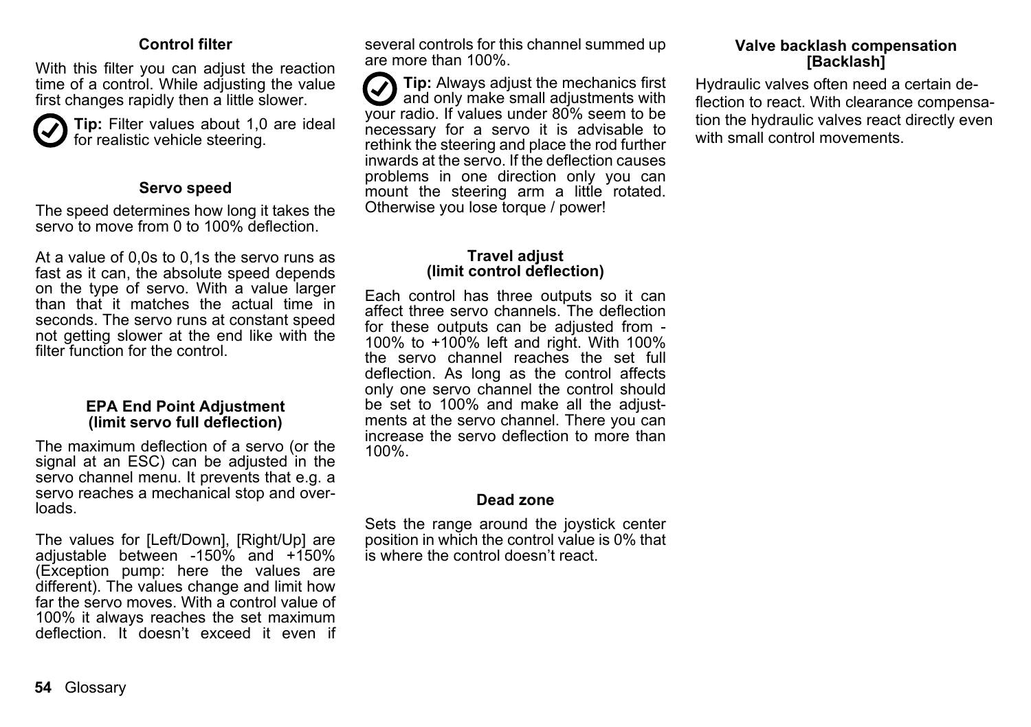### Control filter

With this filter you can adjust the reaction time of a control. While adjusting the value first changes rapidly then a little slower.

**Tip:** Filter values about 1,0 are ideal for realistic vehicle steering.

### Servo speed

The speed determines how long it takes the servo to move from 0 to 100% deflection.

At a value of 0,0s to 0,1s the servo runs as fast as it can, the absolute speed depends on the type of servo. With a value larger than that it matches the actual time in seconds. The servo runs at constant speed not getting slower at the end like with the filter function for the control.

### EPA End Point Adjustment (limit servo full deflection)

The maximum deflection of a servo (or the signal at an ESC) can be adjusted in the servo channel menu. It prevents that e.g. a servo reaches a mechanical stop and overloads.

The values for [Left/Down], [Right/Up] are adjustable between -150% and +150% (Exception pump: here the values are different). The values change and limit how far the servo moves. With a control value of 100% it always reaches the set maximum deflection. It doesn't exceed it even if several controls for this channel summed up are more than 100%.

**Tip:** Always adjust the mechanics first and only make small adjustments with your radio. If values under 80% seem to be necessary for a servo it is advisable to rethink the steering and place the rod further inwards at the servo. If the deflection causes problems in one direction only you can mount the steering arm a little rotated. Otherwise you lose torque / power!

### Travel adjust (limit control deflection)

Each control has three outputs so it can affect three servo channels. The deflection for these outputs can be adjusted from -100% to +100% left and right. With 100% the servo channel reaches the set full deflection. As long as the control affects only one servo channel the control should be set to 100% and make all the adjustments at the servo channel. There you can increase the servo deflection to more than 100%.

### Dead zone

Sets the range around the joystick center position in which the control value is 0% that is where the control doesn't react.

### Valve backlash compensation [Backlash]

Hydraulic valves often need a certain deflection to react. With clearance compensation the hydraulic valves react directly even with small control movements.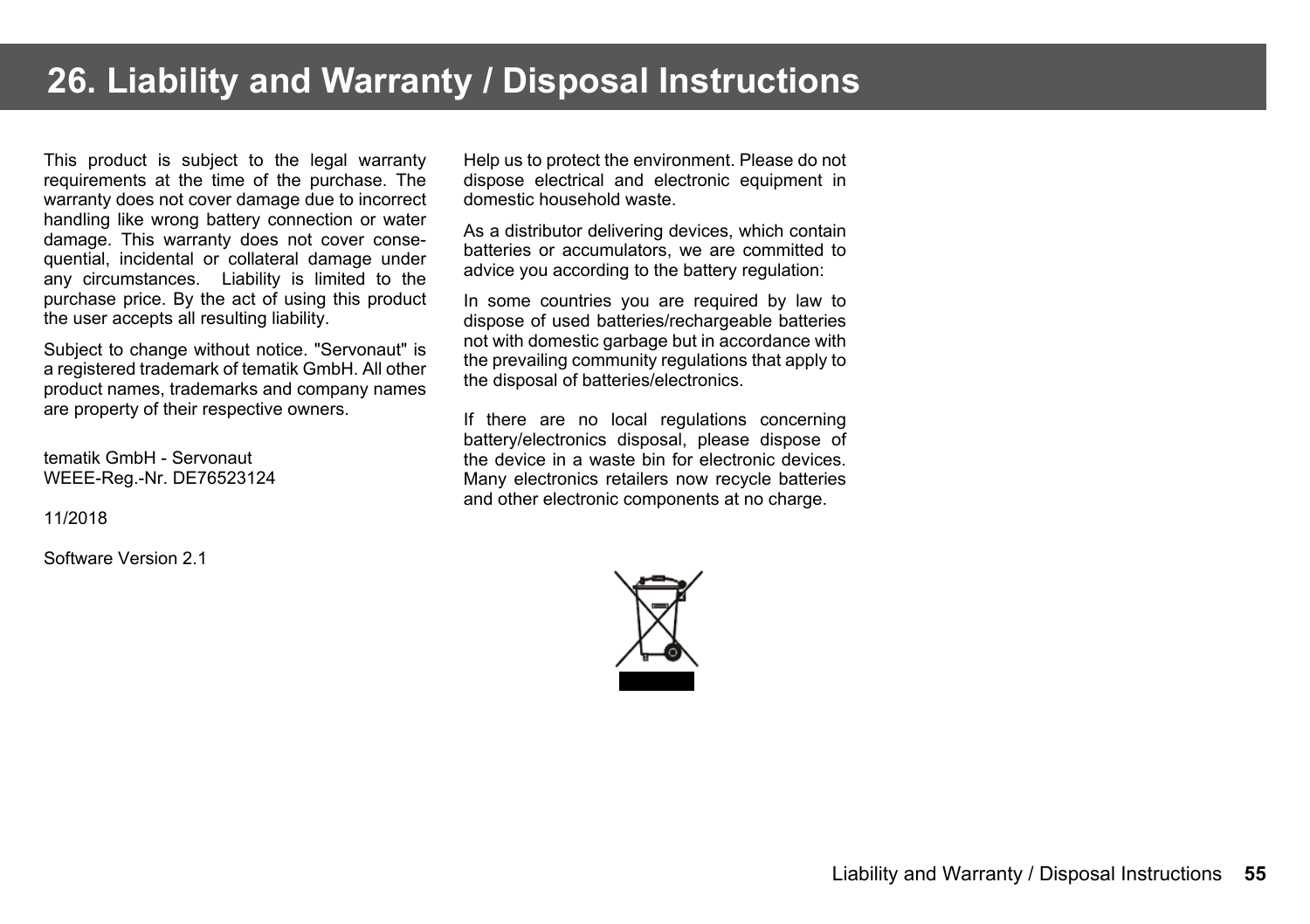# 26. Liability and Warranty / Disposal Instructions

This product is subject to the legal warranty requirements at the time of the purchase. The warranty does not cover damage due to incorrect handling like wrong battery connection or water damage. This warranty does not cover consequential, incidental or collateral damage under any circumstances. Liability is limited to the purchase price. By the act of using this product the user accepts all resulting liability.

Subject to change without notice. "Servonaut" is a registered trademark of tematik GmbH. All other product names, trademarks and company names are property of their respective owners.

tematik GmbH - Servonaut
WEEE-Reg.-Nr. DE76523124

11/2018

Software Version 2.1

Help us to protect the environment. Please do not dispose electrical and electronic equipment in domestic household waste.

As a distributor delivering devices, which contain batteries or accumulators, we are committed to advice you according to the battery regulation:

In some countries you are required by law to dispose of used batteries/rechargeable batteries not with domestic garbage but in accordance with the prevailing community regulations that apply to the disposal of batteries/electronics.

If there are no local regulations concerning battery/electronics disposal, please dispose of the device in a waste bin for electronic devices. Many electronics retailers now recycle batteries and other electronic components at no charge.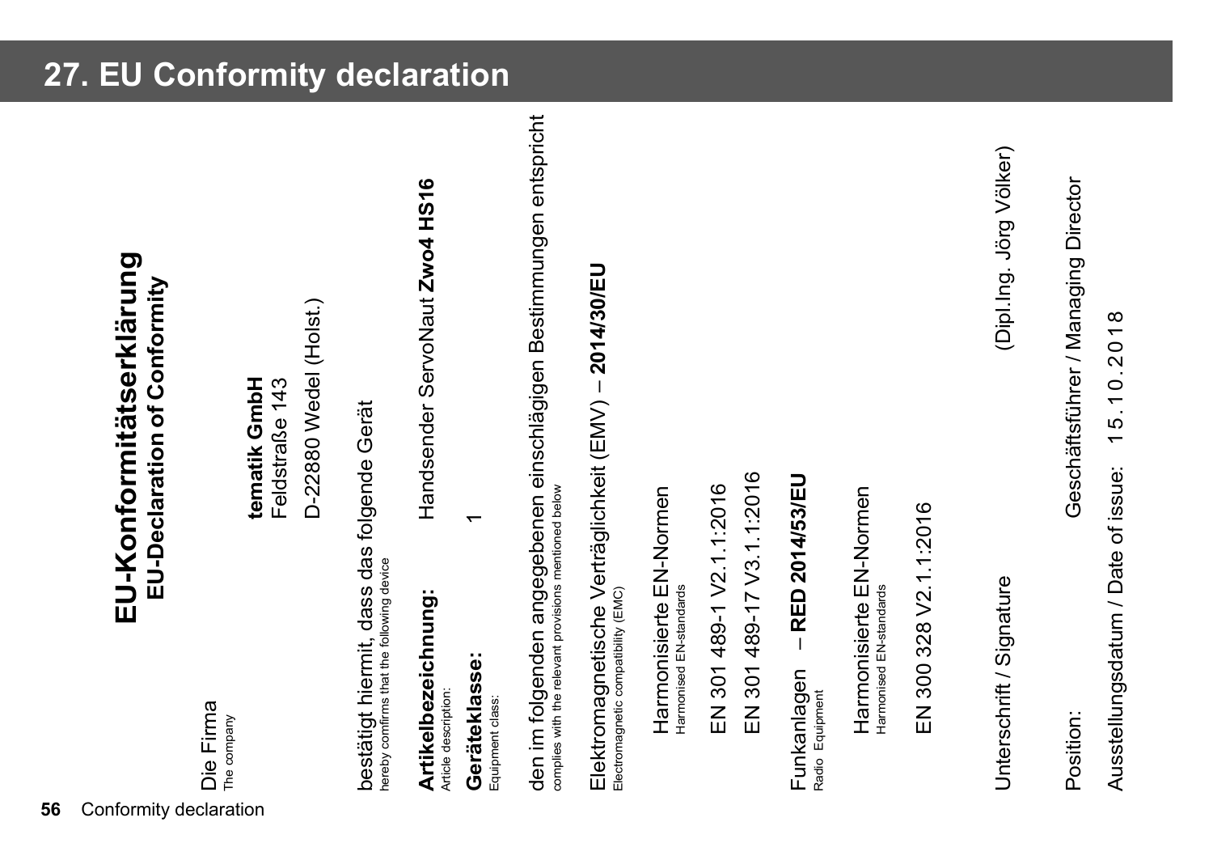# 27. EU Conformity declaration

## EU-Konformitätserklärung
**EU-Declaration of Conformity**

Die Firma
The company

**tematik GmbH**
Feldstraße 143
D-22880 Wedel (Holst.)

bestätigt hiermit, dass das folgende Gerät
hereby comfirms that the following device

**Artikelbezeichnung:** Handsender ServoNaut **Zwo4 HS16**
Article description:

**Geräteklasse:** 1
Equipment class:

den im folgenden angegebenen einschlägigen Bestimmungen entspricht
complies with the relevant provisions mentioned below

Elektromagnetische Verträglichkeit (EMV) – **2014/30/EU**
Electromagnetic compatibility (EMC)

Harmonisierte EN-Normen
Harmonised EN-standards

EN 301 489-1 V2.1.1:2016
EN 301 489-17 V3.1.1:2016

Funkanlagen – **RED 2014/53/EU**
Radio Equipment

Harmonisierte EN-Normen
Harmonised EN-standards

EN 300 328 V2.1.1:2016

Unterschrift / Signature (Dipl.Ing. Jörg Völker)

Position: Geschäftsführer / Managing Director

Ausstellungsdatum / Date of issue: 15.10.2018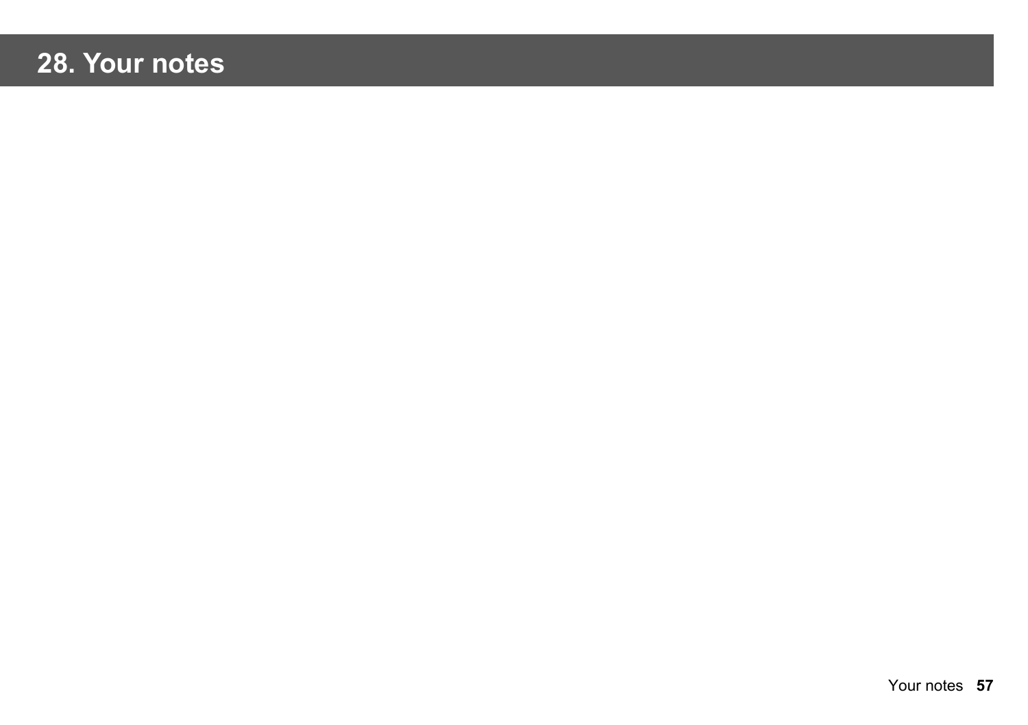# 28. Your notes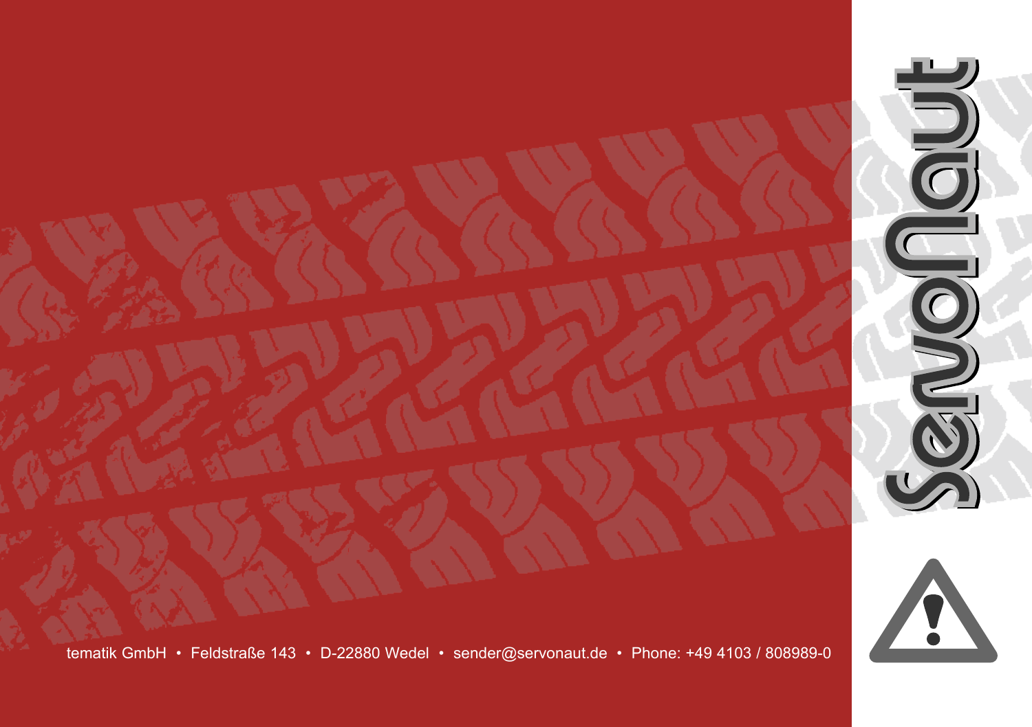Servonaut

tematik GmbH • Feldstraße 143 • D-22880 Wedel • sender@servonaut.de • Phone: +49 4103 / 808989-0